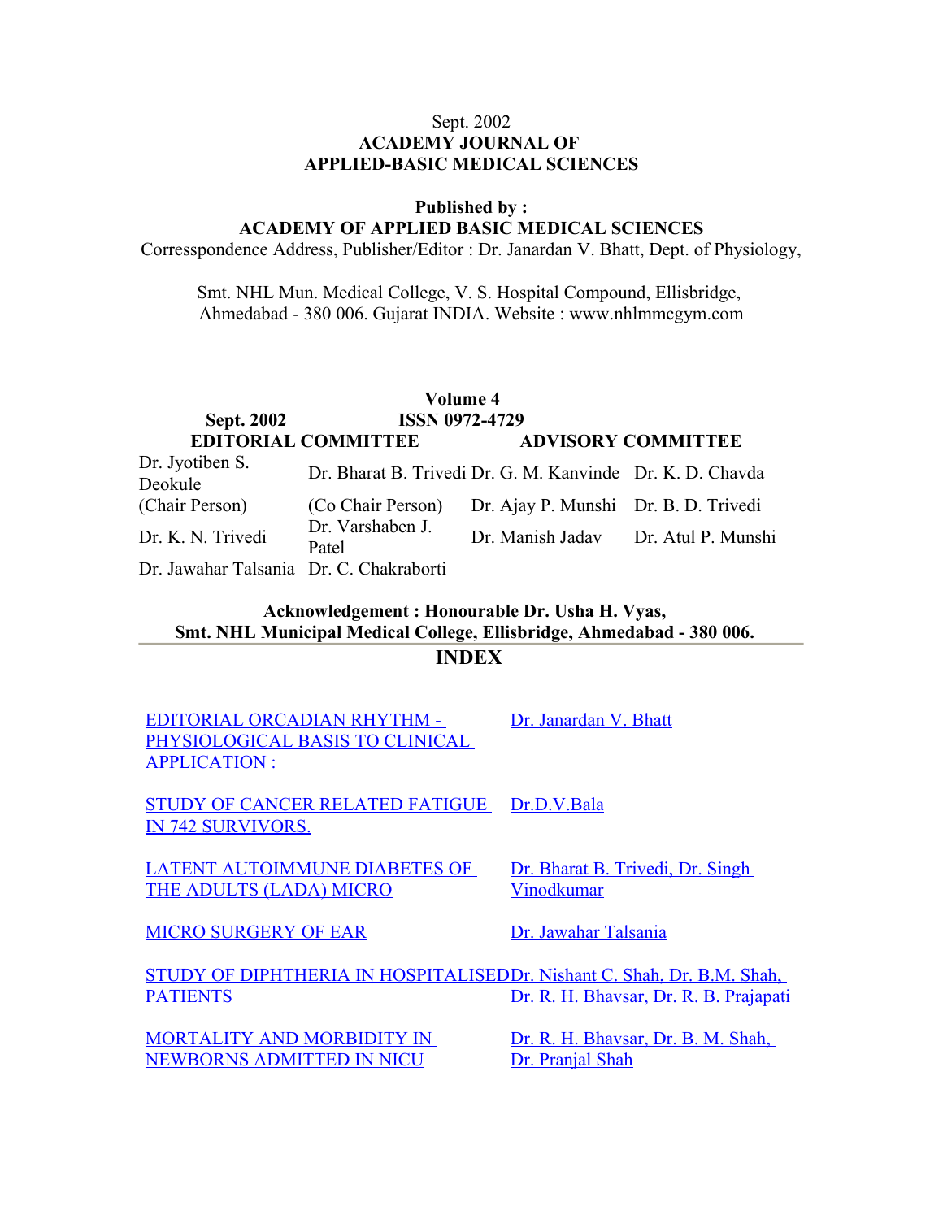Sept. 2002

**ACADEMY JOURNAL OF APPLIED-BASIC MEDICAL SCIENCES**

**Published by :**

**ACADEMY OF APPLIED BASIC MEDICAL SCIENCES**

Corresspondence Address, Publisher/Editor : Dr. Janardan V. Bhatt, Dept. of Physiology,

Smt. NHL Mun. Medical College, V. S. Hospital Compound, Ellisbridge, Ahmedabad - 380 006. Gujarat INDIA. Website : www.nhlmmcgym.com

**Volume 4**

**Sept. 2002** **ISSN 0972-4729**

| **EDITORIAL COMMITTEE** | | **ADVISORY COMMITTEE** | |
|---|---|---|---|
| Dr. Jyotiben S. Deokule | Dr. Bharat B. Trivedi | Dr. G. M. Kanvinde | Dr. K. D. Chavda |
| (Chair Person) | (Co Chair Person) | Dr. Ajay P. Munshi | Dr. B. D. Trivedi |
| Dr. K. N. Trivedi | Dr. Varshaben J. Patel | Dr. Manish Jadav | Dr. Atul P. Munshi |
| Dr. Jawahar Talsania | Dr. C. Chakraborti | | |

**Acknowledgement : Honourable Dr. Usha H. Vyas, Smt. NHL Municipal Medical College, Ellisbridge, Ahmedabad - 380 006.**

## INDEX

| | |
|---|---|
| EDITORIAL ORCADIAN RHYTHM - PHYSIOLOGICAL BASIS TO CLINICAL APPLICATION : | Dr. Janardan V. Bhatt |
| STUDY OF CANCER RELATED FATIGUE IN 742 SURVIVORS. | Dr.D.V.Bala |
| LATENT AUTOIMMUNE DIABETES OF THE ADULTS (LADA) MICRO | Dr. Bharat B. Trivedi, Dr. Singh Vinodkumar |
| MICRO SURGERY OF EAR | Dr. Jawahar Talsania |
| STUDY OF DIPHTHERIA IN HOSPITALISED PATIENTS | Dr. Nishant C. Shah, Dr. B.M. Shah, Dr. R. H. Bhavsar, Dr. R. B. Prajapati |
| MORTALITY AND MORBIDITY IN NEWBORNS ADMITTED IN NICU | Dr. R. H. Bhavsar, Dr. B. M. Shah, Dr. Pranjal Shah |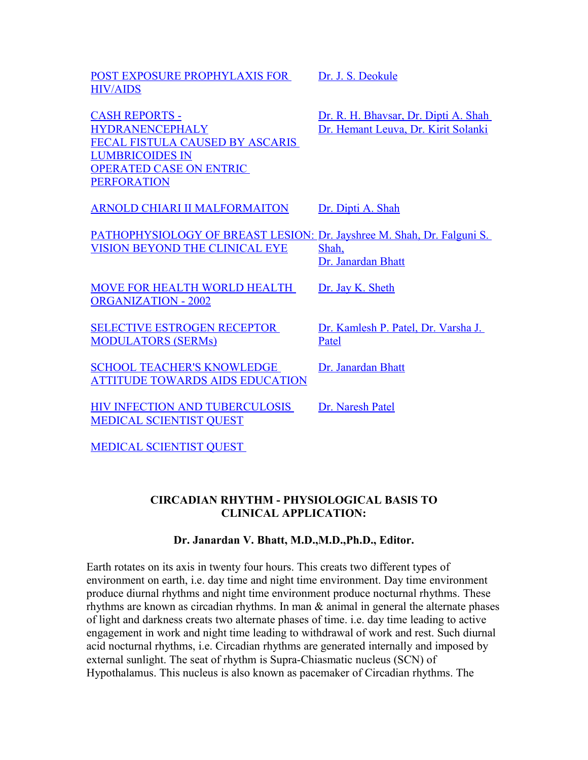| | |
|---|---|
| POST EXPOSURE PROPHYLAXIS FOR HIV/AIDS | Dr. J. S. Deokule |
| CASH REPORTS - HYDRANENCEPHALY FECAL FISTULA CAUSED BY ASCARIS LUMBRICOIDES IN OPERATED CASE ON ENTRIC PERFORATION | Dr. R. H. Bhavsar, Dr. Dipti A. Shah Dr. Hemant Leuva, Dr. Kirit Solanki |
| ARNOLD CHIARI II MALFORMAITON | Dr. Dipti A. Shah |
| PATHOPHYSIOLOGY OF BREAST LESION: VISION BEYOND THE CLINICAL EYE | Dr. Jayshree M. Shah, Dr. Falguni S. Shah, Dr. Janardan Bhatt |
| MOVE FOR HEALTH WORLD HEALTH ORGANIZATION - 2002 | Dr. Jay K. Sheth |
| SELECTIVE ESTROGEN RECEPTOR MODULATORS (SERMs) | Dr. Kamlesh P. Patel, Dr. Varsha J. Patel |
| SCHOOL TEACHER'S KNOWLEDGE ATTITUDE TOWARDS AIDS EDUCATION | Dr. Janardan Bhatt |
| HIV INFECTION AND TUBERCULOSIS MEDICAL SCIENTIST QUEST | Dr. Naresh Patel |
| MEDICAL SCIENTIST QUEST | |

## CIRCADIAN RHYTHM - PHYSIOLOGICAL BASIS TO CLINICAL APPLICATION:

**Dr. Janardan V. Bhatt, M.D.,M.D.,Ph.D., Editor.**

Earth rotates on its axis in twenty four hours. This creats two different types of environment on earth, i.e. day time and night time environment. Day time environment produce diurnal rhythms and night time environment produce nocturnal rhythms. These rhythms are known as circadian rhythms. In man & animal in general the alternate phases of light and darkness creats two alternate phases of time. i.e. day time leading to active engagement in work and night time leading to withdrawal of work and rest. Such diurnal acid nocturnal rhythms, i.e. Circadian rhythms are generated internally and imposed by external sunlight. The seat of rhythm is Supra-Chiasmatic nucleus (SCN) of Hypothalamus. This nucleus is also known as pacemaker of Circadian rhythms. The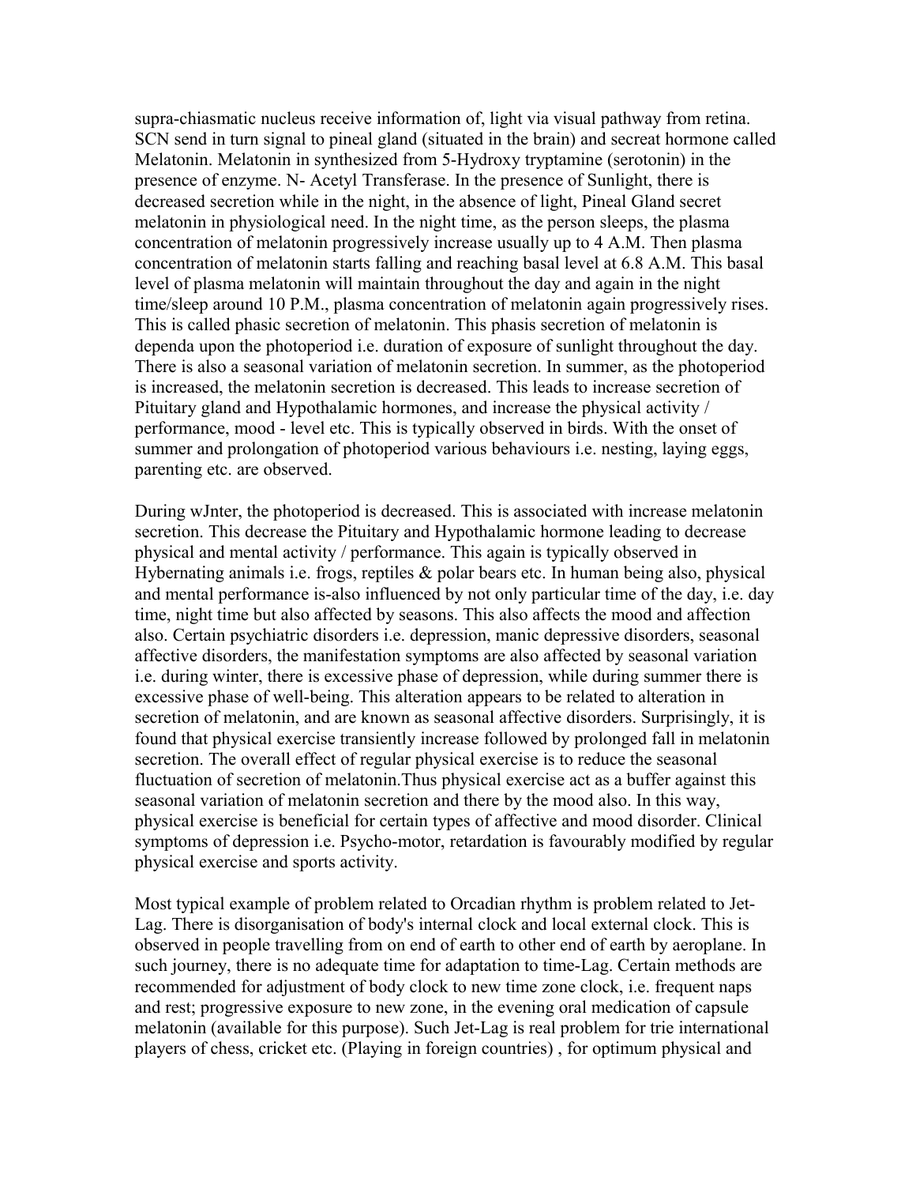supra-chiasmatic nucleus receive information of, light via visual pathway from retina. SCN send in turn signal to pineal gland (situated in the brain) and secreat hormone called Melatonin. Melatonin in synthesized from 5-Hydroxy tryptamine (serotonin) in the presence of enzyme. N- Acetyl Transferase. In the presence of Sunlight, there is decreased secretion while in the night, in the absence of light, Pineal Gland secret melatonin in physiological need. In the night time, as the person sleeps, the plasma concentration of melatonin progressively increase usually up to 4 A.M. Then plasma concentration of melatonin starts falling and reaching basal level at 6.8 A.M. This basal level of plasma melatonin will maintain throughout the day and again in the night time/sleep around 10 P.M., plasma concentration of melatonin again progressively rises. This is called phasic secretion of melatonin. This phasis secretion of melatonin is dependa upon the photoperiod i.e. duration of exposure of sunlight throughout the day. There is also a seasonal variation of melatonin secretion. In summer, as the photoperiod is increased, the melatonin secretion is decreased. This leads to increase secretion of Pituitary gland and Hypothalamic hormones, and increase the physical activity / performance, mood - level etc. This is typically observed in birds. With the onset of summer and prolongation of photoperiod various behaviours i.e. nesting, laying eggs, parenting etc. are observed.

During wJnter, the photoperiod is decreased. This is associated with increase melatonin secretion. This decrease the Pituitary and Hypothalamic hormone leading to decrease physical and mental activity / performance. This again is typically observed in Hybernating animals i.e. frogs, reptiles & polar bears etc. In human being also, physical and mental performance is-also influenced by not only particular time of the day, i.e. day time, night time but also affected by seasons. This also affects the mood and affection also. Certain psychiatric disorders i.e. depression, manic depressive disorders, seasonal affective disorders, the manifestation symptoms are also affected by seasonal variation i.e. during winter, there is excessive phase of depression, while during summer there is excessive phase of well-being. This alteration appears to be related to alteration in secretion of melatonin, and are known as seasonal affective disorders. Surprisingly, it is found that physical exercise transiently increase followed by prolonged fall in melatonin secretion. The overall effect of regular physical exercise is to reduce the seasonal fluctuation of secretion of melatonin.Thus physical exercise act as a buffer against this seasonal variation of melatonin secretion and there by the mood also. In this way, physical exercise is beneficial for certain types of affective and mood disorder. Clinical symptoms of depression i.e. Psycho-motor, retardation is favourably modified by regular physical exercise and sports activity.

Most typical example of problem related to Orcadian rhythm is problem related to Jet-Lag. There is disorganisation of body's internal clock and local external clock. This is observed in people travelling from on end of earth to other end of earth by aeroplane. In such journey, there is no adequate time for adaptation to time-Lag. Certain methods are recommended for adjustment of body clock to new time zone clock, i.e. frequent naps and rest; progressive exposure to new zone, in the evening oral medication of capsule melatonin (available for this purpose). Such Jet-Lag is real problem for trie international players of chess, cricket etc. (Playing in foreign countries) , for optimum physical and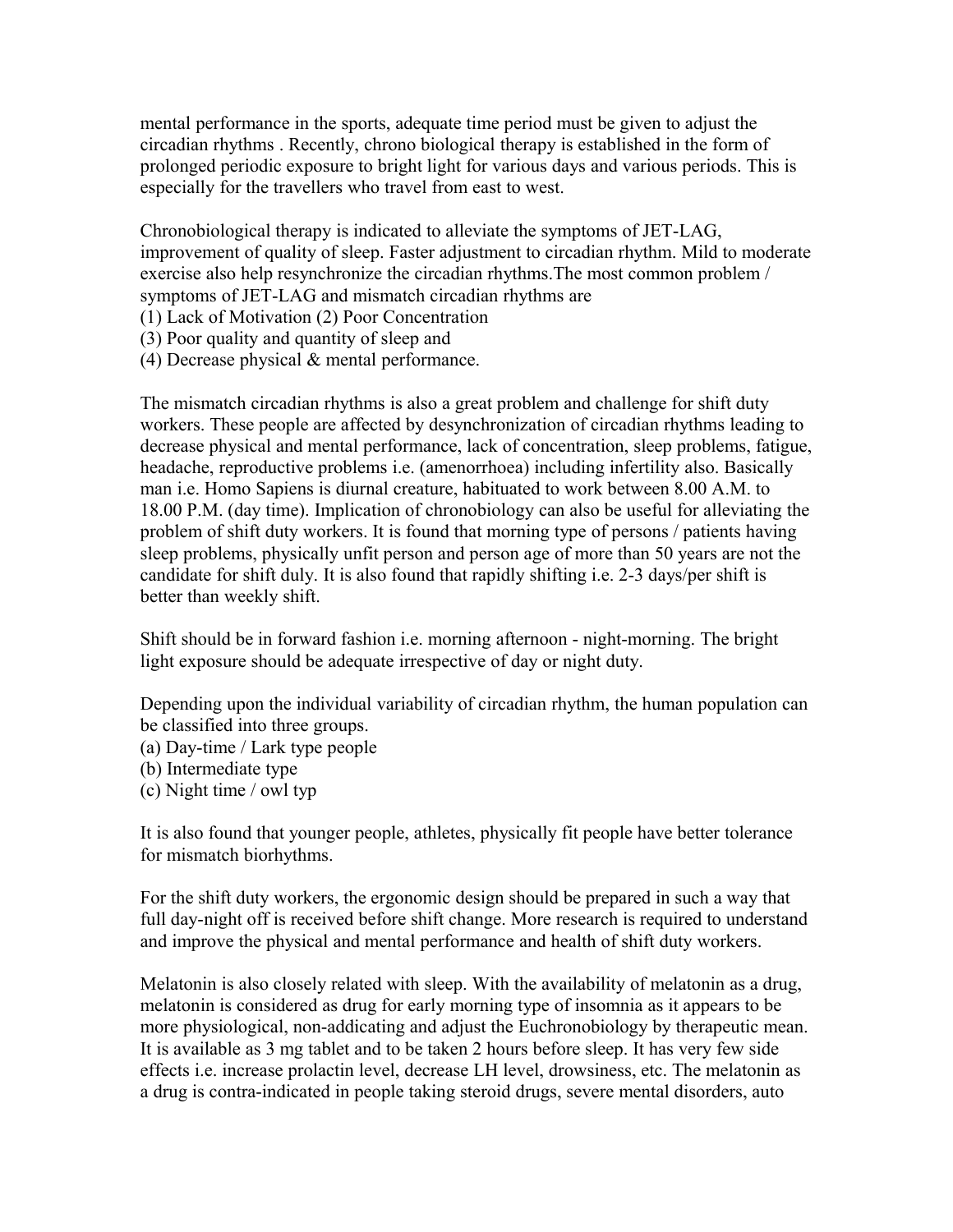mental performance in the sports, adequate time period must be given to adjust the circadian rhythms . Recently, chrono biological therapy is established in the form of prolonged periodic exposure to bright light for various days and various periods. This is especially for the travellers who travel from east to west.

Chronobiological therapy is indicated to alleviate the symptoms of JET-LAG, improvement of quality of sleep. Faster adjustment to circadian rhythm. Mild to moderate exercise also help resynchronize the circadian rhythms.The most common problem / symptoms of JET-LAG and mismatch circadian rhythms are

(1) Lack of Motivation (2) Poor Concentration
(3) Poor quality and quantity of sleep and
(4) Decrease physical & mental performance.

The mismatch circadian rhythms is also a great problem and challenge for shift duty workers. These people are affected by desynchronization of circadian rhythms leading to decrease physical and mental performance, lack of concentration, sleep problems, fatigue, headache, reproductive problems i.e. (amenorrhoea) including infertility also. Basically man i.e. Homo Sapiens is diurnal creature, habituated to work between 8.00 A.M. to 18.00 P.M. (day time). Implication of chronobiology can also be useful for alleviating the problem of shift duty workers. It is found that morning type of persons / patients having sleep problems, physically unfit person and person age of more than 50 years are not the candidate for shift duly. It is also found that rapidly shifting i.e. 2-3 days/per shift is better than weekly shift.

Shift should be in forward fashion i.e. morning afternoon - night-morning. The bright light exposure should be adequate irrespective of day or night duty.

Depending upon the individual variability of circadian rhythm, the human population can be classified into three groups.

(a) Day-time / Lark type people
(b) Intermediate type
(c) Night time / owl typ

It is also found that younger people, athletes, physically fit people have better tolerance for mismatch biorhythms.

For the shift duty workers, the ergonomic design should be prepared in such a way that full day-night off is received before shift change. More research is required to understand and improve the physical and mental performance and health of shift duty workers.

Melatonin is also closely related with sleep. With the availability of melatonin as a drug, melatonin is considered as drug for early morning type of insomnia as it appears to be more physiological, non-addicating and adjust the Euchronobiology by therapeutic mean. It is available as 3 mg tablet and to be taken 2 hours before sleep. It has very few side effects i.e. increase prolactin level, decrease LH level, drowsiness, etc. The melatonin as a drug is contra-indicated in people taking steroid drugs, severe mental disorders, auto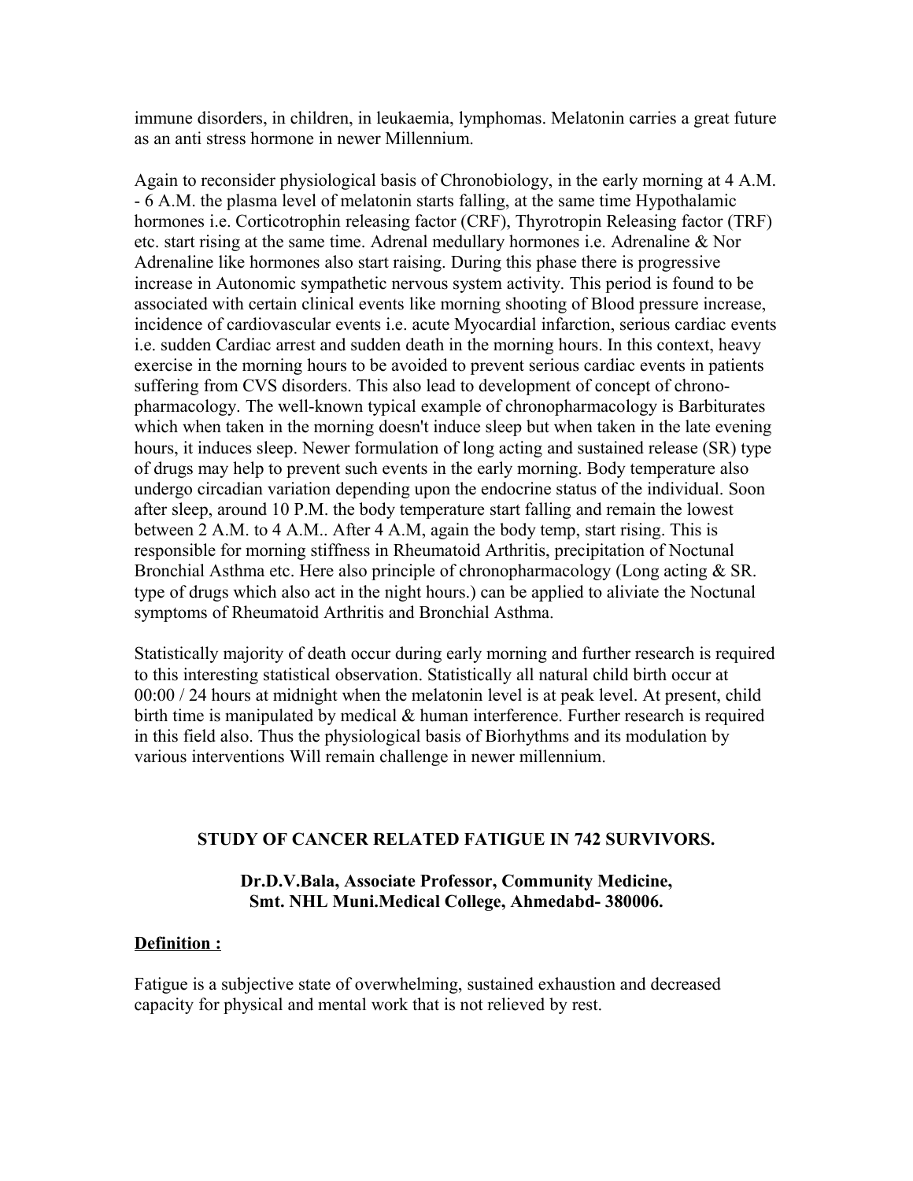immune disorders, in children, in leukaemia, lymphomas. Melatonin carries a great future as an anti stress hormone in newer Millennium.

Again to reconsider physiological basis of Chronobiology, in the early morning at 4 A.M. - 6 A.M. the plasma level of melatonin starts falling, at the same time Hypothalamic hormones i.e. Corticotrophin releasing factor (CRF), Thyrotropin Releasing factor (TRF) etc. start rising at the same time. Adrenal medullary hormones i.e. Adrenaline & Nor Adrenaline like hormones also start raising. During this phase there is progressive increase in Autonomic sympathetic nervous system activity. This period is found to be associated with certain clinical events like morning shooting of Blood pressure increase, incidence of cardiovascular events i.e. acute Myocardial infarction, serious cardiac events i.e. sudden Cardiac arrest and sudden death in the morning hours. In this context, heavy exercise in the morning hours to be avoided to prevent serious cardiac events in patients suffering from CVS disorders. This also lead to development of concept of chrono-pharmacology. The well-known typical example of chronopharmacology is Barbiturates which when taken in the morning doesn't induce sleep but when taken in the late evening hours, it induces sleep. Newer formulation of long acting and sustained release (SR) type of drugs may help to prevent such events in the early morning. Body temperature also undergo circadian variation depending upon the endocrine status of the individual. Soon after sleep, around 10 P.M. the body temperature start falling and remain the lowest between 2 A.M. to 4 A.M.. After 4 A.M, again the body temp, start rising. This is responsible for morning stiffness in Rheumatoid Arthritis, precipitation of Noctunal Bronchial Asthma etc. Here also principle of chronopharmacology (Long acting & SR. type of drugs which also act in the night hours.) can be applied to aliviate the Noctunal symptoms of Rheumatoid Arthritis and Bronchial Asthma.

Statistically majority of death occur during early morning and further research is required to this interesting statistical observation. Statistically all natural child birth occur at 00:00 / 24 hours at midnight when the melatonin level is at peak level. At present, child birth time is manipulated by medical & human interference. Further research is required in this field also. Thus the physiological basis of Biorhythms and its modulation by various interventions Will remain challenge in newer millennium.

## STUDY OF CANCER RELATED FATIGUE IN 742 SURVIVORS.

**Dr.D.V.Bala, Associate Professor, Community Medicine, Smt. NHL Muni.Medical College, Ahmedabd- 380006.**

**Definition :**

Fatigue is a subjective state of overwhelming, sustained exhaustion and decreased capacity for physical and mental work that is not relieved by rest.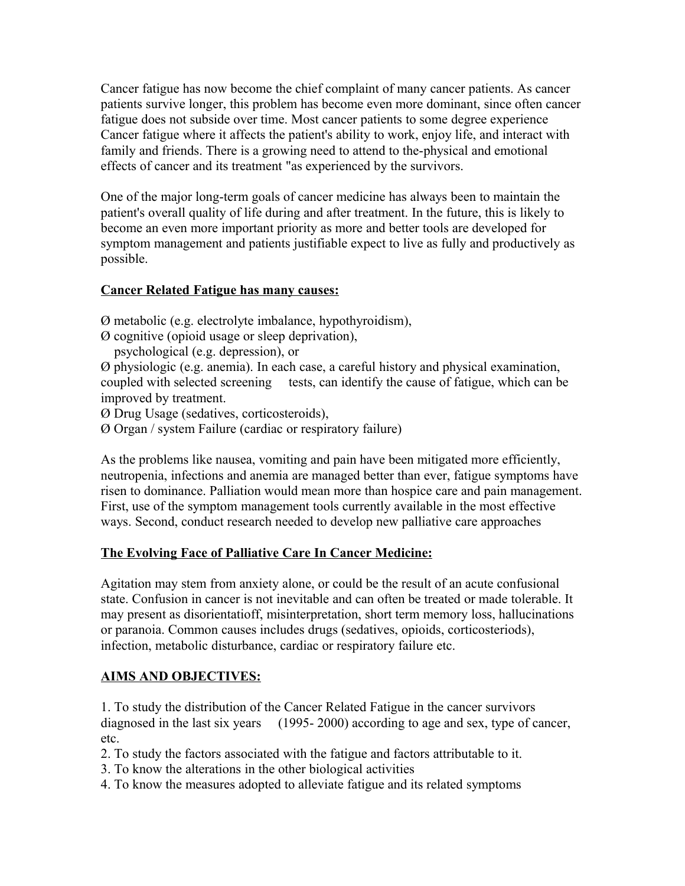Cancer fatigue has now become the chief complaint of many cancer patients. As cancer patients survive longer, this problem has become even more dominant, since often cancer fatigue does not subside over time. Most cancer patients to some degree experience Cancer fatigue where it affects the patient's ability to work, enjoy life, and interact with family and friends. There is a growing need to attend to the-physical and emotional effects of cancer and its treatment "as experienced by the survivors.

One of the major long-term goals of cancer medicine has always been to maintain the patient's overall quality of life during and after treatment. In the future, this is likely to become an even more important priority as more and better tools are developed for symptom management and patients justifiable expect to live as fully and productively as possible.

**Cancer Related Fatigue has many causes:**

Ø metabolic (e.g. electrolyte imbalance, hypothyroidism),
Ø cognitive (opioid usage or sleep deprivation),
psychological (e.g. depression), or
Ø physiologic (e.g. anemia). In each case, a careful history and physical examination, coupled with selected screening tests, can identify the cause of fatigue, which can be improved by treatment.
Ø Drug Usage (sedatives, corticosteroids),
Ø Organ / system Failure (cardiac or respiratory failure)

As the problems like nausea, vomiting and pain have been mitigated more efficiently, neutropenia, infections and anemia are managed better than ever, fatigue symptoms have risen to dominance. Palliation would mean more than hospice care and pain management. First, use of the symptom management tools currently available in the most effective ways. Second, conduct research needed to develop new palliative care approaches

**The Evolving Face of Palliative Care In Cancer Medicine:**

Agitation may stem from anxiety alone, or could be the result of an acute confusional state. Confusion in cancer is not inevitable and can often be treated or made tolerable. It may present as disorientatioff, misinterpretation, short term memory loss, hallucinations or paranoia. Common causes includes drugs (sedatives, opioids, corticosteriods), infection, metabolic disturbance, cardiac or respiratory failure etc.

**AIMS AND OBJECTIVES:**

1. To study the distribution of the Cancer Related Fatigue in the cancer survivors diagnosed in the last six years (1995- 2000) according to age and sex, type of cancer, etc.
2. To study the factors associated with the fatigue and factors attributable to it.
3. To know the alterations in the other biological activities
4. To know the measures adopted to alleviate fatigue and its related symptoms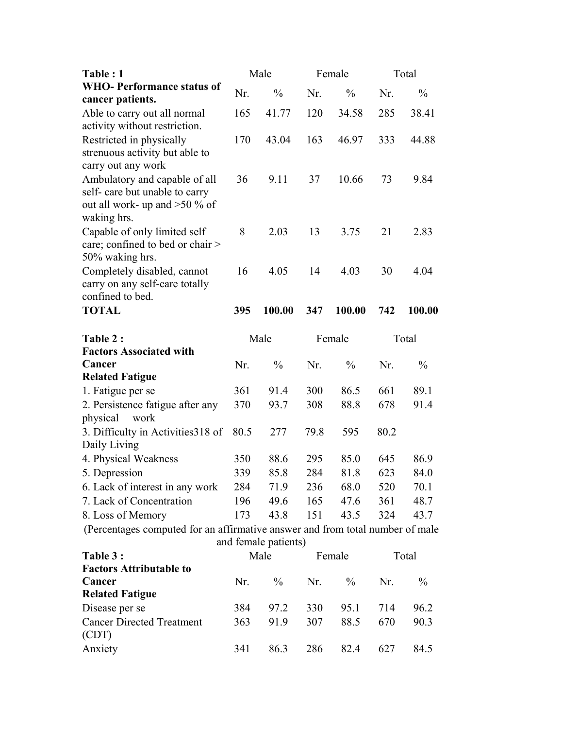| Table : 1<br>WHO- Performance status of cancer patients. | Male | | Female | | Total | |
|---|---|---|---|---|---|---|
| | Nr. | % | Nr. | % | Nr. | % |
| Able to carry out all normal activity without restriction. | 165 | 41.77 | 120 | 34.58 | 285 | 38.41 |
| Restricted in physically strenuous activity but able to carry out any work | 170 | 43.04 | 163 | 46.97 | 333 | 44.88 |
| Ambulatory and capable of all self- care but unable to carry out all work- up and >50 % of waking hrs. | 36 | 9.11 | 37 | 10.66 | 73 | 9.84 |
| Capable of only limited self care; confined to bed or chair > 50% waking hrs. | 8 | 2.03 | 13 | 3.75 | 21 | 2.83 |
| Completely disabled, cannot carry on any self-care totally confined to bed. | 16 | 4.05 | 14 | 4.03 | 30 | 4.04 |
| **TOTAL** | **395** | **100.00** | **347** | **100.00** | **742** | **100.00** |

| Table 2 :<br>Factors Associated with Cancer Related Fatigue | Male | | Female | | Total | |
|---|---|---|---|---|---|---|
| | Nr. | % | Nr. | % | Nr. | % |
| 1. Fatigue per se | 361 | 91.4 | 300 | 86.5 | 661 | 89.1 |
| 2. Persistence fatigue after any physical work | 370 | 93.7 | 308 | 88.8 | 678 | 91.4 |
| 3. Difficulty in Activities318 of Daily Living | 80.5 | 277 | 79.8 | 595 | 80.2 | |
| 4. Physical Weakness | 350 | 88.6 | 295 | 85.0 | 645 | 86.9 |
| 5. Depression | 339 | 85.8 | 284 | 81.8 | 623 | 84.0 |
| 6. Lack of interest in any work | 284 | 71.9 | 236 | 68.0 | 520 | 70.1 |
| 7. Lack of Concentration | 196 | 49.6 | 165 | 47.6 | 361 | 48.7 |
| 8. Loss of Memory | 173 | 43.8 | 151 | 43.5 | 324 | 43.7 |

(Percentages computed for an affirmative answer and from total number of male and female patients)

| Table 3 :<br>Factors Attributable to Cancer Related Fatigue | Male | | Female | | Total | |
|---|---|---|---|---|---|---|
| | Nr. | % | Nr. | % | Nr. | % |
| Disease per se | 384 | 97.2 | 330 | 95.1 | 714 | 96.2 |
| Cancer Directed Treatment (CDT) | 363 | 91.9 | 307 | 88.5 | 670 | 90.3 |
| Anxiety | 341 | 86.3 | 286 | 82.4 | 627 | 84.5 |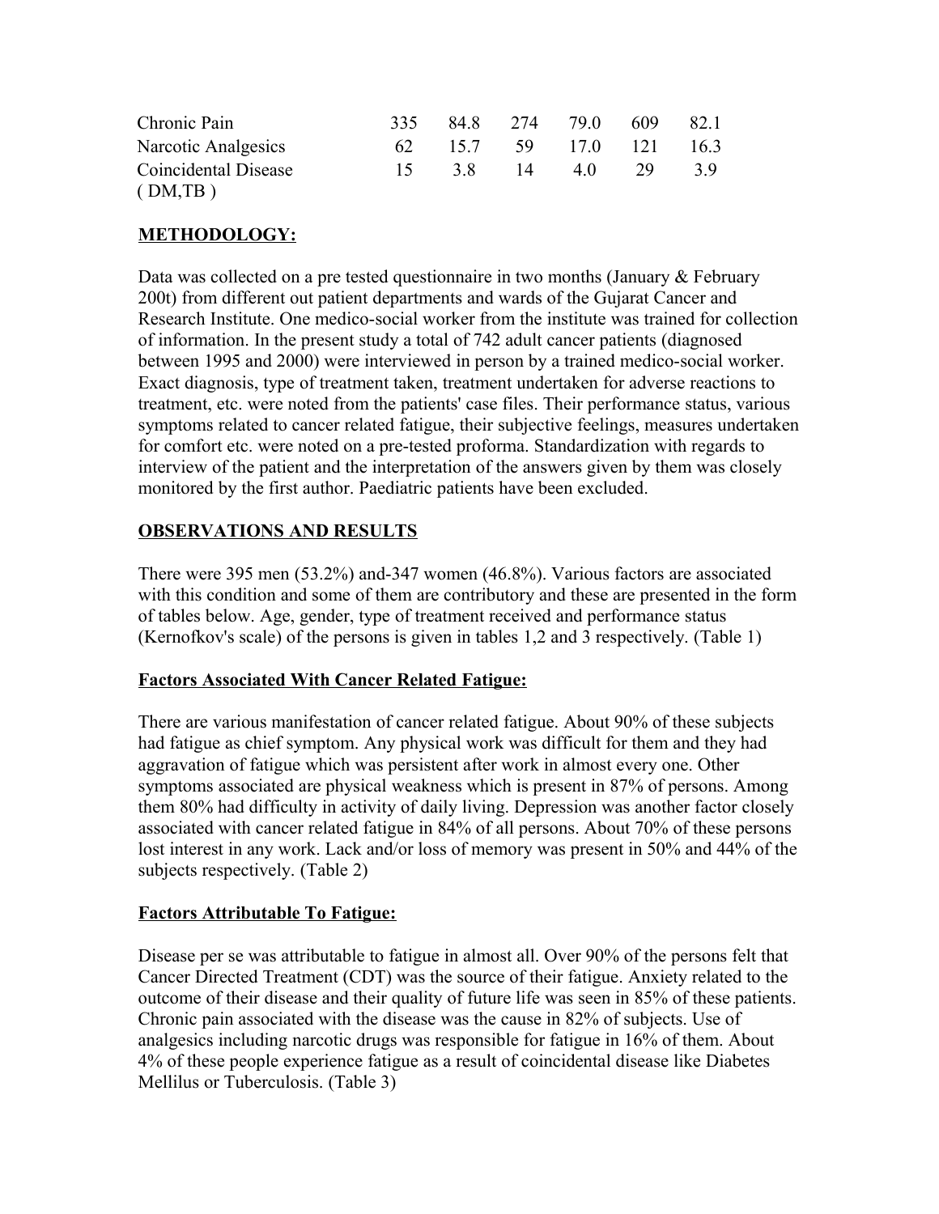| | | | | | | |
|---|---|---|---|---|---|---|
| Chronic Pain | 335 | 84.8 | 274 | 79.0 | 609 | 82.1 |
| Narcotic Analgesics | 62 | 15.7 | 59 | 17.0 | 121 | 16.3 |
| Coincidental Disease ( DM,TB ) | 15 | 3.8 | 14 | 4.0 | 29 | 3.9 |

**METHODOLOGY:**

Data was collected on a pre tested questionnaire in two months (January & February 200t) from different out patient departments and wards of the Gujarat Cancer and Research Institute. One medico-social worker from the institute was trained for collection of information. In the present study a total of 742 adult cancer patients (diagnosed between 1995 and 2000) were interviewed in person by a trained medico-social worker. Exact diagnosis, type of treatment taken, treatment undertaken for adverse reactions to treatment, etc. were noted from the patients' case files. Their performance status, various symptoms related to cancer related fatigue, their subjective feelings, measures undertaken for comfort etc. were noted on a pre-tested proforma. Standardization with regards to interview of the patient and the interpretation of the answers given by them was closely monitored by the first author. Paediatric patients have been excluded.

**OBSERVATIONS AND RESULTS**

There were 395 men (53.2%) and-347 women (46.8%). Various factors are associated with this condition and some of them are contributory and these are presented in the form of tables below. Age, gender, type of treatment received and performance status (Kernofkov's scale) of the persons is given in tables 1,2 and 3 respectively. (Table 1)

**Factors Associated With Cancer Related Fatigue:**

There are various manifestation of cancer related fatigue. About 90% of these subjects had fatigue as chief symptom. Any physical work was difficult for them and they had aggravation of fatigue which was persistent after work in almost every one. Other symptoms associated are physical weakness which is present in 87% of persons. Among them 80% had difficulty in activity of daily living. Depression was another factor closely associated with cancer related fatigue in 84% of all persons. About 70% of these persons lost interest in any work. Lack and/or loss of memory was present in 50% and 44% of the subjects respectively. (Table 2)

**Factors Attributable To Fatigue:**

Disease per se was attributable to fatigue in almost all. Over 90% of the persons felt that Cancer Directed Treatment (CDT) was the source of their fatigue. Anxiety related to the outcome of their disease and their quality of future life was seen in 85% of these patients. Chronic pain associated with the disease was the cause in 82% of subjects. Use of analgesics including narcotic drugs was responsible for fatigue in 16% of them. About 4% of these people experience fatigue as a result of coincidental disease like Diabetes Mellilus or Tuberculosis. (Table 3)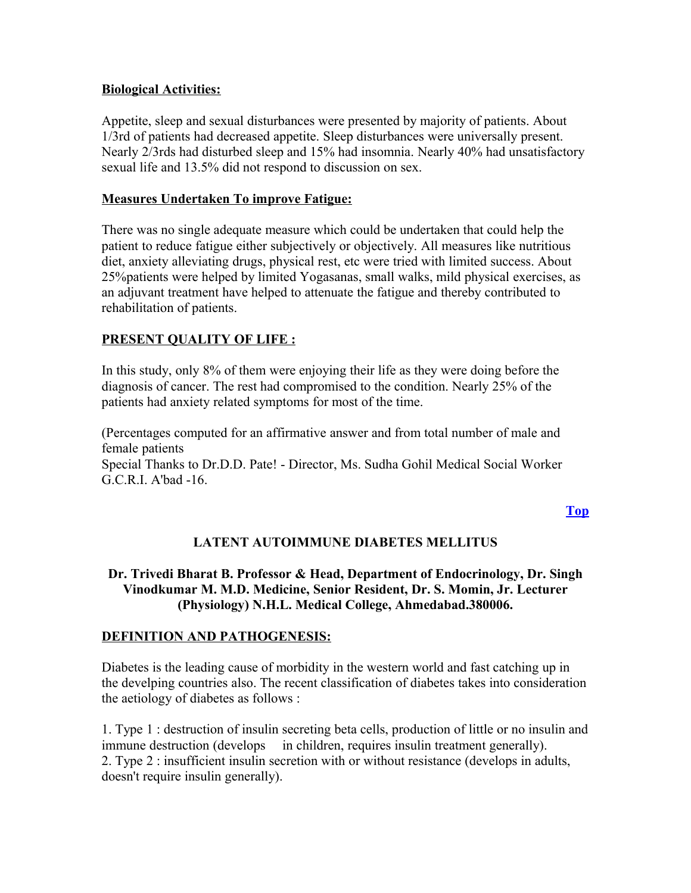**Biological Activities:**

Appetite, sleep and sexual disturbances were presented by majority of patients. About 1/3rd of patients had decreased appetite. Sleep disturbances were universally present. Nearly 2/3rds had disturbed sleep and 15% had insomnia. Nearly 40% had unsatisfactory sexual life and 13.5% did not respond to discussion on sex.

**Measures Undertaken To improve Fatigue:**

There was no single adequate measure which could be undertaken that could help the patient to reduce fatigue either subjectively or objectively. All measures like nutritious diet, anxiety alleviating drugs, physical rest, etc were tried with limited success. About 25%patients were helped by limited Yogasanas, small walks, mild physical exercises, as an adjuvant treatment have helped to attenuate the fatigue and thereby contributed to rehabilitation of patients.

**PRESENT QUALITY OF LIFE :**

In this study, only 8% of them were enjoying their life as they were doing before the diagnosis of cancer. The rest had compromised to the condition. Nearly 25% of the patients had anxiety related symptoms for most of the time.

(Percentages computed for an affirmative answer and from total number of male and female patients
Special Thanks to Dr.D.D. Pate! - Director, Ms. Sudha Gohil Medical Social Worker G.C.R.I. A'bad -16.

**Top**

## LATENT AUTOIMMUNE DIABETES MELLITUS

**Dr. Trivedi Bharat B. Professor & Head, Department of Endocrinology, Dr. Singh Vinodkumar M. M.D. Medicine, Senior Resident, Dr. S. Momin, Jr. Lecturer (Physiology) N.H.L. Medical College, Ahmedabad.380006.**

**DEFINITION AND PATHOGENESIS:**

Diabetes is the leading cause of morbidity in the western world and fast catching up in the develping countries also. The recent classification of diabetes takes into consideration the aetiology of diabetes as follows :

1. Type 1 : destruction of insulin secreting beta cells, production of little or no insulin and immune destruction (develops in children, requires insulin treatment generally).
2. Type 2 : insufficient insulin secretion with or without resistance (develops in adults, doesn't require insulin generally).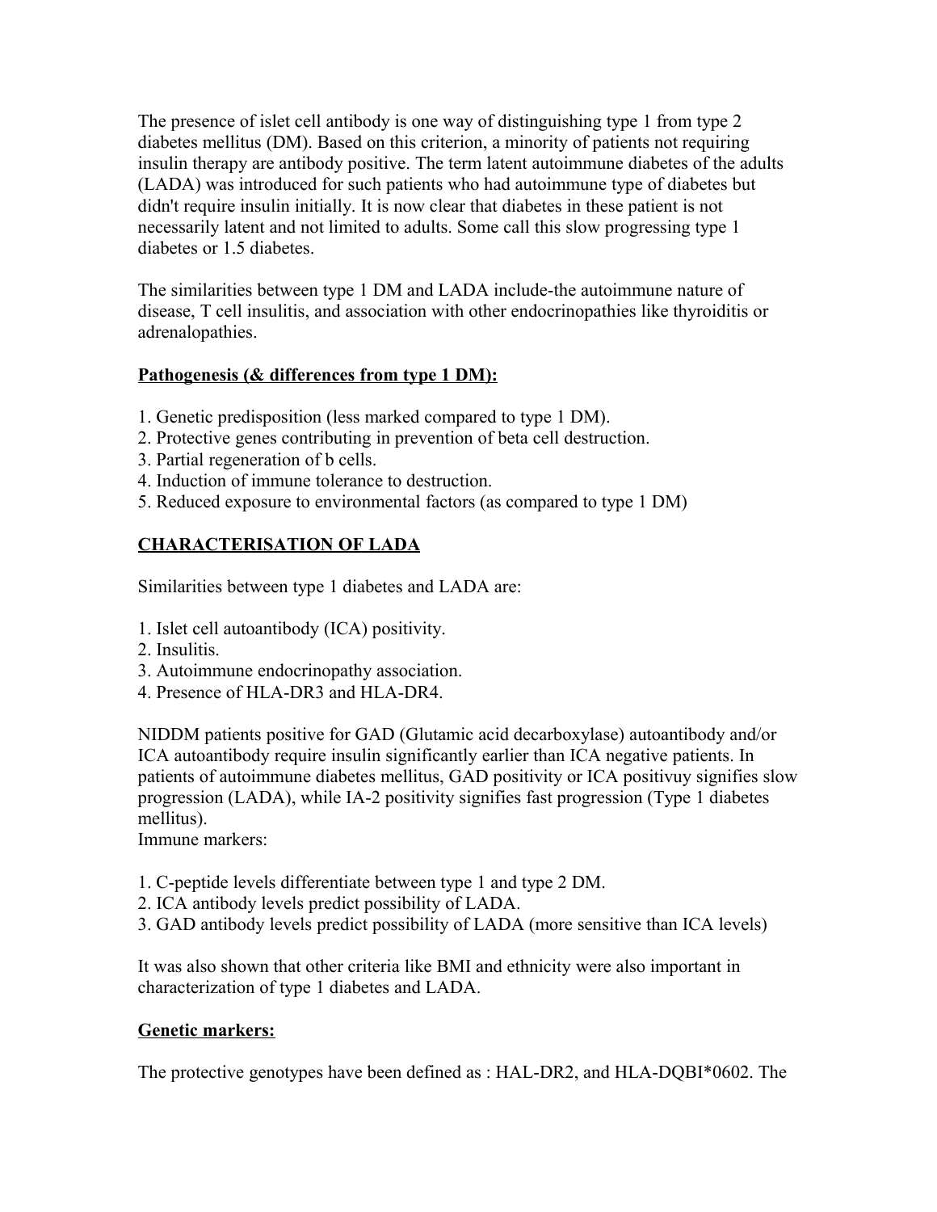The presence of islet cell antibody is one way of distinguishing type 1 from type 2 diabetes mellitus (DM). Based on this criterion, a minority of patients not requiring insulin therapy are antibody positive. The term latent autoimmune diabetes of the adults (LADA) was introduced for such patients who had autoimmune type of diabetes but didn't require insulin initially. It is now clear that diabetes in these patient is not necessarily latent and not limited to adults. Some call this slow progressing type 1 diabetes or 1.5 diabetes.

The similarities between type 1 DM and LADA include-the autoimmune nature of disease, T cell insulitis, and association with other endocrinopathies like thyroiditis or adrenalopathies.

**Pathogenesis (& differences from type 1 DM):**

1. Genetic predisposition (less marked compared to type 1 DM).
2. Protective genes contributing in prevention of beta cell destruction.
3. Partial regeneration of b cells.
4. Induction of immune tolerance to destruction.
5. Reduced exposure to environmental factors (as compared to type 1 DM)

**CHARACTERISATION OF LADA**

Similarities between type 1 diabetes and LADA are:

1. Islet cell autoantibody (ICA) positivity.
2. Insulitis.
3. Autoimmune endocrinopathy association.
4. Presence of HLA-DR3 and HLA-DR4.

NIDDM patients positive for GAD (Glutamic acid decarboxylase) autoantibody and/or ICA autoantibody require insulin significantly earlier than ICA negative patients. In patients of autoimmune diabetes mellitus, GAD positivity or ICA positivuy signifies slow progression (LADA), while IA-2 positivity signifies fast progression (Type 1 diabetes mellitus).
Immune markers:

1. C-peptide levels differentiate between type 1 and type 2 DM.
2. ICA antibody levels predict possibility of LADA.
3. GAD antibody levels predict possibility of LADA (more sensitive than ICA levels)

It was also shown that other criteria like BMI and ethnicity were also important in characterization of type 1 diabetes and LADA.

**Genetic markers:**

The protective genotypes have been defined as : HAL-DR2, and HLA-DQBI*0602. The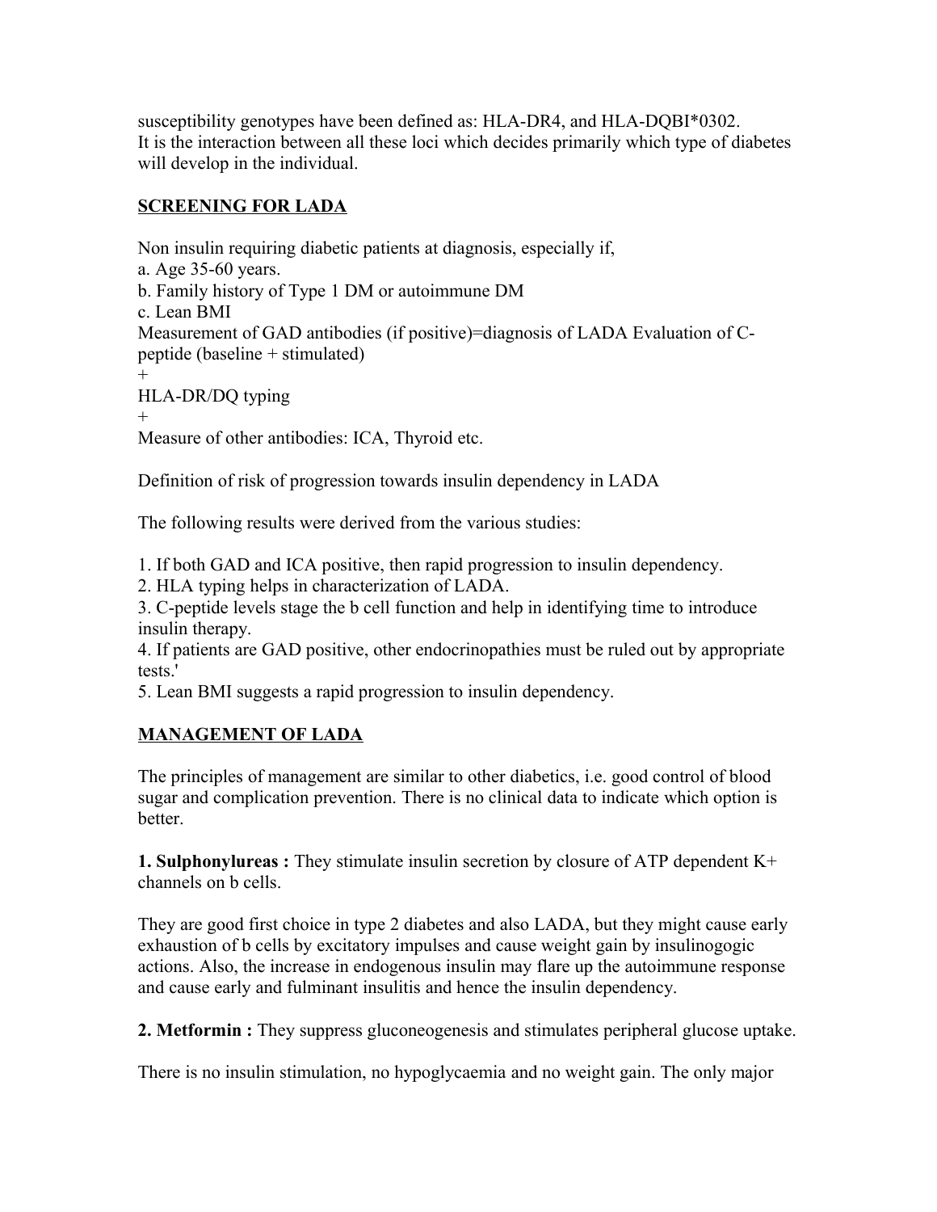susceptibility genotypes have been defined as: HLA-DR4, and HLA-DQBI*0302.
It is the interaction between all these loci which decides primarily which type of diabetes will develop in the individual.

## SCREENING FOR LADA

Non insulin requiring diabetic patients at diagnosis, especially if,
a. Age 35-60 years.
b. Family history of Type 1 DM or autoimmune DM
c. Lean BMI
Measurement of GAD antibodies (if positive)=diagnosis of LADA Evaluation of C-peptide (baseline + stimulated)
+
HLA-DR/DQ typing
+
Measure of other antibodies: ICA, Thyroid etc.

Definition of risk of progression towards insulin dependency in LADA

The following results were derived from the various studies:

1. If both GAD and ICA positive, then rapid progression to insulin dependency.
2. HLA typing helps in characterization of LADA.
3. C-peptide levels stage the b cell function and help in identifying time to introduce insulin therapy.
4. If patients are GAD positive, other endocrinopathies must be ruled out by appropriate tests.'
5. Lean BMI suggests a rapid progression to insulin dependency.

## MANAGEMENT OF LADA

The principles of management are similar to other diabetics, i.e. good control of blood sugar and complication prevention. There is no clinical data to indicate which option is better.

**1. Sulphonylureas :** They stimulate insulin secretion by closure of ATP dependent K+ channels on b cells.

They are good first choice in type 2 diabetes and also LADA, but they might cause early exhaustion of b cells by excitatory impulses and cause weight gain by insulinogogic actions. Also, the increase in endogenous insulin may flare up the autoimmune response and cause early and fulminant insulitis and hence the insulin dependency.

**2. Metformin :** They suppress gluconeogenesis and stimulates peripheral glucose uptake.

There is no insulin stimulation, no hypoglycaemia and no weight gain. The only major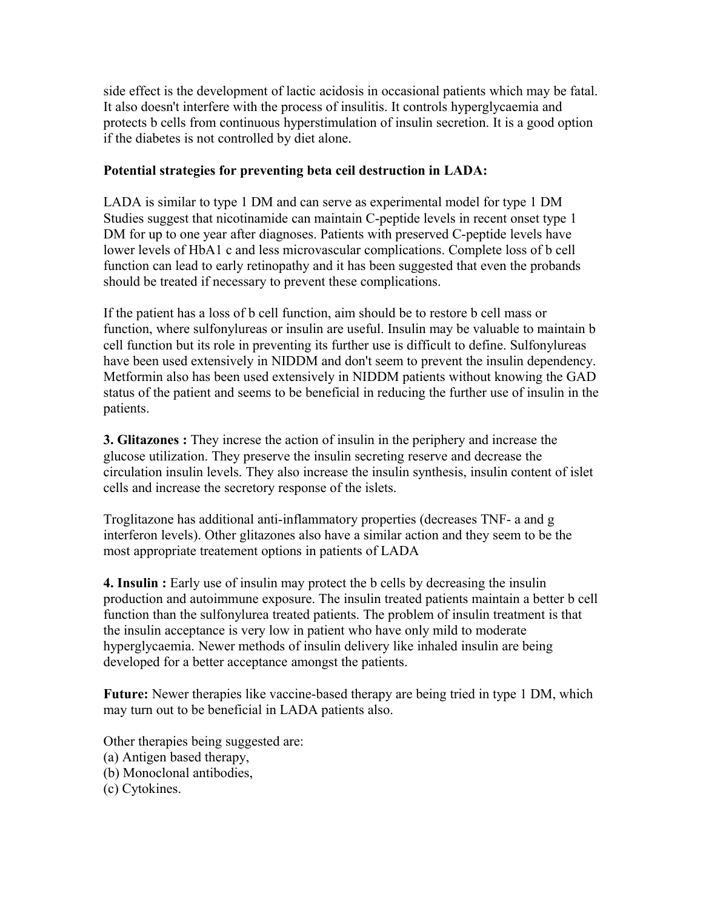side effect is the development of lactic acidosis in occasional patients which may be fatal. It also doesn't interfere with the process of insulitis. It controls hyperglycaemia and protects b cells from continuous hyperstimulation of insulin secretion. It is a good option if the diabetes is not controlled by diet alone.

**Potential strategies for preventing beta ceil destruction in LADA:**

LADA is similar to type 1 DM and can serve as experimental model for type 1 DM Studies suggest that nicotinamide can maintain C-peptide levels in recent onset type 1 DM for up to one year after diagnoses. Patients with preserved C-peptide levels have lower levels of HbA1 c and less microvascular complications. Complete loss of b cell function can lead to early retinopathy and it has been suggested that even the probands should be treated if necessary to prevent these complications.

If the patient has a loss of b cell function, aim should be to restore b cell mass or function, where sulfonylureas or insulin are useful. Insulin may be valuable to maintain b cell function but its role in preventing its further use is difficult to define. Sulfonylureas have been used extensively in NIDDM and don't seem to prevent the insulin dependency. Metformin also has been used extensively in NIDDM patients without knowing the GAD status of the patient and seems to be beneficial in reducing the further use of insulin in the patients.

**3. Glitazones :** They increse the action of insulin in the periphery and increase the glucose utilization. They preserve the insulin secreting reserve and decrease the circulation insulin levels. They also increase the insulin synthesis, insulin content of islet cells and increase the secretory response of the islets.

Troglitazone has additional anti-inflammatory properties (decreases TNF- a and g interferon levels). Other glitazones also have a similar action and they seem to be the most appropriate treatement options in patients of LADA

**4. Insulin :** Early use of insulin may protect the b cells by decreasing the insulin production and autoimmune exposure. The insulin treated patients maintain a better b cell function than the sulfonylurea treated patients. The problem of insulin treatment is that the insulin acceptance is very low in patient who have only mild to moderate hyperglycaemia. Newer methods of insulin delivery like inhaled insulin are being developed for a better acceptance amongst the patients.

**Future:** Newer therapies like vaccine-based therapy are being tried in type 1 DM, which may turn out to be beneficial in LADA patients also.

Other therapies being suggested are:
(a) Antigen based therapy,
(b) Monoclonal antibodies,
(c) Cytokines.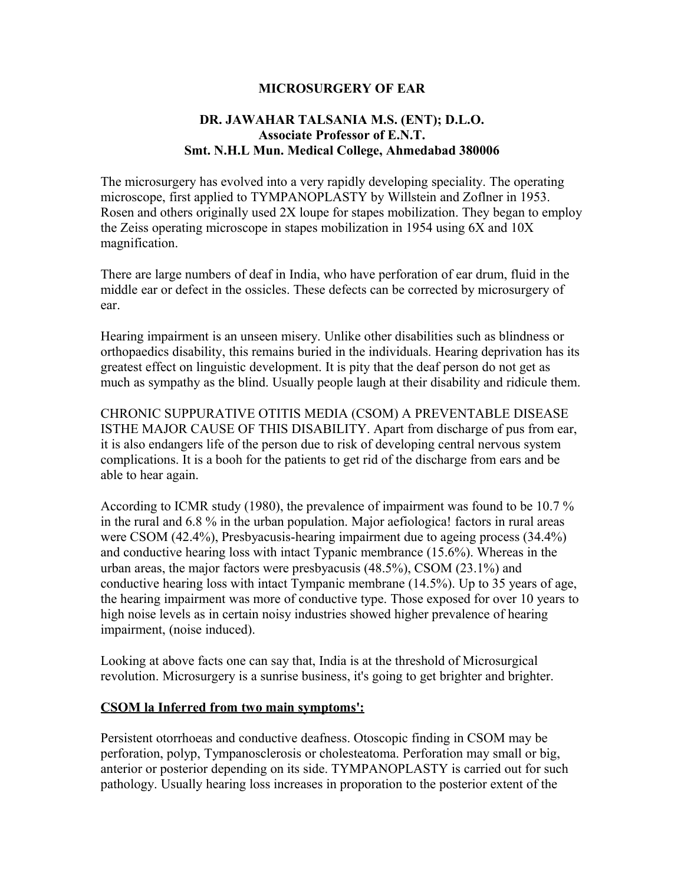# MICROSURGERY OF EAR

**DR. JAWAHAR TALSANIA M.S. (ENT); D.L.O.**
**Associate Professor of E.N.T.**
**Smt. N.H.L Mun. Medical College, Ahmedabad 380006**

The microsurgery has evolved into a very rapidly developing speciality. The operating microscope, first applied to TYMPANOPLASTY by Willstein and Zoflner in 1953. Rosen and others originally used 2X loupe for stapes mobilization. They began to employ the Zeiss operating microscope in stapes mobilization in 1954 using 6X and 10X magnification.

There are large numbers of deaf in India, who have perforation of ear drum, fluid in the middle ear or defect in the ossicles. These defects can be corrected by microsurgery of ear.

Hearing impairment is an unseen misery. Unlike other disabilities such as blindness or orthopaedics disability, this remains buried in the individuals. Hearing deprivation has its greatest effect on linguistic development. It is pity that the deaf person do not get as much as sympathy as the blind. Usually people laugh at their disability and ridicule them.

CHRONIC SUPPURATIVE OTITIS MEDIA (CSOM) A PREVENTABLE DISEASE ISTHE MAJOR CAUSE OF THIS DISABILITY. Apart from discharge of pus from ear, it is also endangers life of the person due to risk of developing central nervous system complications. It is a booh for the patients to get rid of the discharge from ears and be able to hear again.

According to ICMR study (1980), the prevalence of impairment was found to be 10.7 % in the rural and 6.8 % in the urban population. Major aefiologica! factors in rural areas were CSOM (42.4%), Presbyacusis-hearing impairment due to ageing process (34.4%) and conductive hearing loss with intact Typanic membrance (15.6%). Whereas in the urban areas, the major factors were presbyacusis (48.5%), CSOM (23.1%) and conductive hearing loss with intact Tympanic membrane (14.5%). Up to 35 years of age, the hearing impairment was more of conductive type. Those exposed for over 10 years to high noise levels as in certain noisy industries showed higher prevalence of hearing impairment, (noise induced).

Looking at above facts one can say that, India is at the threshold of Microsurgical revolution. Microsurgery is a sunrise business, it's going to get brighter and brighter.

**CSOM la Inferred from two main symptoms':**

Persistent otorrhoeas and conductive deafness. Otoscopic finding in CSOM may be perforation, polyp, Tympanosclerosis or cholesteatoma. Perforation may small or big, anterior or posterior depending on its side. TYMPANOPLASTY is carried out for such pathology. Usually hearing loss increases in proporation to the posterior extent of the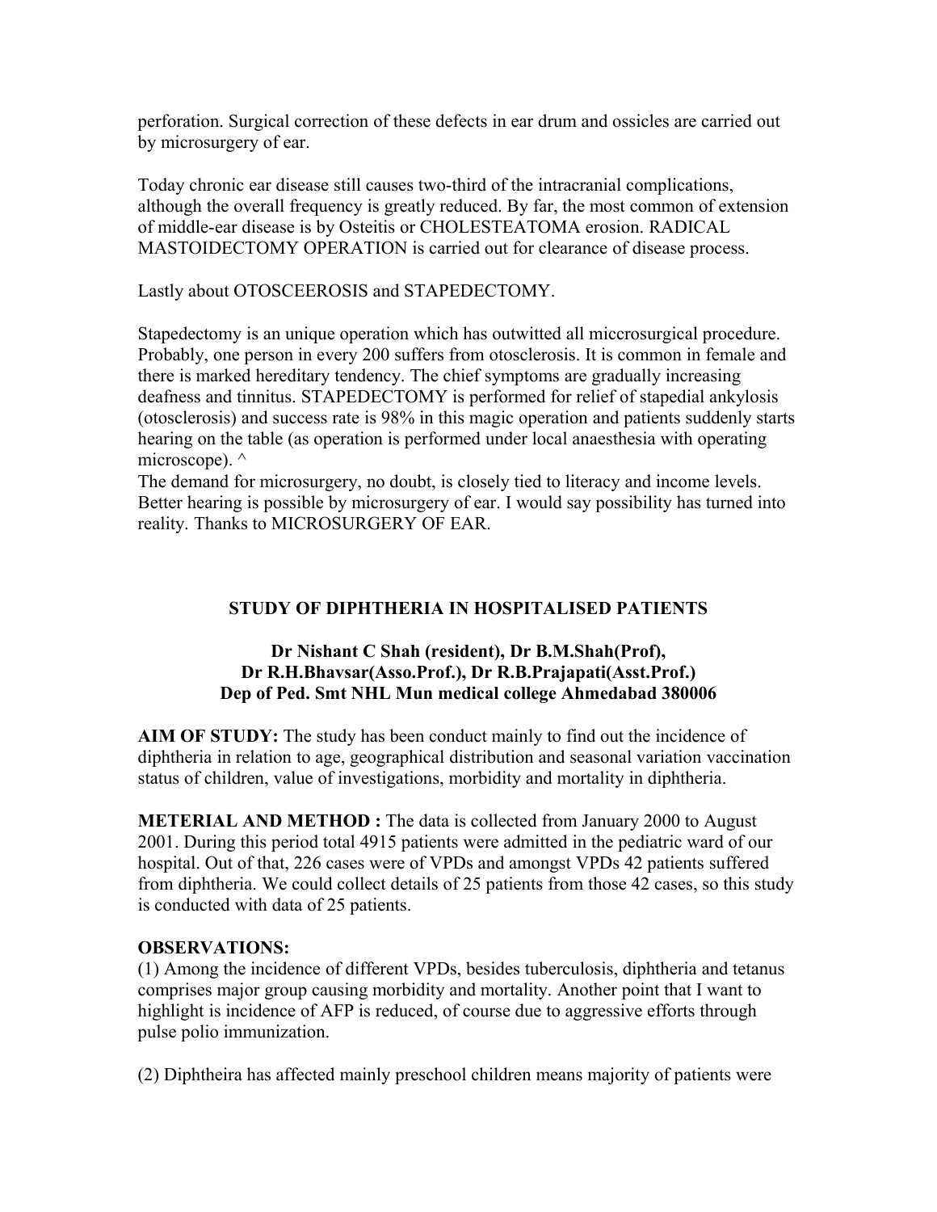perforation. Surgical correction of these defects in ear drum and ossicles are carried out by microsurgery of ear.

Today chronic ear disease still causes two-third of the intracranial complications, although the overall frequency is greatly reduced. By far, the most common of extension of middle-ear disease is by Osteitis or CHOLESTEATOMA erosion. RADICAL MASTOIDECTOMY OPERATION is carried out for clearance of disease process.

Lastly about OTOSCEEROSIS and STAPEDECTOMY.

Stapedectomy is an unique operation which has outwitted all miccrosurgical procedure. Probably, one person in every 200 suffers from otosclerosis. It is common in female and there is marked hereditary tendency. The chief symptoms are gradually increasing deafness and tinnitus. STAPEDECTOMY is performed for relief of stapedial ankylosis (otosclerosis) and success rate is 98% in this magic operation and patients suddenly starts hearing on the table (as operation is performed under local anaesthesia with operating microscope). ^
The demand for microsurgery, no doubt, is closely tied to literacy and income levels. Better hearing is possible by microsurgery of ear. I would say possibility has turned into reality. Thanks to MICROSURGERY OF EAR.

## STUDY OF DIPHTHERIA IN HOSPITALISED PATIENTS

**Dr Nishant C Shah (resident), Dr B.M.Shah(Prof), Dr R.H.Bhavsar(Asso.Prof.), Dr R.B.Prajapati(Asst.Prof.)**
**Dep of Ped. Smt NHL Mun medical college Ahmedabad 380006**

**AIM OF STUDY:** The study has been conduct mainly to find out the incidence of diphtheria in relation to age, geographical distribution and seasonal variation vaccination status of children, value of investigations, morbidity and mortality in diphtheria.

**METERIAL AND METHOD :** The data is collected from January 2000 to August 2001. During this period total 4915 patients were admitted in the pediatric ward of our hospital. Out of that, 226 cases were of VPDs and amongst VPDs 42 patients suffered from diphtheria. We could collect details of 25 patients from those 42 cases, so this study is conducted with data of 25 patients.

**OBSERVATIONS:**
(1) Among the incidence of different VPDs, besides tuberculosis, diphtheria and tetanus comprises major group causing morbidity and mortality. Another point that I want to highlight is incidence of AFP is reduced, of course due to aggressive efforts through pulse polio immunization.

(2) Diphtheira has affected mainly preschool children means majority of patients were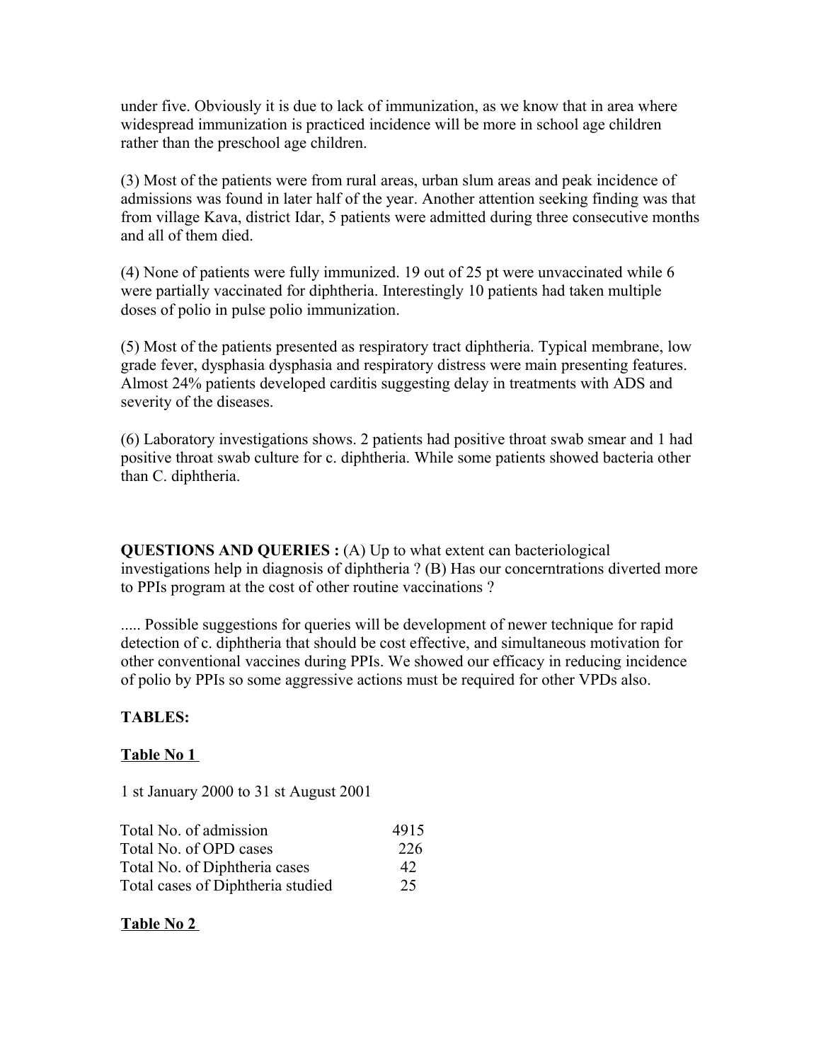under five. Obviously it is due to lack of immunization, as we know that in area where widespread immunization is practiced incidence will be more in school age children rather than the preschool age children.

(3) Most of the patients were from rural areas, urban slum areas and peak incidence of admissions was found in later half of the year. Another attention seeking finding was that from village Kava, district Idar, 5 patients were admitted during three consecutive months and all of them died.

(4) None of patients were fully immunized. 19 out of 25 pt were unvaccinated while 6 were partially vaccinated for diphtheria. Interestingly 10 patients had taken multiple doses of polio in pulse polio immunization.

(5) Most of the patients presented as respiratory tract diphtheria. Typical membrane, low grade fever, dysphasia dysphasia and respiratory distress were main presenting features. Almost 24% patients developed carditis suggesting delay in treatments with ADS and severity of the diseases.

(6) Laboratory investigations shows. 2 patients had positive throat swab smear and 1 had positive throat swab culture for c. diphtheria. While some patients showed bacteria other than C. diphtheria.

**QUESTIONS AND QUERIES :** (A) Up to what extent can bacteriological investigations help in diagnosis of diphtheria ? (B) Has our concerntrations diverted more to PPIs program at the cost of other routine vaccinations ?

..... Possible suggestions for queries will be development of newer technique for rapid detection of c. diphtheria that should be cost effective, and simultaneous motivation for other conventional vaccines during PPIs. We showed our efficacy in reducing incidence of polio by PPIs so some aggressive actions must be required for other VPDs also.

**TABLES:**

**Table No 1**

1 st January 2000 to 31 st August 2001

| | |
|---|---|
| Total No. of admission | 4915 |
| Total No. of OPD cases | 226 |
| Total No. of Diphtheria cases | 42 |
| Total cases of Diphtheria studied | 25 |

**Table No 2**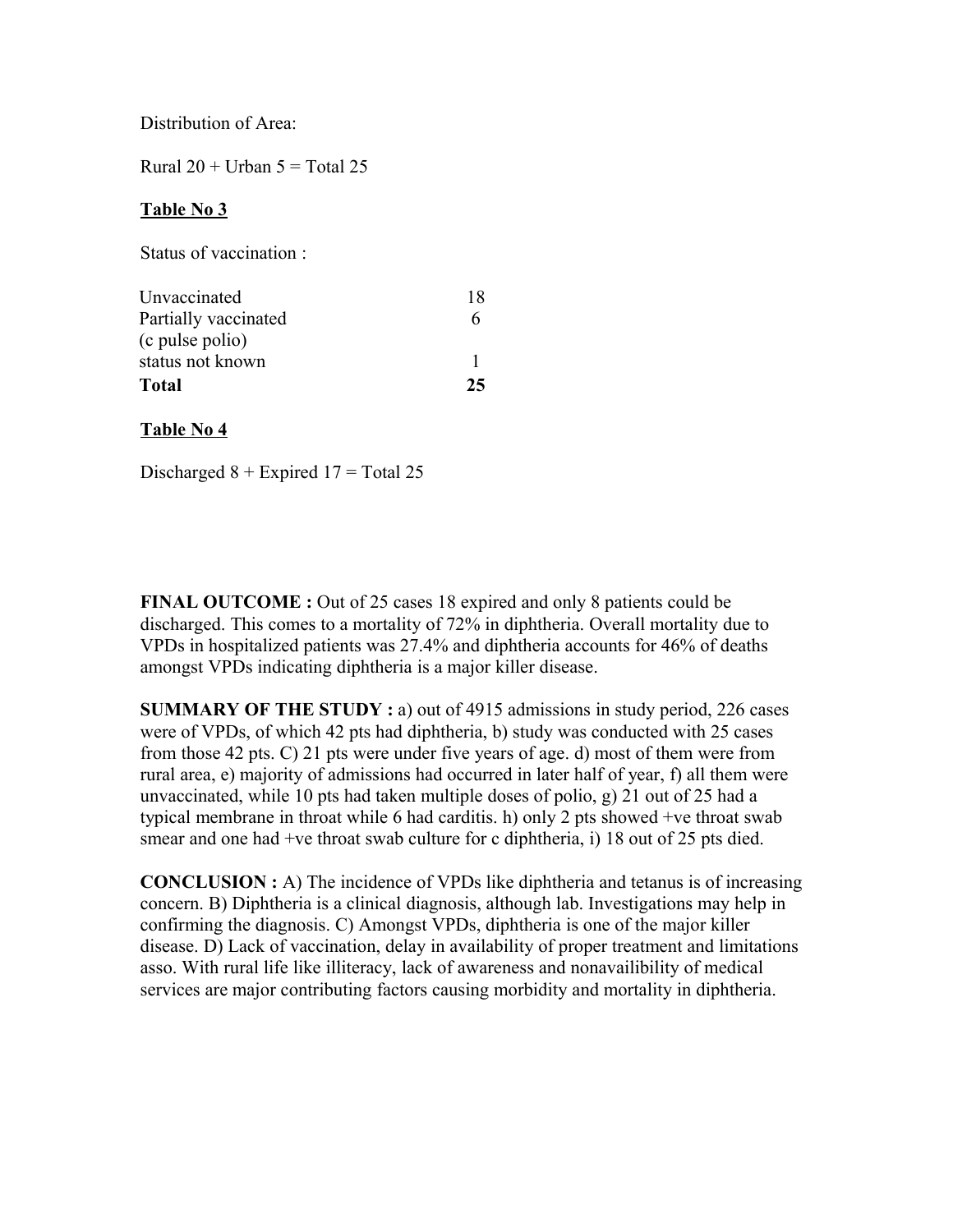Distribution of Area:

Rural 20 + Urban 5 = Total 25

**Table No 3**

Status of vaccination :

| | |
|---|---|
| Unvaccinated | 18 |
| Partially vaccinated (c pulse polio) | 6 |
| status not known | 1 |
| **Total** | **25** |

**Table No 4**

Discharged 8 + Expired 17 = Total 25

**FINAL OUTCOME :** Out of 25 cases 18 expired and only 8 patients could be discharged. This comes to a mortality of 72% in diphtheria. Overall mortality due to VPDs in hospitalized patients was 27.4% and diphtheria accounts for 46% of deaths amongst VPDs indicating diphtheria is a major killer disease.

**SUMMARY OF THE STUDY :** a) out of 4915 admissions in study period, 226 cases were of VPDs, of which 42 pts had diphtheria, b) study was conducted with 25 cases from those 42 pts. C) 21 pts were under five years of age. d) most of them were from rural area, e) majority of admissions had occurred in later half of year, f) all them were unvaccinated, while 10 pts had taken multiple doses of polio, g) 21 out of 25 had a typical membrane in throat while 6 had carditis. h) only 2 pts showed +ve throat swab smear and one had +ve throat swab culture for c diphtheria, i) 18 out of 25 pts died.

**CONCLUSION :** A) The incidence of VPDs like diphtheria and tetanus is of increasing concern. B) Diphtheria is a clinical diagnosis, although lab. Investigations may help in confirming the diagnosis. C) Amongst VPDs, diphtheria is one of the major killer disease. D) Lack of vaccination, delay in availability of proper treatment and limitations asso. With rural life like illiteracy, lack of awareness and nonavailibility of medical services are major contributing factors causing morbidity and mortality in diphtheria.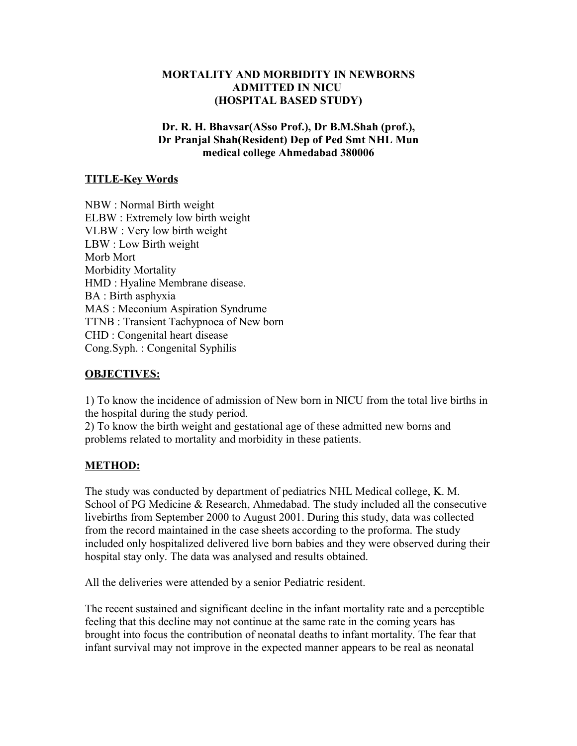# MORTALITY AND MORBIDITY IN NEWBORNS ADMITTED IN NICU (HOSPITAL BASED STUDY)

**Dr. R. H. Bhavsar(ASso Prof.), Dr B.M.Shah (prof.), Dr Pranjal Shah(Resident) Dep of Ped Smt NHL Mun medical college Ahmedabad 380006**

## TITLE-Key Words

NBW : Normal Birth weight
ELBW : Extremely low birth weight
VLBW : Very low birth weight
LBW : Low Birth weight
Morb Mort
Morbidity Mortality
HMD : Hyaline Membrane disease.
BA : Birth asphyxia
MAS : Meconium Aspiration Syndrume
TTNB : Transient Tachypnoea of New born
CHD : Congenital heart disease
Cong.Syph. : Congenital Syphilis

## OBJECTIVES:

1) To know the incidence of admission of New born in NICU from the total live births in the hospital during the study period.
2) To know the birth weight and gestational age of these admitted new borns and problems related to mortality and morbidity in these patients.

## METHOD:

The study was conducted by department of pediatrics NHL Medical college, K. M. School of PG Medicine & Research, Ahmedabad. The study included all the consecutive livebirths from September 2000 to August 2001. During this study, data was collected from the record maintained in the case sheets according to the proforma. The study included only hospitalized delivered live born babies and they were observed during their hospital stay only. The data was analysed and results obtained.

All the deliveries were attended by a senior Pediatric resident.

The recent sustained and significant decline in the infant mortality rate and a perceptible feeling that this decline may not continue at the same rate in the coming years has brought into focus the contribution of neonatal deaths to infant mortality. The fear that infant survival may not improve in the expected manner appears to be real as neonatal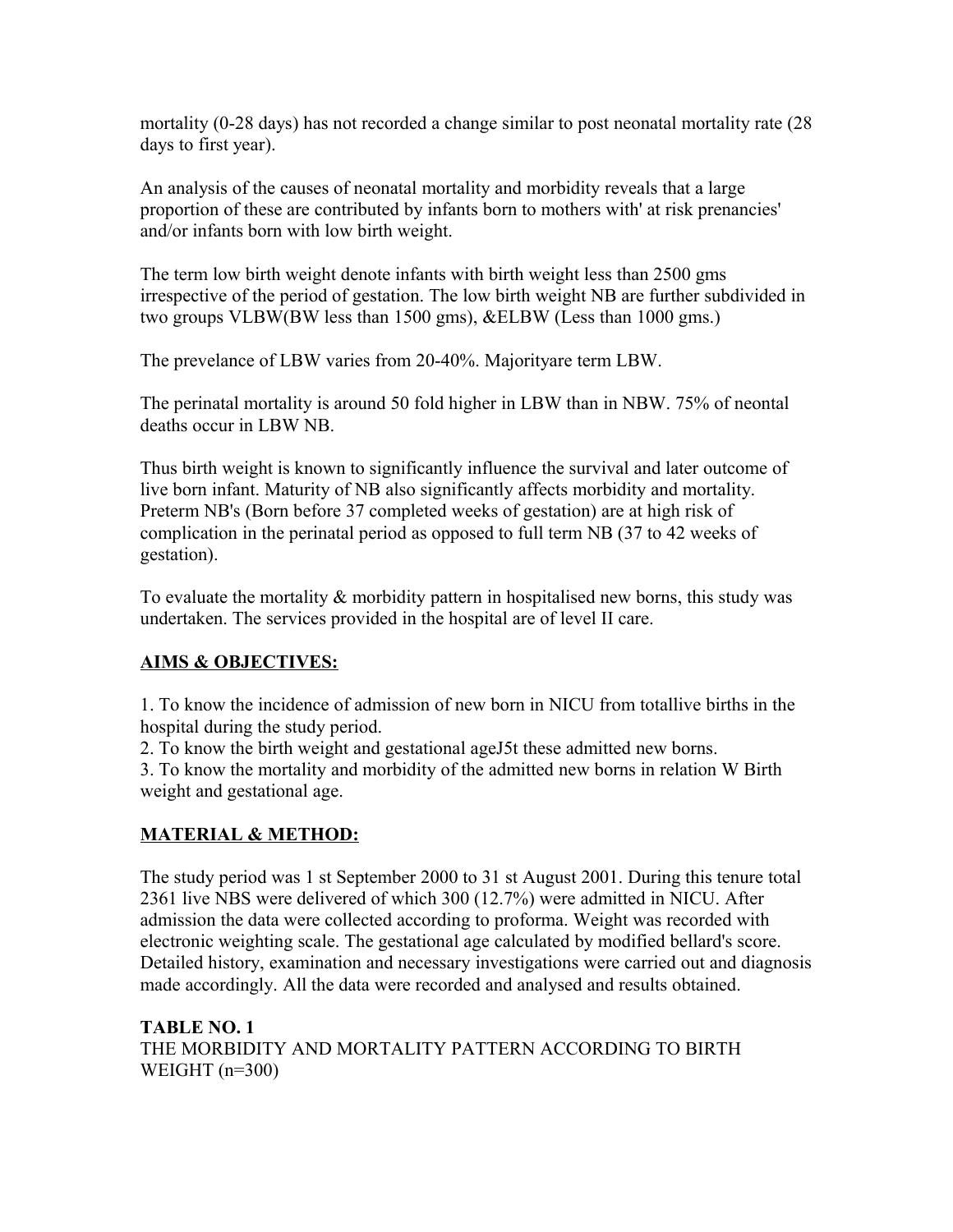mortality (0-28 days) has not recorded a change similar to post neonatal mortality rate (28 days to first year).

An analysis of the causes of neonatal mortality and morbidity reveals that a large proportion of these are contributed by infants born to mothers with' at risk prenancies' and/or infants born with low birth weight.

The term low birth weight denote infants with birth weight less than 2500 gms irrespective of the period of gestation. The low birth weight NB are further subdivided in two groups VLBW(BW less than 1500 gms), &ELBW (Less than 1000 gms.)

The prevelance of LBW varies from 20-40%. Majorityare term LBW.

The perinatal mortality is around 50 fold higher in LBW than in NBW. 75% of neontal deaths occur in LBW NB.

Thus birth weight is known to significantly influence the survival and later outcome of live born infant. Maturity of NB also significantly affects morbidity and mortality. Preterm NB's (Born before 37 completed weeks of gestation) are at high risk of complication in the perinatal period as opposed to full term NB (37 to 42 weeks of gestation).

To evaluate the mortality & morbidity pattern in hospitalised new borns, this study was undertaken. The services provided in the hospital are of level II care.

## AIMS & OBJECTIVES:

1. To know the incidence of admission of new born in NICU from totallive births in the hospital during the study period.
2. To know the birth weight and gestational ageJ5t these admitted new borns.
3. To know the mortality and morbidity of the admitted new borns in relation W Birth weight and gestational age.

## MATERIAL & METHOD:

The study period was 1 st September 2000 to 31 st August 2001. During this tenure total 2361 live NBS were delivered of which 300 (12.7%) were admitted in NICU. After admission the data were collected according to proforma. Weight was recorded with electronic weighting scale. The gestational age calculated by modified bellard's score. Detailed history, examination and necessary investigations were carried out and diagnosis made accordingly. All the data were recorded and analysed and results obtained.

**TABLE NO. 1**
THE MORBIDITY AND MORTALITY PATTERN ACCORDING TO BIRTH WEIGHT (n=300)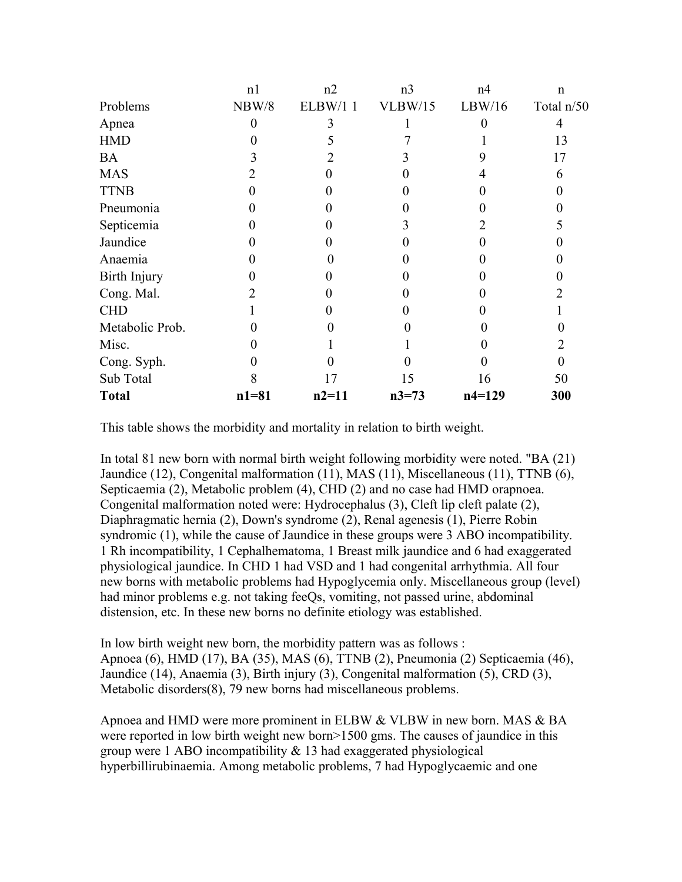| Problems | n1 NBW/8 | n2 ELBW/1 1 | n3 VLBW/15 | n4 LBW/16 | n Total n/50 |
|---|---|---|---|---|---|
| Apnea | 0 | 3 | 1 | 0 | 4 |
| HMD | 0 | 5 | 7 | 1 | 13 |
| BA | 3 | 2 | 3 | 9 | 17 |
| MAS | 2 | 0 | 0 | 4 | 6 |
| TTNB | 0 | 0 | 0 | 0 | 0 |
| Pneumonia | 0 | 0 | 0 | 0 | 0 |
| Septicemia | 0 | 0 | 3 | 2 | 5 |
| Jaundice | 0 | 0 | 0 | 0 | 0 |
| Anaemia | 0 | 0 | 0 | 0 | 0 |
| Birth Injury | 0 | 0 | 0 | 0 | 0 |
| Cong. Mal. | 2 | 0 | 0 | 0 | 2 |
| CHD | 1 | 0 | 0 | 0 | 1 |
| Metabolic Prob. | 0 | 0 | 0 | 0 | 0 |
| Misc. | 0 | 1 | 1 | 0 | 2 |
| Cong. Syph. | 0 | 0 | 0 | 0 | 0 |
| Sub Total | 8 | 17 | 15 | 16 | 50 |
| **Total** | **n1=81** | **n2=11** | **n3=73** | **n4=129** | **300** |

This table shows the morbidity and mortality in relation to birth weight.

In total 81 new born with normal birth weight following morbidity were noted. "BA (21) Jaundice (12), Congenital malformation (11), MAS (11), Miscellaneous (11), TTNB (6), Septicaemia (2), Metabolic problem (4), CHD (2) and no case had HMD orapnoea. Congenital malformation noted were: Hydrocephalus (3), Cleft lip cleft palate (2), Diaphragmatic hernia (2), Down's syndrome (2), Renal agenesis (1), Pierre Robin syndromic (1), while the cause of Jaundice in these groups were 3 ABO incompatibility. 1 Rh incompatibility, 1 Cephalhematoma, 1 Breast milk jaundice and 6 had exaggerated physiological jaundice. In CHD 1 had VSD and 1 had congenital arrhythmia. All four new borns with metabolic problems had Hypoglycemia only. Miscellaneous group (level) had minor problems e.g. not taking feeQs, vomiting, not passed urine, abdominal distension, etc. In these new borns no definite etiology was established.

In low birth weight new born, the morbidity pattern was as follows :
Apnoea (6), HMD (17), BA (35), MAS (6), TTNB (2), Pneumonia (2) Septicaemia (46), Jaundice (14), Anaemia (3), Birth injury (3), Congenital malformation (5), CRD (3), Metabolic disorders(8), 79 new borns had miscellaneous problems.

Apnoea and HMD were more prominent in ELBW & VLBW in new born. MAS & BA were reported in low birth weight new born>1500 gms. The causes of jaundice in this group were 1 ABO incompatibility & 13 had exaggerated physiological hyperbillirubinaemia. Among metabolic problems, 7 had Hypoglycaemic and one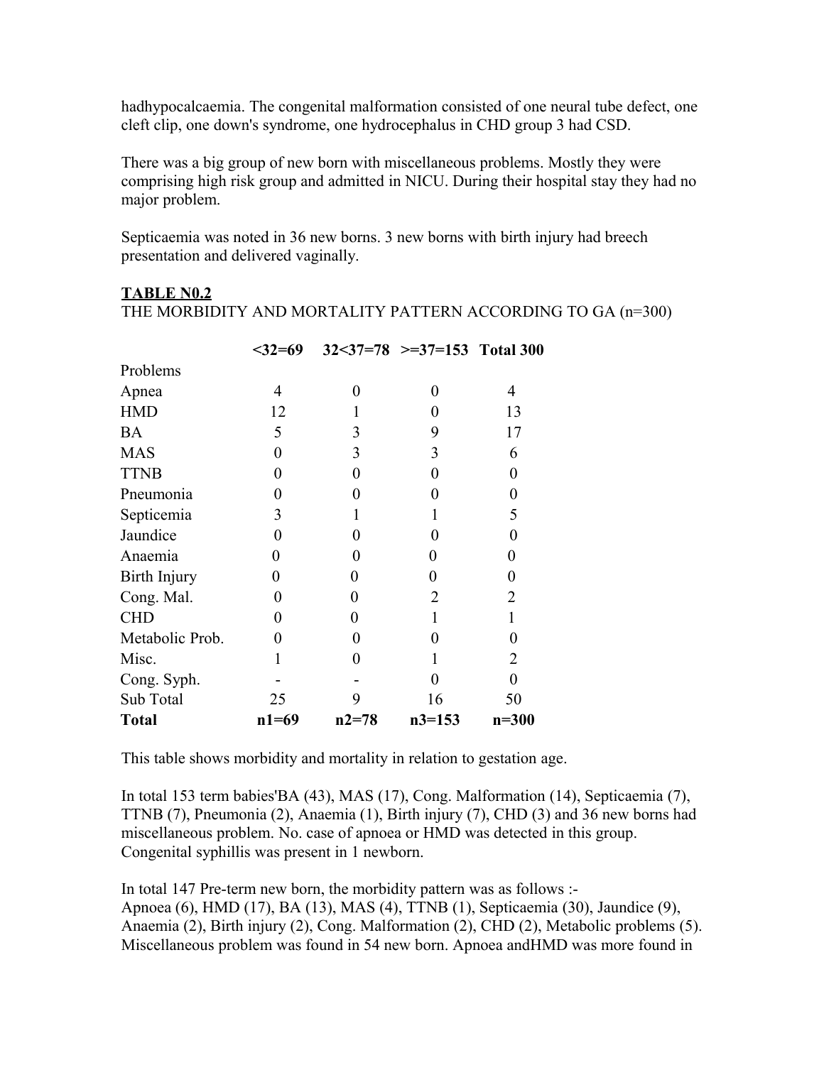hadhypocalcaemia. The congenital malformation consisted of one neural tube defect, one cleft clip, one down's syndrome, one hydrocephalus in CHD group 3 had CSD.

There was a big group of new born with miscellaneous problems. Mostly they were comprising high risk group and admitted in NICU. During their hospital stay they had no major problem.

Septicaemia was noted in 36 new borns. 3 new borns with birth injury had breech presentation and delivered vaginally.

**TABLE N0.2**

THE MORBIDITY AND MORTALITY PATTERN ACCORDING TO GA (n=300)

| Problems | **<32=69** | **32<37=78** | **>=37=153** | **Total 300** |
|---|---|---|---|---|
| Apnea | 4 | 0 | 0 | 4 |
| HMD | 12 | 1 | 0 | 13 |
| BA | 5 | 3 | 9 | 17 |
| MAS | 0 | 3 | 3 | 6 |
| TTNB | 0 | 0 | 0 | 0 |
| Pneumonia | 0 | 0 | 0 | 0 |
| Septicemia | 3 | 1 | 1 | 5 |
| Jaundice | 0 | 0 | 0 | 0 |
| Anaemia | 0 | 0 | 0 | 0 |
| Birth Injury | 0 | 0 | 0 | 0 |
| Cong. Mal. | 0 | 0 | 2 | 2 |
| CHD | 0 | 0 | 1 | 1 |
| Metabolic Prob. | 0 | 0 | 0 | 0 |
| Misc. | 1 | 0 | 1 | 2 |
| Cong. Syph. | - | - | 0 | 0 |
| Sub Total | 25 | 9 | 16 | 50 |
| **Total** | **n1=69** | **n2=78** | **n3=153** | **n=300** |

This table shows morbidity and mortality in relation to gestation age.

In total 153 term babies'BA (43), MAS (17), Cong. Malformation (14), Septicaemia (7), TTNB (7), Pneumonia (2), Anaemia (1), Birth injury (7), CHD (3) and 36 new borns had miscellaneous problem. No. case of apnoea or HMD was detected in this group. Congenital syphillis was present in 1 newborn.

In total 147 Pre-term new born, the morbidity pattern was as follows :-
Apnoea (6), HMD (17), BA (13), MAS (4), TTNB (1), Septicaemia (30), Jaundice (9), Anaemia (2), Birth injury (2), Cong. Malformation (2), CHD (2), Metabolic problems (5). Miscellaneous problem was found in 54 new born. Apnoea andHMD was more found in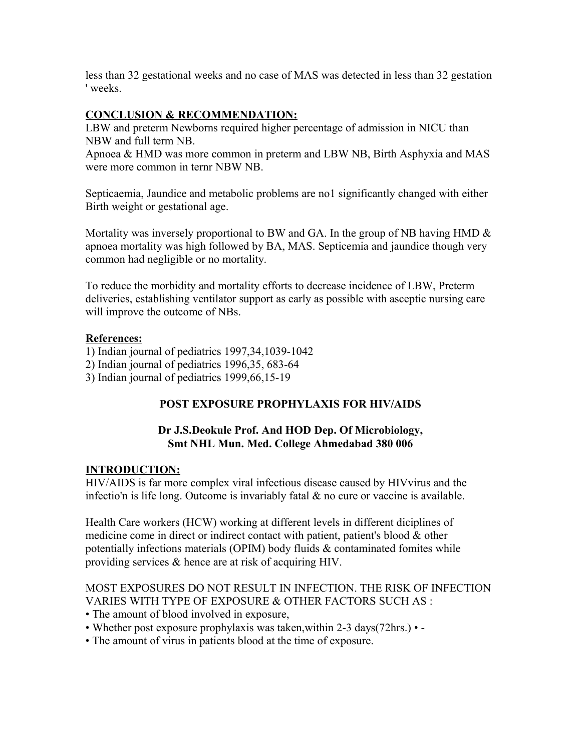less than 32 gestational weeks and no case of MAS was detected in less than 32 gestation ' weeks.

**CONCLUSION & RECOMMENDATION:**

LBW and preterm Newborns required higher percentage of admission in NICU than NBW and full term NB.

Apnoea & HMD was more common in preterm and LBW NB, Birth Asphyxia and MAS were more common in ternr NBW NB.

Septicaemia, Jaundice and metabolic problems are no1 significantly changed with either Birth weight or gestational age.

Mortality was inversely proportional to BW and GA. In the group of NB having HMD & apnoea mortality was high followed by BA, MAS. Septicemia and jaundice though very common had negligible or no mortality.

To reduce the morbidity and mortality efforts to decrease incidence of LBW, Preterm deliveries, establishing ventilator support as early as possible with asceptic nursing care will improve the outcome of NBs.

**References:**

1) Indian journal of pediatrics 1997,34,1039-1042
2) Indian journal of pediatrics 1996,35, 683-64
3) Indian journal of pediatrics 1999,66,15-19

## POST EXPOSURE PROPHYLAXIS FOR HIV/AIDS

**Dr J.S.Deokule Prof. And HOD Dep. Of Microbiology, Smt NHL Mun. Med. College Ahmedabad 380 006**

**INTRODUCTION:**

HIV/AIDS is far more complex viral infectious disease caused by HIVvirus and the infectio'n is life long. Outcome is invariably fatal & no cure or vaccine is available.

Health Care workers (HCW) working at different levels in different diciplines of medicine come in direct or indirect contact with patient, patient's blood & other potentially infections materials (OPIM) body fluids & contaminated fomites while providing services & hence are at risk of acquiring HIV.

MOST EXPOSURES DO NOT RESULT IN INFECTION. THE RISK OF INFECTION VARIES WITH TYPE OF EXPOSURE & OTHER FACTORS SUCH AS :

- The amount of blood involved in exposure,
- Whether post exposure prophylaxis was taken,within 2-3 days(72hrs.) • -
- The amount of virus in patients blood at the time of exposure.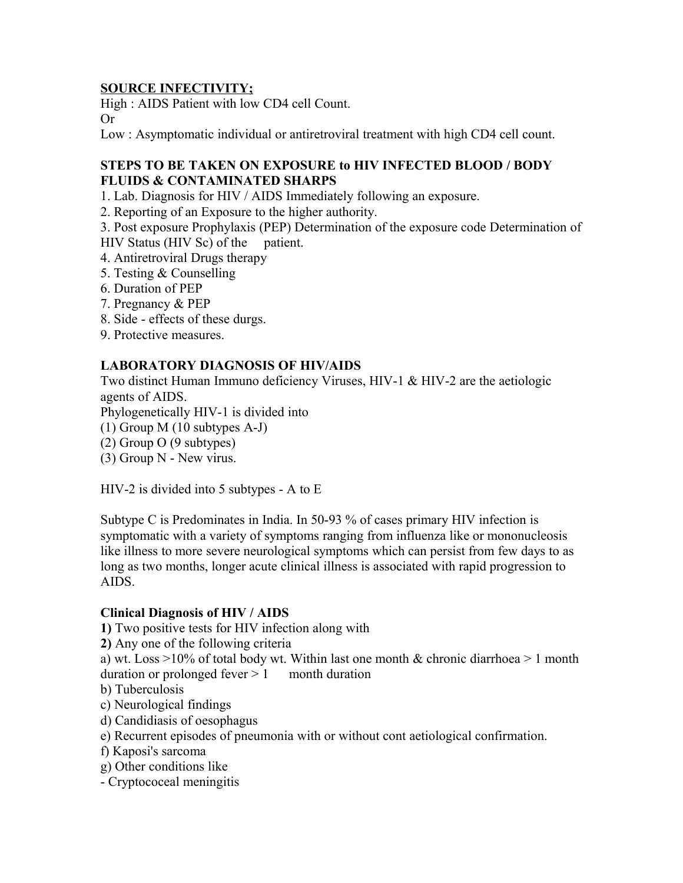**SOURCE INFECTIVITY;**

High : AIDS Patient with low CD4 cell Count.

Or

Low : Asymptomatic individual or antiretroviral treatment with high CD4 cell count.

**STEPS TO BE TAKEN ON EXPOSURE to HIV INFECTED BLOOD / BODY FLUIDS & CONTAMINATED SHARPS**

1. Lab. Diagnosis for HIV / AIDS Immediately following an exposure.
2. Reporting of an Exposure to the higher authority.
3. Post exposure Prophylaxis (PEP) Determination of the exposure code Determination of HIV Status (HIV Sc) of the patient.
4. Antiretroviral Drugs therapy
5. Testing & Counselling
6. Duration of PEP
7. Pregnancy & PEP
8. Side - effects of these durgs.
9. Protective measures.

**LABORATORY DIAGNOSIS OF HIV/AIDS**

Two distinct Human Immuno deficiency Viruses, HIV-1 & HIV-2 are the aetiologic agents of AIDS.

Phylogenetically HIV-1 is divided into

(1) Group M (10 subtypes A-J)

(2) Group O (9 subtypes)

(3) Group N - New virus.

HIV-2 is divided into 5 subtypes - A to E

Subtype C is Predominates in India. In 50-93 % of cases primary HIV infection is symptomatic with a variety of symptoms ranging from influenza like or mononucleosis like illness to more severe neurological symptoms which can persist from few days to as long as two months, longer acute clinical illness is associated with rapid progression to AIDS.

**Clinical Diagnosis of HIV / AIDS**

**1)** Two positive tests for HIV infection along with

**2)** Any one of the following criteria

a) wt. Loss >10% of total body wt. Within last one month & chronic diarrhoea > 1 month duration or prolonged fever > 1 month duration

b) Tuberculosis

c) Neurological findings

d) Candidiasis of oesophagus

e) Recurrent episodes of pneumonia with or without cont aetiological confirmation.

f) Kaposi's sarcoma

g) Other conditions like

- Cryptococeal meningitis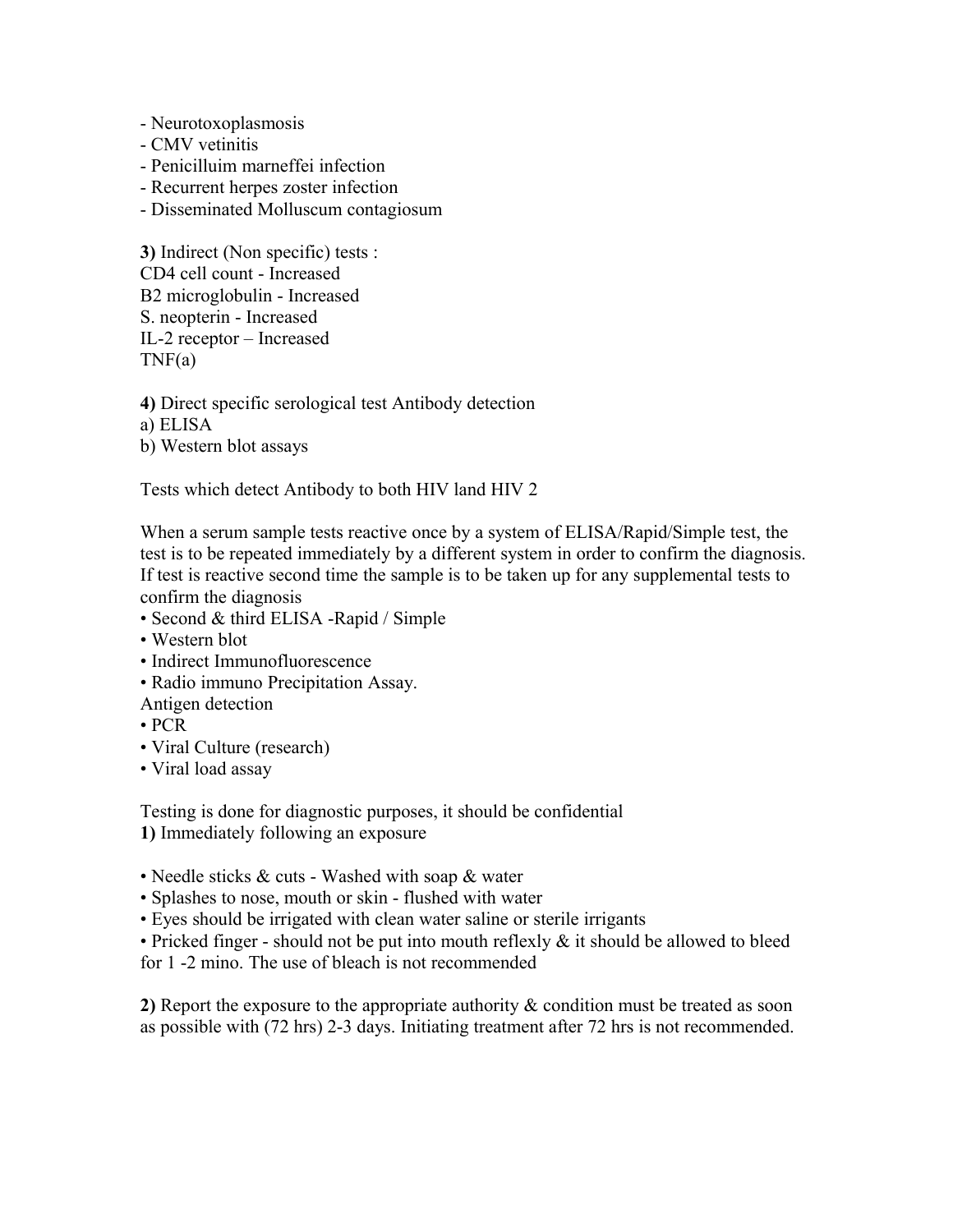- Neurotoxoplasmosis
- CMV vetinitis
- Penicilluim marneffei infection
- Recurrent herpes zoster infection
- Disseminated Molluscum contagiosum

**3)** Indirect (Non specific) tests :
CD4 cell count - Increased
B2 microglobulin - Increased
S. neopterin - Increased
IL-2 receptor – Increased
TNF(a)

**4)** Direct specific serological test Antibody detection
a) ELISA
b) Western blot assays

Tests which detect Antibody to both HIV land HIV 2

When a serum sample tests reactive once by a system of ELISA/Rapid/Simple test, the test is to be repeated immediately by a different system in order to confirm the diagnosis. If test is reactive second time the sample is to be taken up for any supplemental tests to confirm the diagnosis

- Second & third ELISA -Rapid / Simple
- Western blot
- Indirect Immunofluorescence
- Radio immuno Precipitation Assay.

Antigen detection

- PCR
- Viral Culture (research)
- Viral load assay

Testing is done for diagnostic purposes, it should be confidential
**1)** Immediately following an exposure

- Needle sticks & cuts - Washed with soap & water
- Splashes to nose, mouth or skin - flushed with water
- Eyes should be irrigated with clean water saline or sterile irrigants
- Pricked finger - should not be put into mouth reflexly & it should be allowed to bleed for 1 -2 mino. The use of bleach is not recommended

**2)** Report the exposure to the appropriate authority & condition must be treated as soon as possible with (72 hrs) 2-3 days. Initiating treatment after 72 hrs is not recommended.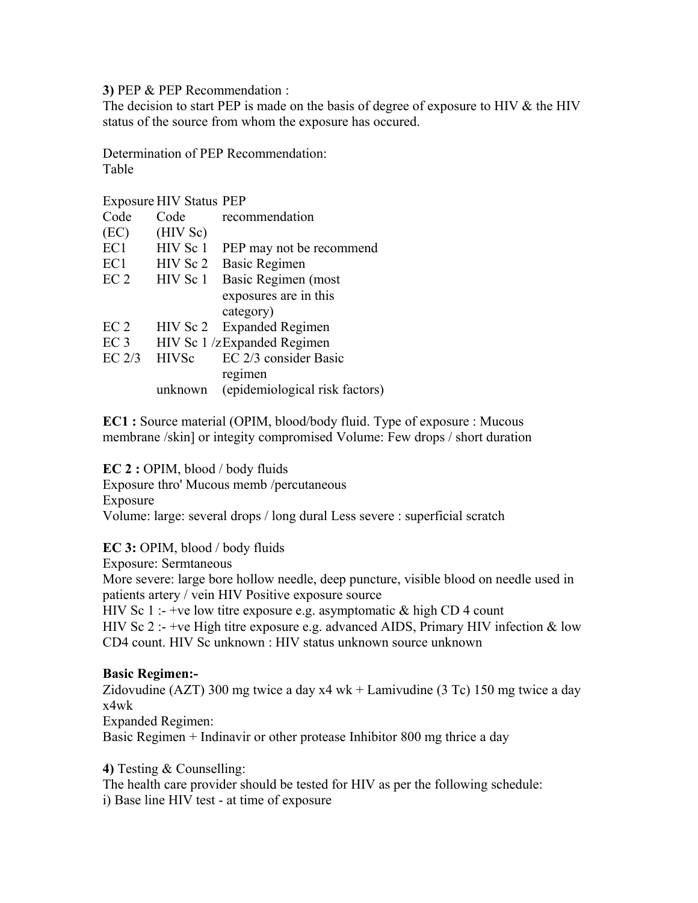**3)** PEP & PEP Recommendation :

The decision to start PEP is made on the basis of degree of exposure to HIV & the HIV status of the source from whom the exposure has occured.

Determination of PEP Recommendation:

Table

| Exposure Code (EC) | HIV Status Code (HIV Sc) | PEP recommendation |
|---|---|---|
| EC1 | HIV Sc 1 | PEP may not be recommend |
| EC1 | HIV Sc 2 | Basic Regimen |
| EC 2 | HIV Sc 1 | Basic Regimen (most exposures are in this category) |
| EC 2 | HIV Sc 2 | Expanded Regimen |
| EC 3 | HIV Sc 1 /z | Expanded Regimen |
| EC 2/3 | HIVSc unknown | EC 2/3 consider Basic regimen (epidemiological risk factors) |

**EC1 :** Source material (OPIM, blood/body fluid. Type of exposure : Mucous membrane /skin] or integity compromised Volume: Few drops / short duration

**EC 2 :** OPIM, blood / body fluids
Exposure thro' Mucous memb /percutaneous
Exposure
Volume: large: several drops / long dural Less severe : superficial scratch

**EC 3:** OPIM, blood / body fluids
Exposure: Sermtaneous
More severe: large bore hollow needle, deep puncture, visible blood on needle used in patients artery / vein HIV Positive exposure source
HIV Sc 1 :- +ve low titre exposure e.g. asymptomatic & high CD 4 count
HIV Sc 2 :- +ve High titre exposure e.g. advanced AIDS, Primary HIV infection & low CD4 count. HIV Sc unknown : HIV status unknown source unknown

**Basic Regimen:-**
Zidovudine (AZT) 300 mg twice a day x4 wk + Lamivudine (3 Tc) 150 mg twice a day x4wk
Expanded Regimen:
Basic Regimen + Indinavir or other protease Inhibitor 800 mg thrice a day

**4)** Testing & Counselling:
The health care provider should be tested for HIV as per the following schedule:
i) Base line HIV test - at time of exposure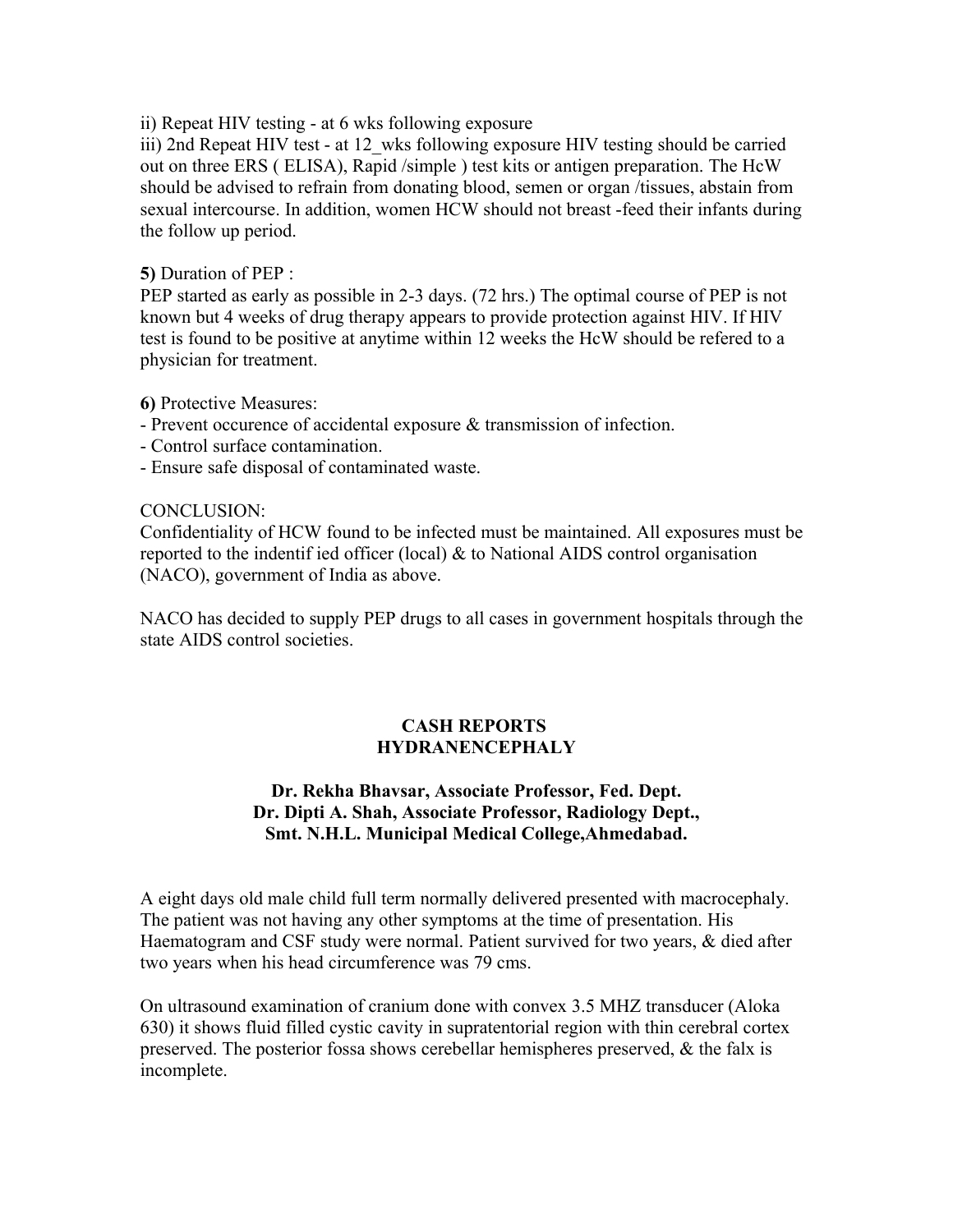ii) Repeat HIV testing - at 6 wks following exposure

iii) 2nd Repeat HIV test - at 12_wks following exposure HIV testing should be carried out on three ERS ( ELISA), Rapid /simple ) test kits or antigen preparation. The HcW should be advised to refrain from donating blood, semen or organ /tissues, abstain from sexual intercourse. In addition, women HCW should not breast -feed their infants during the follow up period.

**5)** Duration of PEP :

PEP started as early as possible in 2-3 days. (72 hrs.) The optimal course of PEP is not known but 4 weeks of drug therapy appears to provide protection against HIV. If HIV test is found to be positive at anytime within 12 weeks the HcW should be refered to a physician for treatment.

**6)** Protective Measures:

- Prevent occurence of accidental exposure & transmission of infection.
- Control surface contamination.
- Ensure safe disposal of contaminated waste.

CONCLUSION:

Confidentiality of HCW found to be infected must be maintained. All exposures must be reported to the indentif ied officer (local) & to National AIDS control organisation (NACO), government of India as above.

NACO has decided to supply PEP drugs to all cases in government hospitals through the state AIDS control societies.

## CASH REPORTS
## HYDRANENCEPHALY

**Dr. Rekha Bhavsar, Associate Professor, Fed. Dept.**
**Dr. Dipti A. Shah, Associate Professor, Radiology Dept.,**
**Smt. N.H.L. Municipal Medical College,Ahmedabad.**

A eight days old male child full term normally delivered presented with macrocephaly. The patient was not having any other symptoms at the time of presentation. His Haematogram and CSF study were normal. Patient survived for two years, & died after two years when his head circumference was 79 cms.

On ultrasound examination of cranium done with convex 3.5 MHZ transducer (Aloka 630) it shows fluid filled cystic cavity in supratentorial region with thin cerebral cortex preserved. The posterior fossa shows cerebellar hemispheres preserved, & the falx is incomplete.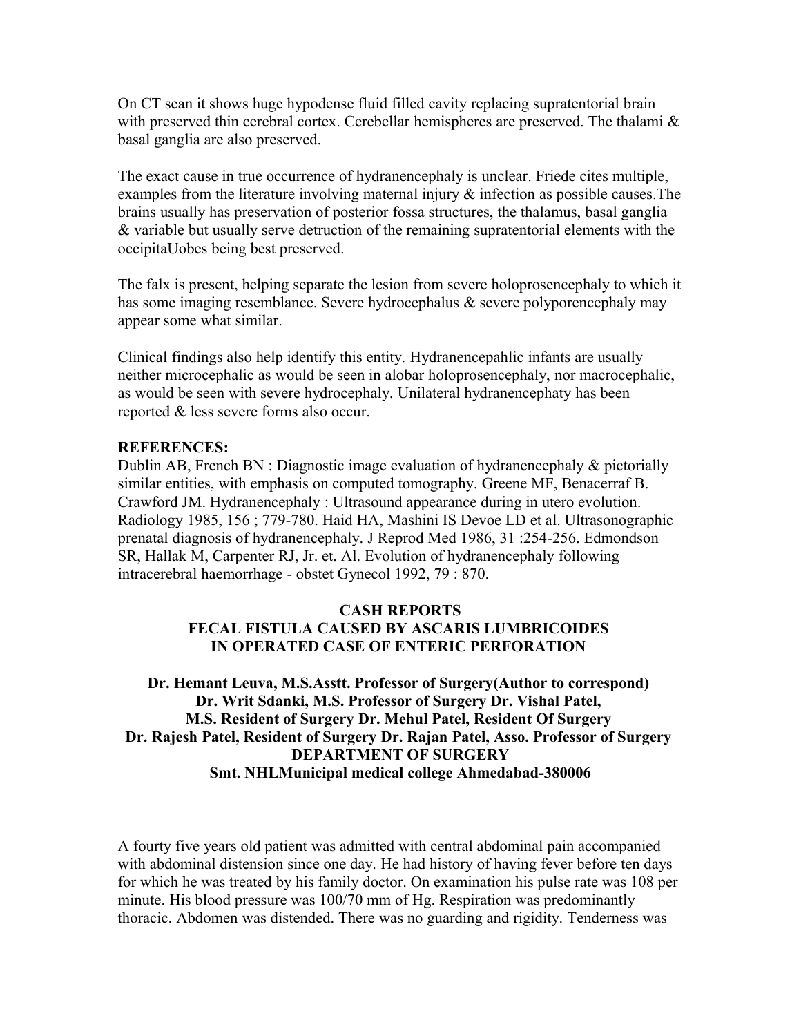On CT scan it shows huge hypodense fluid filled cavity replacing supratentorial brain with preserved thin cerebral cortex. Cerebellar hemispheres are preserved. The thalami & basal ganglia are also preserved.

The exact cause in true occurrence of hydranencephaly is unclear. Friede cites multiple, examples from the literature involving maternal injury & infection as possible causes.The brains usually has preservation of posterior fossa structures, the thalamus, basal ganglia & variable but usually serve detruction of the remaining supratentorial elements with the occipitaUobes being best preserved.

The falx is present, helping separate the lesion from severe holoprosencephaly to which it has some imaging resemblance. Severe hydrocephalus & severe polyporencephaly may appear some what similar.

Clinical findings also help identify this entity. Hydranencepahlic infants are usually neither microcephalic as would be seen in alobar holoprosencephaly, nor macrocephalic, as would be seen with severe hydrocephaly. Unilateral hydranencephaty has been reported & less severe forms also occur.

**REFERENCES:**

Dublin AB, French BN : Diagnostic image evaluation of hydranencephaly & pictorially similar entities, with emphasis on computed tomography. Greene MF, Benacerraf B. Crawford JM. Hydranencephaly : Ultrasound appearance during in utero evolution. Radiology 1985, 156 ; 779-780. Haid HA, Mashini IS Devoe LD et al. Ultrasonographic prenatal diagnosis of hydranencephaly. J Reprod Med 1986, 31 :254-256. Edmondson SR, Hallak M, Carpenter RJ, Jr. et. Al. Evolution of hydranencephaly following intracerebral haemorrhage - obstet Gynecol 1992, 79 : 870.

## CASH REPORTS
## FECAL FISTULA CAUSED BY ASCARIS LUMBRICOIDES IN OPERATED CASE OF ENTERIC PERFORATION

**Dr. Hemant Leuva, M.S.Asstt. Professor of Surgery(Author to correspond) Dr. Writ Sdanki, M.S. Professor of Surgery Dr. Vishal Patel, M.S. Resident of Surgery Dr. Mehul Patel, Resident Of Surgery Dr. Rajesh Patel, Resident of Surgery Dr. Rajan Patel, Asso. Professor of Surgery DEPARTMENT OF SURGERY Smt. NHLMunicipal medical college Ahmedabad-380006**

A fourty five years old patient was admitted with central abdominal pain accompanied with abdominal distension since one day. He had history of having fever before ten days for which he was treated by his family doctor. On examination his pulse rate was 108 per minute. His blood pressure was 100/70 mm of Hg. Respiration was predominantly thoracic. Abdomen was distended. There was no guarding and rigidity. Tenderness was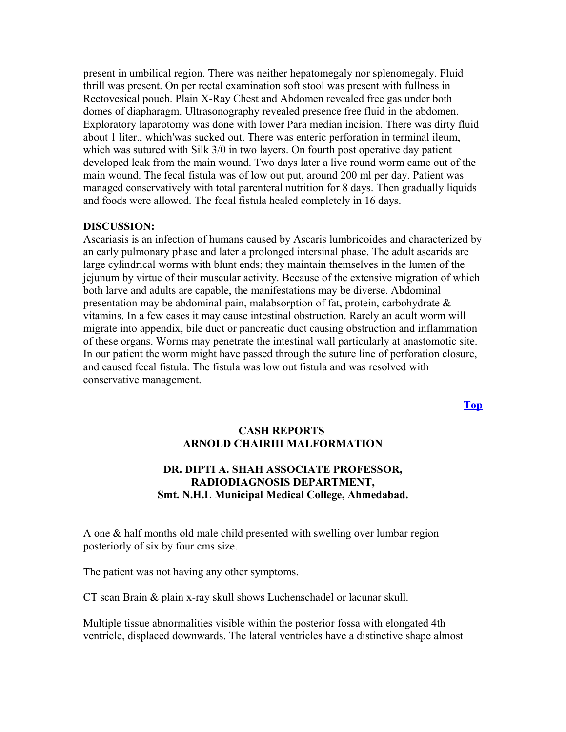present in umbilical region. There was neither hepatomegaly nor splenomegaly. Fluid thrill was present. On per rectal examination soft stool was present with fullness in Rectovesical pouch. Plain X-Ray Chest and Abdomen revealed free gas under both domes of diapharagm. Ultrasonography revealed presence free fluid in the abdomen. Exploratory laparotomy was done with lower Para median incision. There was dirty fluid about 1 liter., which'was sucked out. There was enteric perforation in terminal ileum, which was sutured with Silk 3/0 in two layers. On fourth post operative day patient developed leak from the main wound. Two days later a live round worm came out of the main wound. The fecal fistula was of low out put, around 200 ml per day. Patient was managed conservatively with total parenteral nutrition for 8 days. Then gradually liquids and foods were allowed. The fecal fistula healed completely in 16 days.

**DISCUSSION:**

Ascariasis is an infection of humans caused by Ascaris lumbricoides and characterized by an early pulmonary phase and later a prolonged intersinal phase. The adult ascarids are large cylindrical worms with blunt ends; they maintain themselves in the lumen of the jejunum by virtue of their muscular activity. Because of the extensive migration of which both larve and adults are capable, the manifestations may be diverse. Abdominal presentation may be abdominal pain, malabsorption of fat, protein, carbohydrate & vitamins. In a few cases it may cause intestinal obstruction. Rarely an adult worm will migrate into appendix, bile duct or pancreatic duct causing obstruction and inflammation of these organs. Worms may penetrate the intestinal wall particularly at anastomotic site. In our patient the worm might have passed through the suture line of perforation closure, and caused fecal fistula. The fistula was low out fistula and was resolved with conservative management.

**Top**

## CASH REPORTS
## ARNOLD CHAIRIII MALFORMATION

**DR. DIPTI A. SHAH ASSOCIATE PROFESSOR, RADIODIAGNOSIS DEPARTMENT, Smt. N.H.L Municipal Medical College, Ahmedabad.**

A one & half months old male child presented with swelling over lumbar region posteriorly of six by four cms size.

The patient was not having any other symptoms.

CT scan Brain & plain x-ray skull shows Luchenschadel or lacunar skull.

Multiple tissue abnormalities visible within the posterior fossa with elongated 4th ventricle, displaced downwards. The lateral ventricles have a distinctive shape almost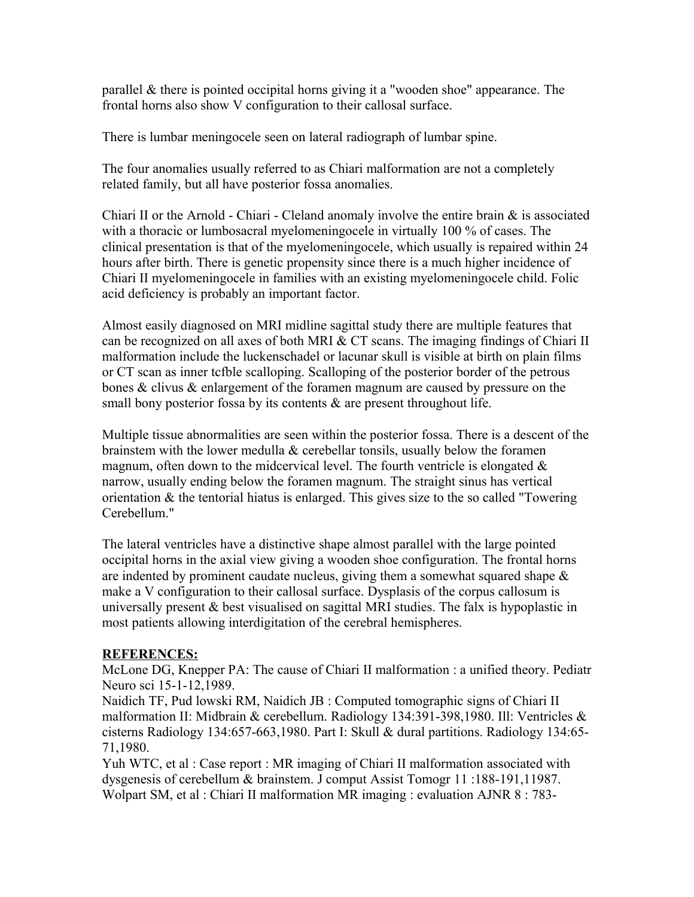parallel & there is pointed occipital horns giving it a "wooden shoe" appearance. The frontal horns also show V configuration to their callosal surface.

There is lumbar meningocele seen on lateral radiograph of lumbar spine.

The four anomalies usually referred to as Chiari malformation are not a completely related family, but all have posterior fossa anomalies.

Chiari II or the Arnold - Chiari - Cleland anomaly involve the entire brain & is associated with a thoracic or lumbosacral myelomeningocele in virtually 100 % of cases. The clinical presentation is that of the myelomeningocele, which usually is repaired within 24 hours after birth. There is genetic propensity since there is a much higher incidence of Chiari II myelomeningocele in families with an existing myelomeningocele child. Folic acid deficiency is probably an important factor.

Almost easily diagnosed on MRI midline sagittal study there are multiple features that can be recognized on all axes of both MRI & CT scans. The imaging findings of Chiari II malformation include the luckenschadel or lacunar skull is visible at birth on plain films or CT scan as inner tcfble scalloping. Scalloping of the posterior border of the petrous bones & clivus & enlargement of the foramen magnum are caused by pressure on the small bony posterior fossa by its contents & are present throughout life.

Multiple tissue abnormalities are seen within the posterior fossa. There is a descent of the brainstem with the lower medulla & cerebellar tonsils, usually below the foramen magnum, often down to the midcervical level. The fourth ventricle is elongated & narrow, usually ending below the foramen magnum. The straight sinus has vertical orientation & the tentorial hiatus is enlarged. This gives size to the so called "Towering Cerebellum."

The lateral ventricles have a distinctive shape almost parallel with the large pointed occipital horns in the axial view giving a wooden shoe configuration. The frontal horns are indented by prominent caudate nucleus, giving them a somewhat squared shape & make a V configuration to their callosal surface. Dysplasis of the corpus callosum is universally present & best visualised on sagittal MRI studies. The falx is hypoplastic in most patients allowing interdigitation of the cerebral hemispheres.

**REFERENCES:**

McLone DG, Knepper PA: The cause of Chiari II malformation : a unified theory. Pediatr Neuro sci 15-1-12,1989.

Naidich TF, Pud lowski RM, Naidich JB : Computed tomographic signs of Chiari II malformation II: Midbrain & cerebellum. Radiology 134:391-398,1980. Ill: Ventricles & cisterns Radiology 134:657-663,1980. Part I: Skull & dural partitions. Radiology 134:65-71,1980.

Yuh WTC, et al : Case report : MR imaging of Chiari II malformation associated with dysgenesis of cerebellum & brainstem. J comput Assist Tomogr 11 :188-191,11987.

Wolpart SM, et al : Chiari II malformation MR imaging : evaluation AJNR 8 : 783-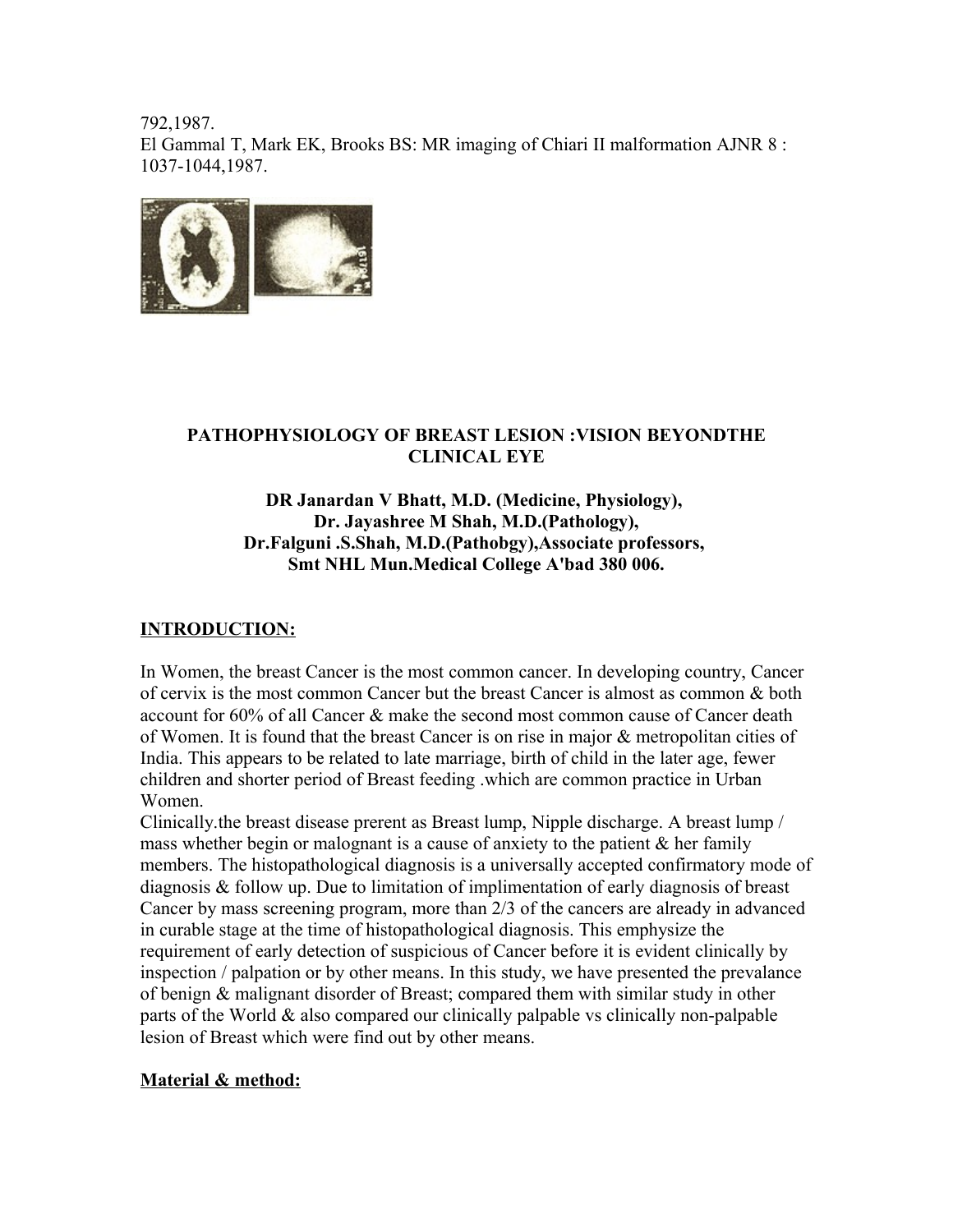792,1987.

El Gammal T, Mark EK, Brooks BS: MR imaging of Chiari II malformation AJNR 8 : 1037-1044,1987.

## PATHOPHYSIOLOGY OF BREAST LESION :VISION BEYONDTHE CLINICAL EYE

**DR Janardan V Bhatt, M.D. (Medicine, Physiology),**
**Dr. Jayashree M Shah, M.D.(Pathology),**
**Dr.Falguni .S.Shah, M.D.(Pathobgy),Associate professors,**
**Smt NHL Mun.Medical College A'bad 380 006.**

### INTRODUCTION:

In Women, the breast Cancer is the most common cancer. In developing country, Cancer of cervix is the most common Cancer but the breast Cancer is almost as common & both account for 60% of all Cancer & make the second most common cause of Cancer death of Women. It is found that the breast Cancer is on rise in major & metropolitan cities of India. This appears to be related to late marriage, birth of child in the later age, fewer children and shorter period of Breast feeding .which are common practice in Urban Women.

Clinically.the breast disease prerent as Breast lump, Nipple discharge. A breast lump / mass whether begin or malognant is a cause of anxiety to the patient & her family members. The histopathological diagnosis is a universally accepted confirmatory mode of diagnosis & follow up. Due to limitation of implimentation of early diagnosis of breast Cancer by mass screening program, more than 2/3 of the cancers are already in advanced in curable stage at the time of histopathological diagnosis. This emphysize the requirement of early detection of suspicious of Cancer before it is evident clinically by inspection / palpation or by other means. In this study, we have presented the prevalance of benign & malignant disorder of Breast; compared them with similar study in other parts of the World & also compared our clinically palpable vs clinically non-palpable lesion of Breast which were find out by other means.

### Material & method: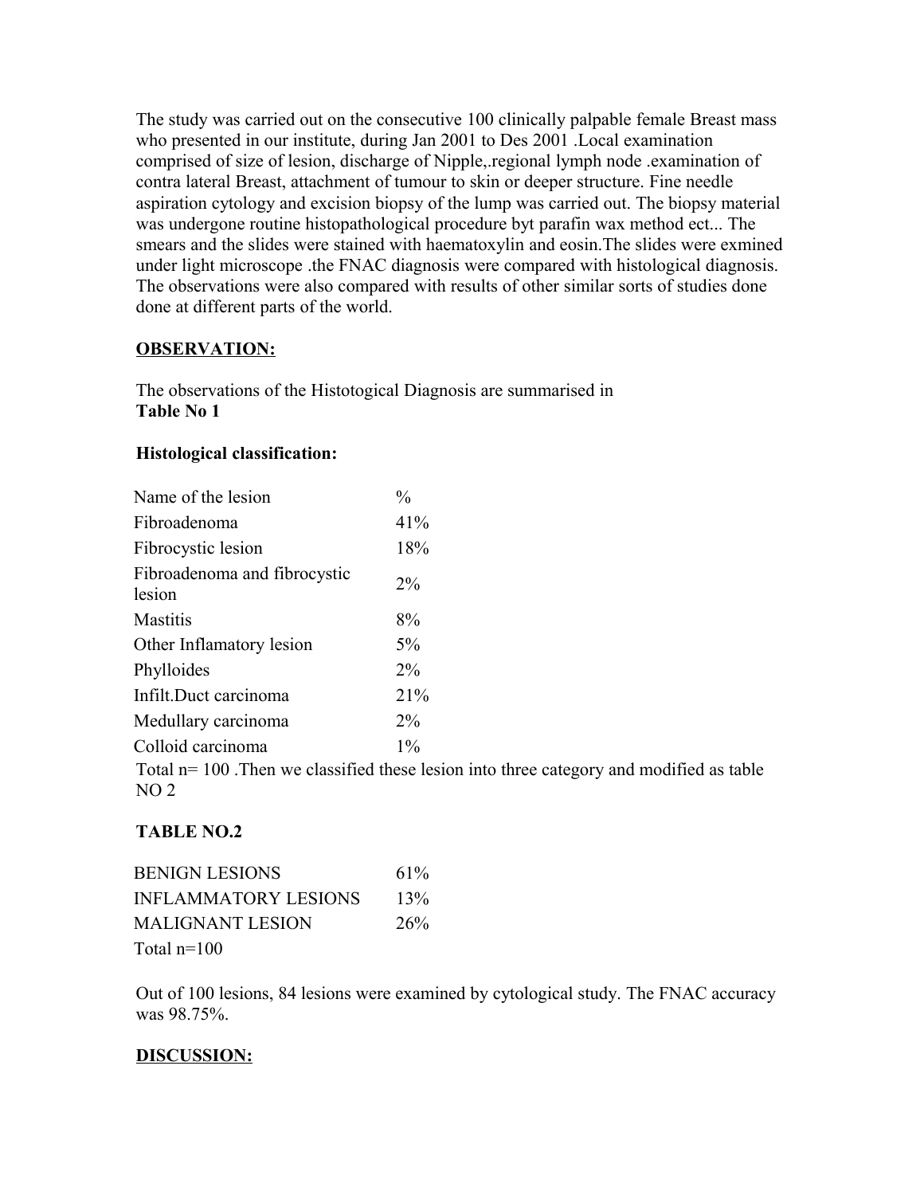The study was carried out on the consecutive 100 clinically palpable female Breast mass who presented in our institute, during Jan 2001 to Des 2001 .Local examination comprised of size of lesion, discharge of Nipple,.regional lymph node .examination of contra lateral Breast, attachment of tumour to skin or deeper structure. Fine needle aspiration cytology and excision biopsy of the lump was carried out. The biopsy material was undergone routine histopathological procedure byt parafin wax method ect... The smears and the slides were stained with haematoxylin and eosin.The slides were exmined under light microscope .the FNAC diagnosis were compared with histological diagnosis. The observations were also compared with results of other similar sorts of studies done done at different parts of the world.

## OBSERVATION:

The observations of the Histotogical Diagnosis are summarised in
**Table No 1**

**Histological classification:**

| Name of the lesion | % |
|---|---|
| Fibroadenoma | 41% |
| Fibrocystic lesion | 18% |
| Fibroadenoma and fibrocystic lesion | 2% |
| Mastitis | 8% |
| Other Inflamatory lesion | 5% |
| Phylloides | 2% |
| Infilt.Duct carcinoma | 21% |
| Medullary carcinoma | 2% |
| Colloid carcinoma | 1% |

Total n= 100 .Then we classified these lesion into three category and modified as table NO 2

**TABLE NO.2**

| BENIGN LESIONS | 61% |
|---|---|
| INFLAMMATORY LESIONS | 13% |
| MALIGNANT LESION | 26% |
| Total n=100 | |

Out of 100 lesions, 84 lesions were examined by cytological study. The FNAC accuracy was 98.75%.

## DISCUSSION: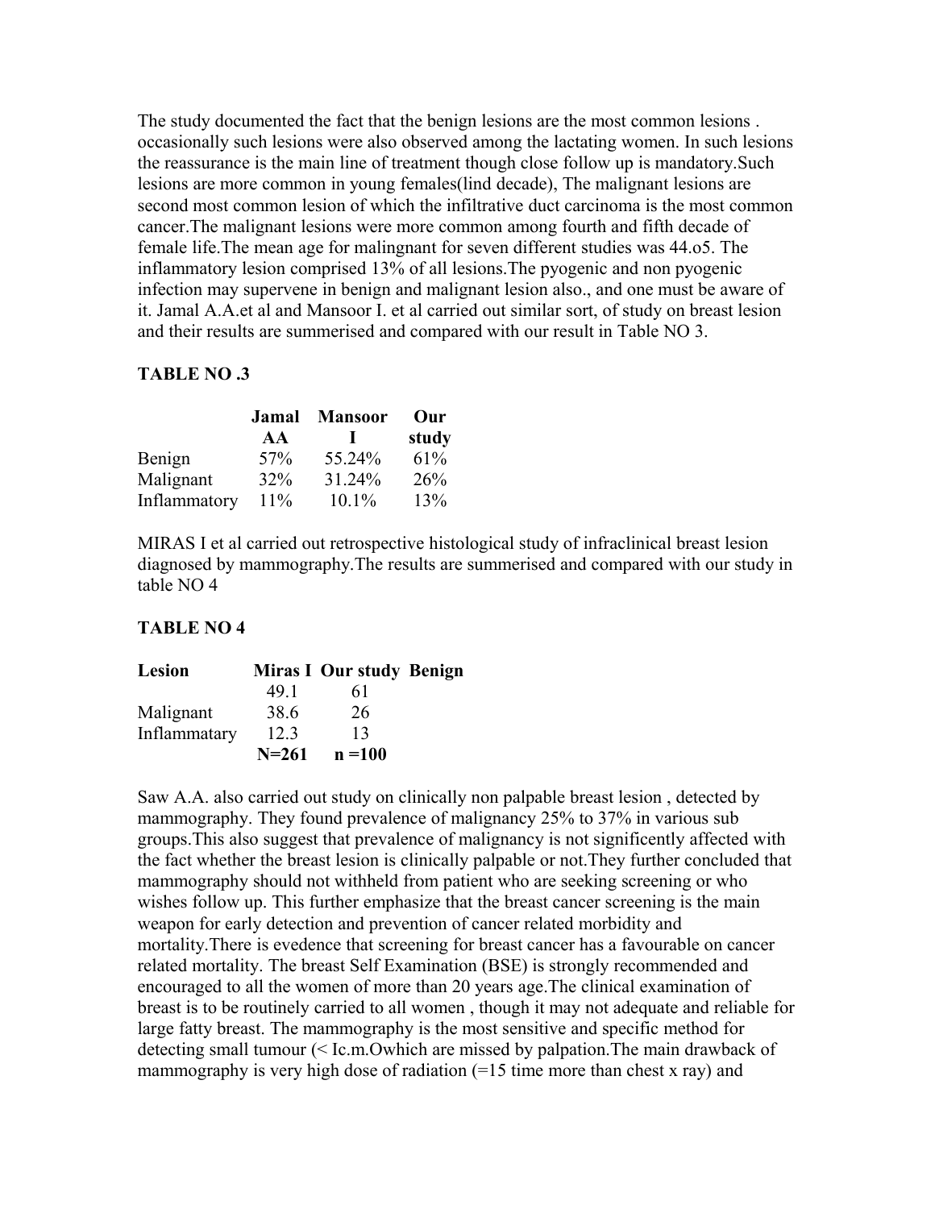The study documented the fact that the benign lesions are the most common lesions . occasionally such lesions were also observed among the lactating women. In such lesions the reassurance is the main line of treatment though close follow up is mandatory.Such lesions are more common in young females(lind decade), The malignant lesions are second most common lesion of which the infiltrative duct carcinoma is the most common cancer.The malignant lesions were more common among fourth and fifth decade of female life.The mean age for malingnant for seven different studies was 44.o5. The inflammatory lesion comprised 13% of all lesions.The pyogenic and non pyogenic infection may supervene in benign and malignant lesion also., and one must be aware of it. Jamal A.A.et al and Mansoor I. et al carried out similar sort, of study on breast lesion and their results are summerised and compared with our result in Table NO 3.

**TABLE NO .3**

| | Jamal AA | Mansoor I | Our study |
|---|---|---|---|
| Benign | 57% | 55.24% | 61% |
| Malignant | 32% | 31.24% | 26% |
| Inflammatory | 11% | 10.1% | 13% |

MIRAS I et al carried out retrospective histological study of infraclinical breast lesion diagnosed by mammography.The results are summerised and compared with our study in table NO 4

**TABLE NO 4**

| Lesion | Miras I | Our study | Benign |
|---|---|---|---|
| | 49.1 | 61 | |
| Malignant | 38.6 | 26 | |
| Inflammatary | 12.3 | 13 | |
| | **N=261** | **n =100** | |

Saw A.A. also carried out study on clinically non palpable breast lesion , detected by mammography. They found prevalence of malignancy 25% to 37% in various sub groups.This also suggest that prevalence of malignancy is not significently affected with the fact whether the breast lesion is clinically palpable or not.They further concluded that mammography should not withheld from patient who are seeking screening or who wishes follow up. This further emphasize that the breast cancer screening is the main weapon for early detection and prevention of cancer related morbidity and mortality.There is evedence that screening for breast cancer has a favourable on cancer related mortality. The breast Self Examination (BSE) is strongly recommended and encouraged to all the women of more than 20 years age.The clinical examination of breast is to be routinely carried to all women , though it may not adequate and reliable for large fatty breast. The mammography is the most sensitive and specific method for detecting small tumour (< Ic.m.Owhich are missed by palpation.The main drawback of mammography is very high dose of radiation (=15 time more than chest x ray) and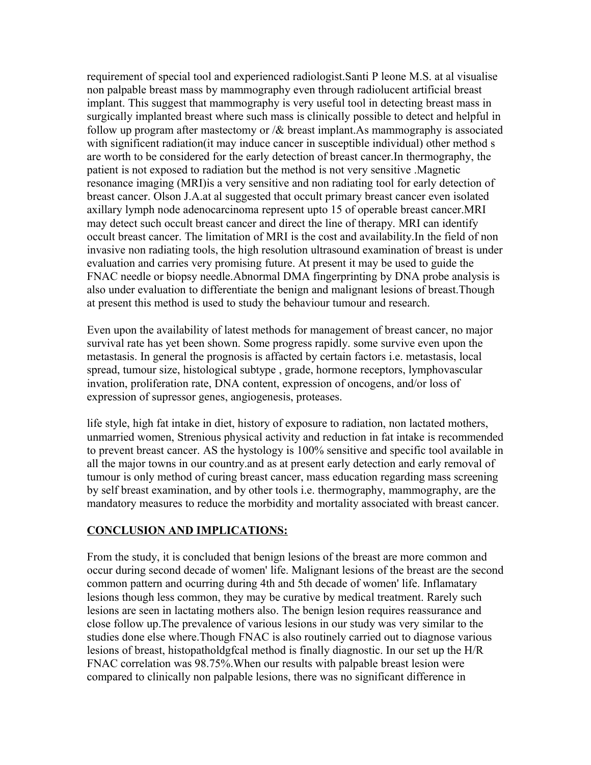requirement of special tool and experienced radiologist.Santi P leone M.S. at al visualise non palpable breast mass by mammography even through radiolucent artificial breast implant. This suggest that mammography is very useful tool in detecting breast mass in surgically implanted breast where such mass is clinically possible to detect and helpful in follow up program after mastectomy or /& breast implant.As mammography is associated with significent radiation(it may induce cancer in susceptible individual) other method s are worth to be considered for the early detection of breast cancer.In thermography, the patient is not exposed to radiation but the method is not very sensitive .Magnetic resonance imaging (MRI)is a very sensitive and non radiating tool for early detection of breast cancer. Olson J.A.at al suggested that occult primary breast cancer even isolated axillary lymph node adenocarcinoma represent upto 15 of operable breast cancer.MRI may detect such occult breast cancer and direct the line of therapy. MRI can identify occult breast cancer. The limitation of MRI is the cost and availability.In the field of non invasive non radiating tools, the high resolution ultrasound examination of breast is under evaluation and carries very promising future. At present it may be used to guide the FNAC needle or biopsy needle.Abnormal DMA fingerprinting by DNA probe analysis is also under evaluation to differentiate the benign and malignant lesions of breast.Though at present this method is used to study the behaviour tumour and research.

Even upon the availability of latest methods for management of breast cancer, no major survival rate has yet been shown. Some progress rapidly. some survive even upon the metastasis. In general the prognosis is affacted by certain factors i.e. metastasis, local spread, tumour size, histological subtype , grade, hormone receptors, lymphovascular invation, proliferation rate, DNA content, expression of oncogens, and/or loss of expression of supressor genes, angiogenesis, proteases.

life style, high fat intake in diet, history of exposure to radiation, non lactated mothers, unmarried women, Strenious physical activity and reduction in fat intake is recommended to prevent breast cancer. AS the hystology is 100% sensitive and specific tool available in all the major towns in our country.and as at present early detection and early removal of tumour is only method of curing breast cancer, mass education regarding mass screening by self breast examination, and by other tools i.e. thermography, mammography, are the mandatory measures to reduce the morbidity and mortality associated with breast cancer.

## <u>CONCLUSION AND IMPLICATIONS:</u>

From the study, it is concluded that benign lesions of the breast are more common and occur during second decade of women' life. Malignant lesions of the breast are the second common pattern and ocurring during 4th and 5th decade of women' life. Inflamatary lesions though less common, they may be curative by medical treatment. Rarely such lesions are seen in lactating mothers also. The benign lesion requires reassurance and close follow up.The prevalence of various lesions in our study was very similar to the studies done else where.Though FNAC is also routinely carried out to diagnose various lesions of breast, histopatholdgfcal method is finally diagnostic. In our set up the H/R FNAC correlation was 98.75%.When our results with palpable breast lesion were compared to clinically non palpable lesions, there was no significant difference in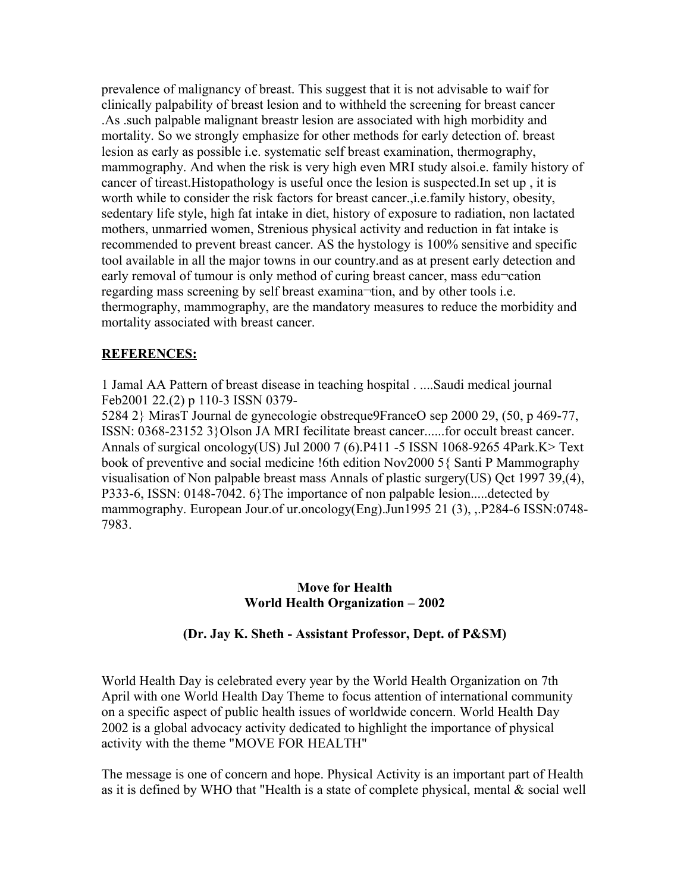prevalence of malignancy of breast. This suggest that it is not advisable to waif for clinically palpability of breast lesion and to withheld the screening for breast cancer .As .such palpable malignant breastr lesion are associated with high morbidity and mortality. So we strongly emphasize for other methods for early detection of. breast lesion as early as possible i.e. systematic self breast examination, thermography, mammography. And when the risk is very high even MRI study alsoi.e. family history of cancer of tireast.Histopathology is useful once the lesion is suspected.In set up , it is worth while to consider the risk factors for breast cancer.,i.e.family history, obesity, sedentary life style, high fat intake in diet, history of exposure to radiation, non lactated mothers, unmarried women, Strenious physical activity and reduction in fat intake is recommended to prevent breast cancer. AS the hystology is 100% sensitive and specific tool available in all the major towns in our country.and as at present early detection and early removal of tumour is only method of curing breast cancer, mass edu¬cation regarding mass screening by self breast examina¬tion, and by other tools i.e. thermography, mammography, are the mandatory measures to reduce the morbidity and mortality associated with breast cancer.

**REFERENCES:**

1 Jamal AA Pattern of breast disease in teaching hospital . ....Saudi medical journal Feb2001 22.(2) p 110-3 ISSN 0379-5284 2} MirasT Journal de gynecologie obstreque9FranceO sep 2000 29, (50, p 469-77, ISSN: 0368-23152 3}Olson JA MRI fecilitate breast cancer......for occult breast cancer. Annals of surgical oncology(US) Jul 2000 7 (6).P411 -5 ISSN 1068-9265 4Park.K> Text book of preventive and social medicine !6th edition Nov2000 5{ Santi P Mammography visualisation of Non palpable breast mass Annals of plastic surgery(US) Qct 1997 39,(4), P333-6, ISSN: 0148-7042. 6}The importance of non palpable lesion.....detected by mammography. European Jour.of ur.oncology(Eng).Jun1995 21 (3), ,.P284-6 ISSN:0748-7983.

## Move for Health
## World Health Organization – 2002

**(Dr. Jay K. Sheth - Assistant Professor, Dept. of P&SM)**

World Health Day is celebrated every year by the World Health Organization on 7th April with one World Health Day Theme to focus attention of international community on a specific aspect of public health issues of worldwide concern. World Health Day 2002 is a global advocacy activity dedicated to highlight the importance of physical activity with the theme "MOVE FOR HEALTH"

The message is one of concern and hope. Physical Activity is an important part of Health as it is defined by WHO that "Health is a state of complete physical, mental & social well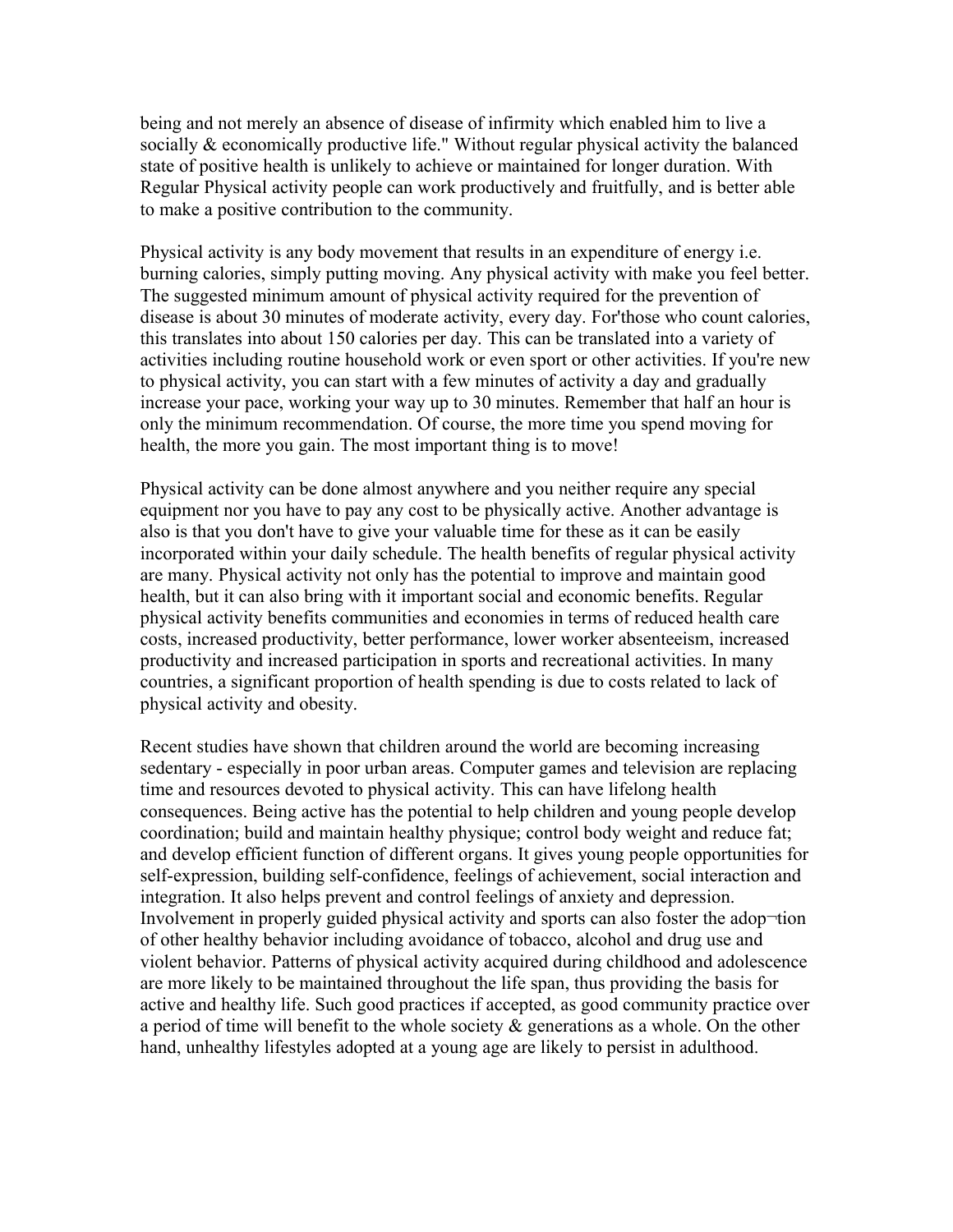being and not merely an absence of disease of infirmity which enabled him to live a socially & economically productive life." Without regular physical activity the balanced state of positive health is unlikely to achieve or maintained for longer duration. With Regular Physical activity people can work productively and fruitfully, and is better able to make a positive contribution to the community.

Physical activity is any body movement that results in an expenditure of energy i.e. burning calories, simply putting moving. Any physical activity with make you feel better. The suggested minimum amount of physical activity required for the prevention of disease is about 30 minutes of moderate activity, every day. For'those who count calories, this translates into about 150 calories per day. This can be translated into a variety of activities including routine household work or even sport or other activities. If you're new to physical activity, you can start with a few minutes of activity a day and gradually increase your pace, working your way up to 30 minutes. Remember that half an hour is only the minimum recommendation. Of course, the more time you spend moving for health, the more you gain. The most important thing is to move!

Physical activity can be done almost anywhere and you neither require any special equipment nor you have to pay any cost to be physically active. Another advantage is also is that you don't have to give your valuable time for these as it can be easily incorporated within your daily schedule. The health benefits of regular physical activity are many. Physical activity not only has the potential to improve and maintain good health, but it can also bring with it important social and economic benefits. Regular physical activity benefits communities and economies in terms of reduced health care costs, increased productivity, better performance, lower worker absenteeism, increased productivity and increased participation in sports and recreational activities. In many countries, a significant proportion of health spending is due to costs related to lack of physical activity and obesity.

Recent studies have shown that children around the world are becoming increasing sedentary - especially in poor urban areas. Computer games and television are replacing time and resources devoted to physical activity. This can have lifelong health consequences. Being active has the potential to help children and young people develop coordination; build and maintain healthy physique; control body weight and reduce fat; and develop efficient function of different organs. It gives young people opportunities for self-expression, building self-confidence, feelings of achievement, social interaction and integration. It also helps prevent and control feelings of anxiety and depression. Involvement in properly guided physical activity and sports can also foster the adop¬tion of other healthy behavior including avoidance of tobacco, alcohol and drug use and violent behavior. Patterns of physical activity acquired during childhood and adolescence are more likely to be maintained throughout the life span, thus providing the basis for active and healthy life. Such good practices if accepted, as good community practice over a period of time will benefit to the whole society & generations as a whole. On the other hand, unhealthy lifestyles adopted at a young age are likely to persist in adulthood.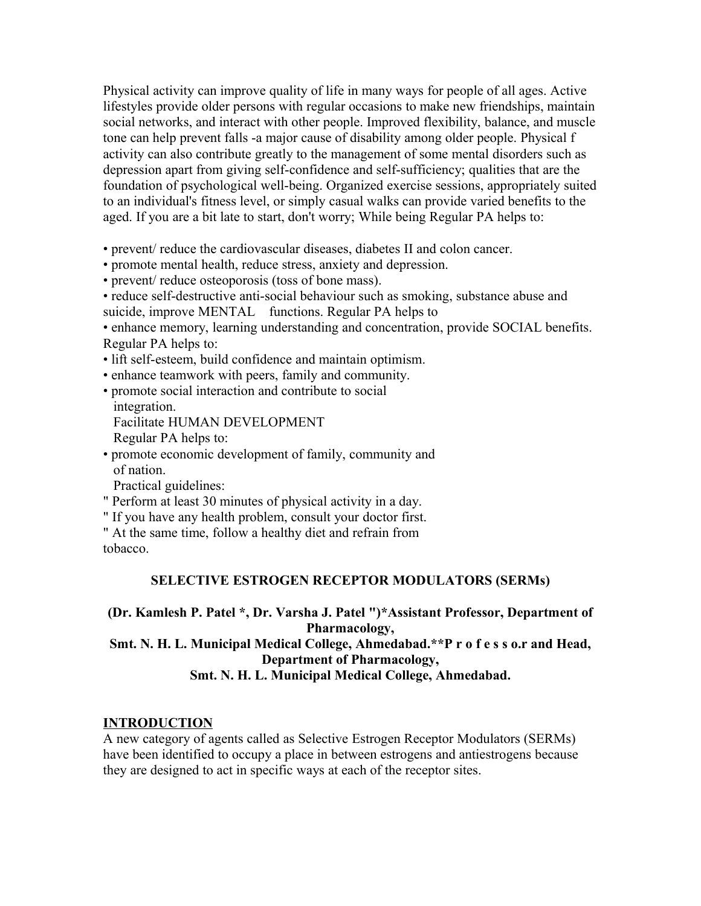Physical activity can improve quality of life in many ways for people of all ages. Active lifestyles provide older persons with regular occasions to make new friendships, maintain social networks, and interact with other people. Improved flexibility, balance, and muscle tone can help prevent falls -a major cause of disability among older people. Physical f activity can also contribute greatly to the management of some mental disorders such as depression apart from giving self-confidence and self-sufficiency; qualities that are the foundation of psychological well-being. Organized exercise sessions, appropriately suited to an individual's fitness level, or simply casual walks can provide varied benefits to the aged. If you are a bit late to start, don't worry; While being Regular PA helps to:

- prevent/ reduce the cardiovascular diseases, diabetes II and colon cancer.
- promote mental health, reduce stress, anxiety and depression.
- prevent/ reduce osteoporosis (toss of bone mass).
- reduce self-destructive anti-social behaviour such as smoking, substance abuse and suicide, improve MENTAL functions. Regular PA helps to
- enhance memory, learning understanding and concentration, provide SOCIAL benefits. Regular PA helps to:
- lift self-esteem, build confidence and maintain optimism.
- enhance teamwork with peers, family and community.
- promote social interaction and contribute to social integration.
  Facilitate HUMAN DEVELOPMENT
  Regular PA helps to:
- promote economic development of family, community and of nation.
  Practical guidelines:

" Perform at least 30 minutes of physical activity in a day.
" If you have any health problem, consult your doctor first.
" At the same time, follow a healthy diet and refrain from tobacco.

## SELECTIVE ESTROGEN RECEPTOR MODULATORS (SERMs)

**(Dr. Kamlesh P. Patel *, Dr. Varsha J. Patel ")*Assistant Professor, Department of Pharmacology,**
**Smt. N. H. L. Municipal Medical College, Ahmedabad.**P r o f e s s o.r and Head, Department of Pharmacology,**
**Smt. N. H. L. Municipal Medical College, Ahmedabad.**

### INTRODUCTION

A new category of agents called as Selective Estrogen Receptor Modulators (SERMs) have been identified to occupy a place in between estrogens and antiestrogens because they are designed to act in specific ways at each of the receptor sites.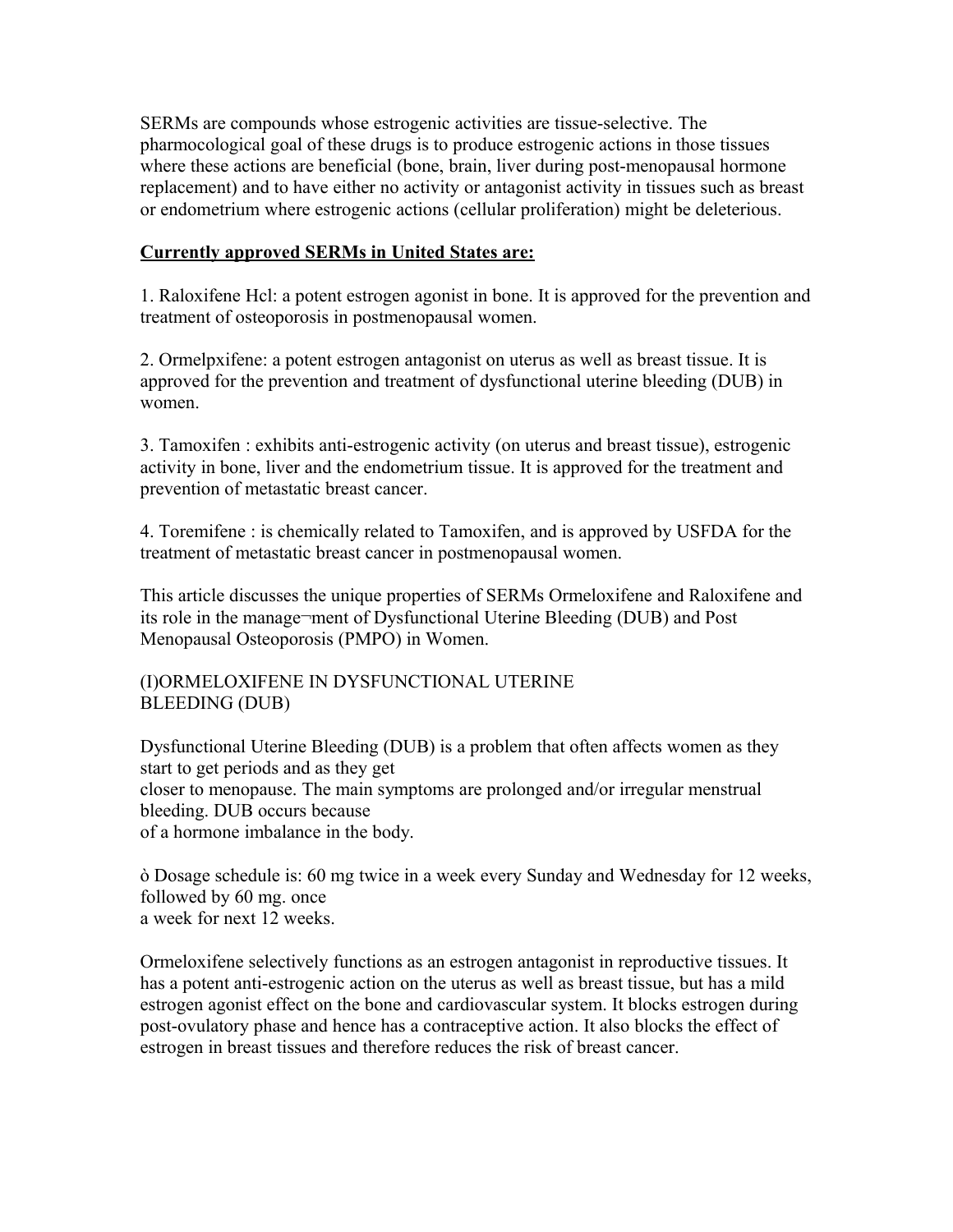SERMs are compounds whose estrogenic activities are tissue-selective. The pharmocological goal of these drugs is to produce estrogenic actions in those tissues where these actions are beneficial (bone, brain, liver during post-menopausal hormone replacement) and to have either no activity or antagonist activity in tissues such as breast or endometrium where estrogenic actions (cellular proliferation) might be deleterious.

**Currently approved SERMs in United States are:**

1. Raloxifene Hcl: a potent estrogen agonist in bone. It is approved for the prevention and treatment of osteoporosis in postmenopausal women.

2. Ormelpxifene: a potent estrogen antagonist on uterus as well as breast tissue. It is approved for the prevention and treatment of dysfunctional uterine bleeding (DUB) in women.

3. Tamoxifen : exhibits anti-estrogenic activity (on uterus and breast tissue), estrogenic activity in bone, liver and the endometrium tissue. It is approved for the treatment and prevention of metastatic breast cancer.

4. Toremifene : is chemically related to Tamoxifen, and is approved by USFDA for the treatment of metastatic breast cancer in postmenopausal women.

This article discusses the unique properties of SERMs Ormeloxifene and Raloxifene and its role in the manage¬ment of Dysfunctional Uterine Bleeding (DUB) and Post Menopausal Osteoporosis (PMPO) in Women.

(I)ORMELOXIFENE IN DYSFUNCTIONAL UTERINE BLEEDING (DUB)

Dysfunctional Uterine Bleeding (DUB) is a problem that often affects women as they start to get periods and as they get closer to menopause. The main symptoms are prolonged and/or irregular menstrual bleeding. DUB occurs because of a hormone imbalance in the body.

ò Dosage schedule is: 60 mg twice in a week every Sunday and Wednesday for 12 weeks, followed by 60 mg. once a week for next 12 weeks.

Ormeloxifene selectively functions as an estrogen antagonist in reproductive tissues. It has a potent anti-estrogenic action on the uterus as well as breast tissue, but has a mild estrogen agonist effect on the bone and cardiovascular system. It blocks estrogen during post-ovulatory phase and hence has a contraceptive action. It also blocks the effect of estrogen in breast tissues and therefore reduces the risk of breast cancer.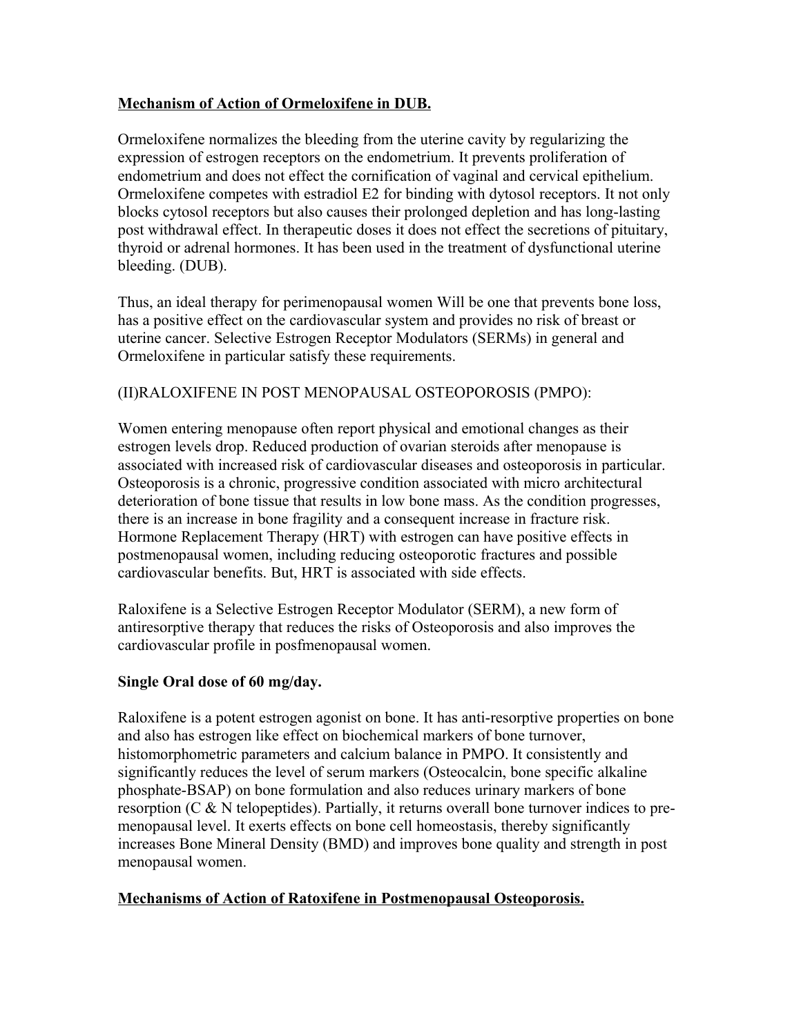**<u>Mechanism of Action of Ormeloxifene in DUB.</u>**

Ormeloxifene normalizes the bleeding from the uterine cavity by regularizing the expression of estrogen receptors on the endometrium. It prevents proliferation of endometrium and does not effect the cornification of vaginal and cervical epithelium. Ormeloxifene competes with estradiol E2 for binding with dytosol receptors. It not only blocks cytosol receptors but also causes their prolonged depletion and has long-lasting post withdrawal effect. In therapeutic doses it does not effect the secretions of pituitary, thyroid or adrenal hormones. It has been used in the treatment of dysfunctional uterine bleeding. (DUB).

Thus, an ideal therapy for perimenopausal women Will be one that prevents bone loss, has a positive effect on the cardiovascular system and provides no risk of breast or uterine cancer. Selective Estrogen Receptor Modulators (SERMs) in general and Ormeloxifene in particular satisfy these requirements.

(II)RALOXIFENE IN POST MENOPAUSAL OSTEOPOROSIS (PMPO):

Women entering menopause often report physical and emotional changes as their estrogen levels drop. Reduced production of ovarian steroids after menopause is associated with increased risk of cardiovascular diseases and osteoporosis in particular. Osteoporosis is a chronic, progressive condition associated with micro architectural deterioration of bone tissue that results in low bone mass. As the condition progresses, there is an increase in bone fragility and a consequent increase in fracture risk. Hormone Replacement Therapy (HRT) with estrogen can have positive effects in postmenopausal women, including reducing osteoporotic fractures and possible cardiovascular benefits. But, HRT is associated with side effects.

Raloxifene is a Selective Estrogen Receptor Modulator (SERM), a new form of antiresorptive therapy that reduces the risks of Osteoporosis and also improves the cardiovascular profile in posfmenopausal women.

**Single Oral dose of 60 mg/day.**

Raloxifene is a potent estrogen agonist on bone. It has anti-resorptive properties on bone and also has estrogen like effect on biochemical markers of bone turnover, histomorphometric parameters and calcium balance in PMPO. It consistently and significantly reduces the level of serum markers (Osteocalcin, bone specific alkaline phosphate-BSAP) on bone formulation and also reduces urinary markers of bone resorption (C & N telopeptides). Partially, it returns overall bone turnover indices to pre-menopausal level. It exerts effects on bone cell homeostasis, thereby significantly increases Bone Mineral Density (BMD) and improves bone quality and strength in post menopausal women.

**<u>Mechanisms of Action of Ratoxifene in Postmenopausal Osteoporosis.</u>**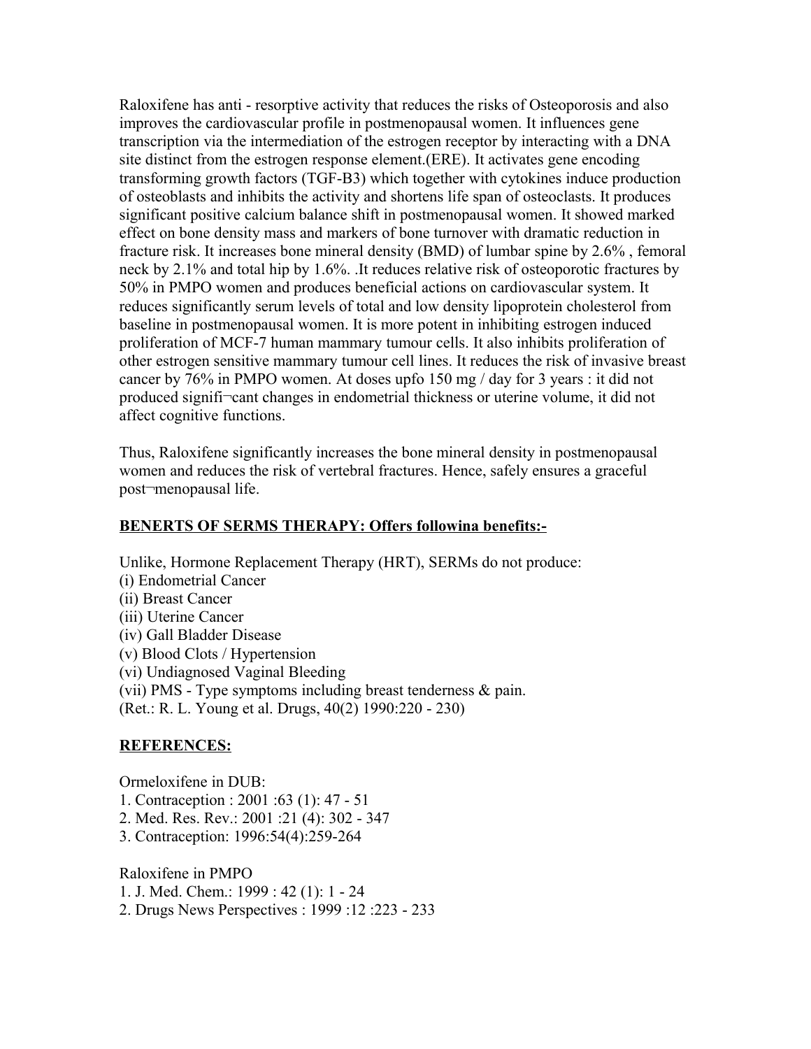Raloxifene has anti - resorptive activity that reduces the risks of Osteoporosis and also improves the cardiovascular profile in postmenopausal women. It influences gene transcription via the intermediation of the estrogen receptor by interacting with a DNA site distinct from the estrogen response element.(ERE). It activates gene encoding transforming growth factors (TGF-B3) which together with cytokines induce production of osteoblasts and inhibits the activity and shortens life span of osteoclasts. It produces significant positive calcium balance shift in postmenopausal women. It showed marked effect on bone density mass and markers of bone turnover with dramatic reduction in fracture risk. It increases bone mineral density (BMD) of lumbar spine by 2.6% , femoral neck by 2.1% and total hip by 1.6%. .It reduces relative risk of osteoporotic fractures by 50% in PMPO women and produces beneficial actions on cardiovascular system. It reduces significantly serum levels of total and low density lipoprotein cholesterol from baseline in postmenopausal women. It is more potent in inhibiting estrogen induced proliferation of MCF-7 human mammary tumour cells. It also inhibits proliferation of other estrogen sensitive mammary tumour cell lines. It reduces the risk of invasive breast cancer by 76% in PMPO women. At doses upfo 150 mg / day for 3 years : it did not produced signifi¬cant changes in endometrial thickness or uterine volume, it did not affect cognitive functions.

Thus, Raloxifene significantly increases the bone mineral density in postmenopausal women and reduces the risk of vertebral fractures. Hence, safely ensures a graceful post¬menopausal life.

**BENERTS OF SERMS THERAPY: Offers followina benefits:-**

Unlike, Hormone Replacement Therapy (HRT), SERMs do not produce:
(i) Endometrial Cancer
(ii) Breast Cancer
(iii) Uterine Cancer
(iv) Gall Bladder Disease
(v) Blood Clots / Hypertension
(vi) Undiagnosed Vaginal Bleeding
(vii) PMS - Type symptoms including breast tenderness & pain.
(Ret.: R. L. Young et al. Drugs, 40(2) 1990:220 - 230)

**REFERENCES:**

Ormeloxifene in DUB:
1. Contraception : 2001 :63 (1): 47 - 51
2. Med. Res. Rev.: 2001 :21 (4): 302 - 347
3. Contraception: 1996:54(4):259-264

Raloxifene in PMPO
1. J. Med. Chem.: 1999 : 42 (1): 1 - 24
2. Drugs News Perspectives : 1999 :12 :223 - 233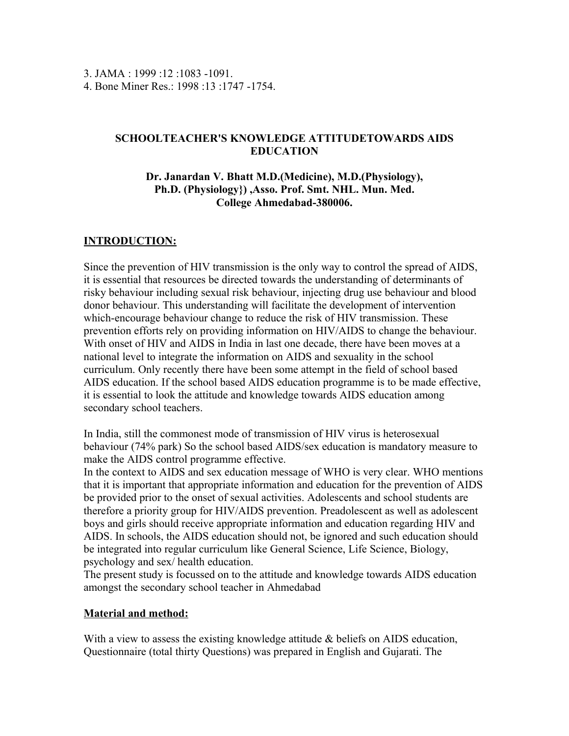3. JAMA : 1999 :12 :1083 -1091.
4. Bone Miner Res.: 1998 :13 :1747 -1754.

## SCHOOLTEACHER'S KNOWLEDGE ATTITUDETOWARDS AIDS EDUCATION

**Dr. Janardan V. Bhatt M.D.(Medicine), M.D.(Physiology), Ph.D. (Physiology}) ,Asso. Prof. Smt. NHL. Mun. Med. College Ahmedabad-380006.**

### INTRODUCTION:

Since the prevention of HIV transmission is the only way to control the spread of AIDS, it is essential that resources be directed towards the understanding of determinants of risky behaviour including sexual risk behaviour, injecting drug use behaviour and blood donor behaviour. This understanding will facilitate the development of intervention which-encourage behaviour change to reduce the risk of HIV transmission. These prevention efforts rely on providing information on HIV/AIDS to change the behaviour. With onset of HIV and AIDS in India in last one decade, there have been moves at a national level to integrate the information on AIDS and sexuality in the school curriculum. Only recently there have been some attempt in the field of school based AIDS education. If the school based AIDS education programme is to be made effective, it is essential to look the attitude and knowledge towards AIDS education among secondary school teachers.

In India, still the commonest mode of transmission of HIV virus is heterosexual behaviour (74% park) So the school based AIDS/sex education is mandatory measure to make the AIDS control programme effective.
In the context to AIDS and sex education message of WHO is very clear. WHO mentions that it is important that appropriate information and education for the prevention of AIDS be provided prior to the onset of sexual activities. Adolescents and school students are therefore a priority group for HIV/AIDS prevention. Preadolescent as well as adolescent boys and girls should receive appropriate information and education regarding HIV and AIDS. In schools, the AIDS education should not, be ignored and such education should be integrated into regular curriculum like General Science, Life Science, Biology, psychology and sex/ health education.
The present study is focussed on to the attitude and knowledge towards AIDS education amongst the secondary school teacher in Ahmedabad

### Material and method:

With a view to assess the existing knowledge attitude & beliefs on AIDS education, Questionnaire (total thirty Questions) was prepared in English and Gujarati. The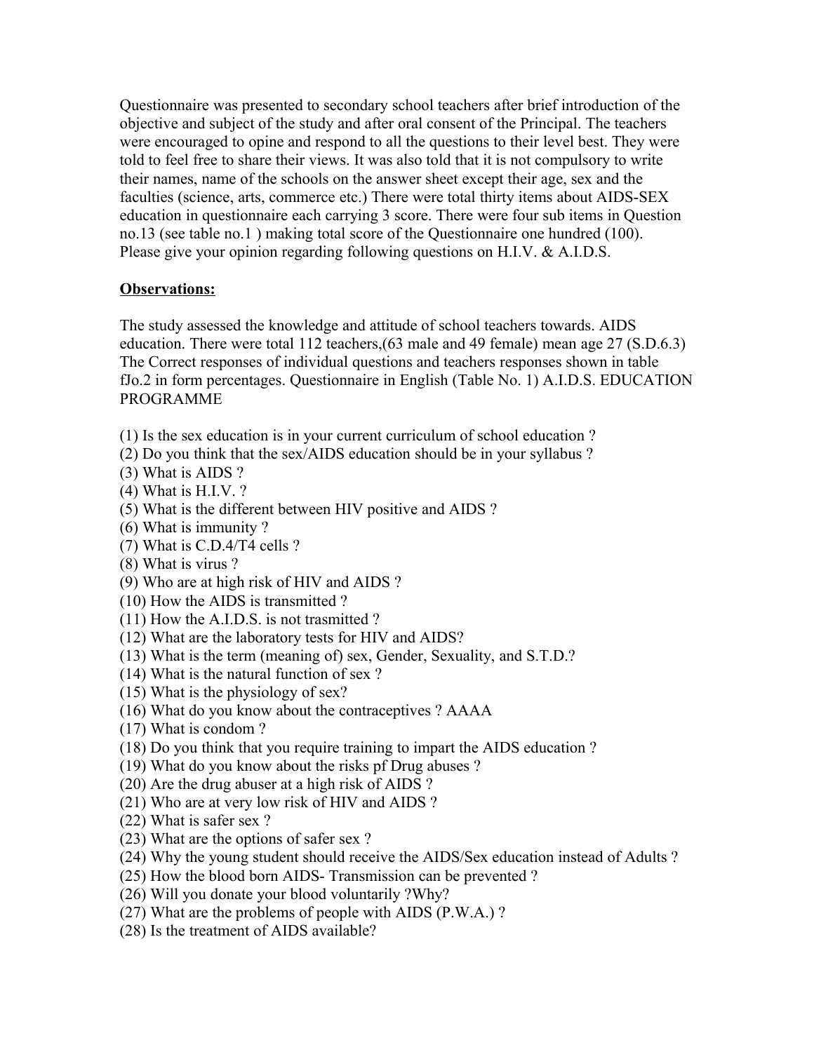Questionnaire was presented to secondary school teachers after brief introduction of the objective and subject of the study and after oral consent of the Principal. The teachers were encouraged to opine and respond to all the questions to their level best. They were told to feel free to share their views. It was also told that it is not compulsory to write their names, name of the schools on the answer sheet except their age, sex and the faculties (science, arts, commerce etc.) There were total thirty items about AIDS-SEX education in questionnaire each carrying 3 score. There were four sub items in Question no.13 (see table no.1 ) making total score of the Questionnaire one hundred (100). Please give your opinion regarding following questions on H.I.V. & A.I.D.S.

**Observations:**

The study assessed the knowledge and attitude of school teachers towards. AIDS education. There were total 112 teachers,(63 male and 49 female) mean age 27 (S.D.6.3) The Correct responses of individual questions and teachers responses shown in table fJo.2 in form percentages. Questionnaire in English (Table No. 1) A.I.D.S. EDUCATION PROGRAMME

(1) Is the sex education is in your current curriculum of school education ?
(2) Do you think that the sex/AIDS education should be in your syllabus ?
(3) What is AIDS ?
(4) What is H.I.V. ?
(5) What is the different between HIV positive and AIDS ?
(6) What is immunity ?
(7) What is C.D.4/T4 cells ?
(8) What is virus ?
(9) Who are at high risk of HIV and AIDS ?
(10) How the AIDS is transmitted ?
(11) How the A.I.D.S. is not trasmitted ?
(12) What are the laboratory tests for HIV and AIDS?
(13) What is the term (meaning of) sex, Gender, Sexuality, and S.T.D.?
(14) What is the natural function of sex ?
(15) What is the physiology of sex?
(16) What do you know about the contraceptives ? AAAA
(17) What is condom ?
(18) Do you think that you require training to impart the AIDS education ?
(19) What do you know about the risks pf Drug abuses ?
(20) Are the drug abuser at a high risk of AIDS ?
(21) Who are at very low risk of HIV and AIDS ?
(22) What is safer sex ?
(23) What are the options of safer sex ?
(24) Why the young student should receive the AIDS/Sex education instead of Adults ?
(25) How the blood born AIDS- Transmission can be prevented ?
(26) Will you donate your blood voluntarily ?Why?
(27) What are the problems of people with AIDS (P.W.A.) ?
(28) Is the treatment of AIDS available?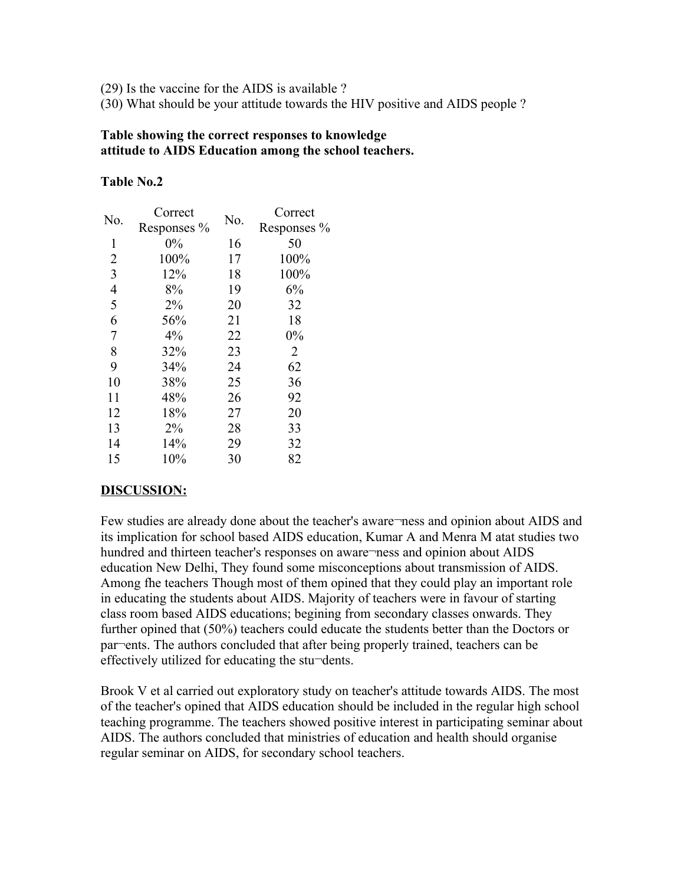(29) Is the vaccine for the AIDS is available ?
(30) What should be your attitude towards the HIV positive and AIDS people ?

**Table showing the correct responses to knowledge attitude to AIDS Education among the school teachers.**

**Table No.2**

| No. | Correct Responses % | No. | Correct Responses % |
|---|---|---|---|
| 1 | 0% | 16 | 50 |
| 2 | 100% | 17 | 100% |
| 3 | 12% | 18 | 100% |
| 4 | 8% | 19 | 6% |
| 5 | 2% | 20 | 32 |
| 6 | 56% | 21 | 18 |
| 7 | 4% | 22 | 0% |
| 8 | 32% | 23 | 2 |
| 9 | 34% | 24 | 62 |
| 10 | 38% | 25 | 36 |
| 11 | 48% | 26 | 92 |
| 12 | 18% | 27 | 20 |
| 13 | 2% | 28 | 33 |
| 14 | 14% | 29 | 32 |
| 15 | 10% | 30 | 82 |

**DISCUSSION:**

Few studies are already done about the teacher's aware¬ness and opinion about AIDS and its implication for school based AIDS education, Kumar A and Menra M atat studies two hundred and thirteen teacher's responses on aware¬ness and opinion about AIDS education New Delhi, They found some misconceptions about transmission of AIDS. Among fhe teachers Though most of them opined that they could play an important role in educating the students about AIDS. Majority of teachers were in favour of starting class room based AIDS educations; begining from secondary classes onwards. They further opined that (50%) teachers could educate the students better than the Doctors or par¬ents. The authors concluded that after being properly trained, teachers can be effectively utilized for educating the stu¬dents.

Brook V et al carried out exploratory study on teacher's attitude towards AIDS. The most of the teacher's opined that AIDS education should be included in the regular high school teaching programme. The teachers showed positive interest in participating seminar about AIDS. The authors concluded that ministries of education and health should organise regular seminar on AIDS, for secondary school teachers.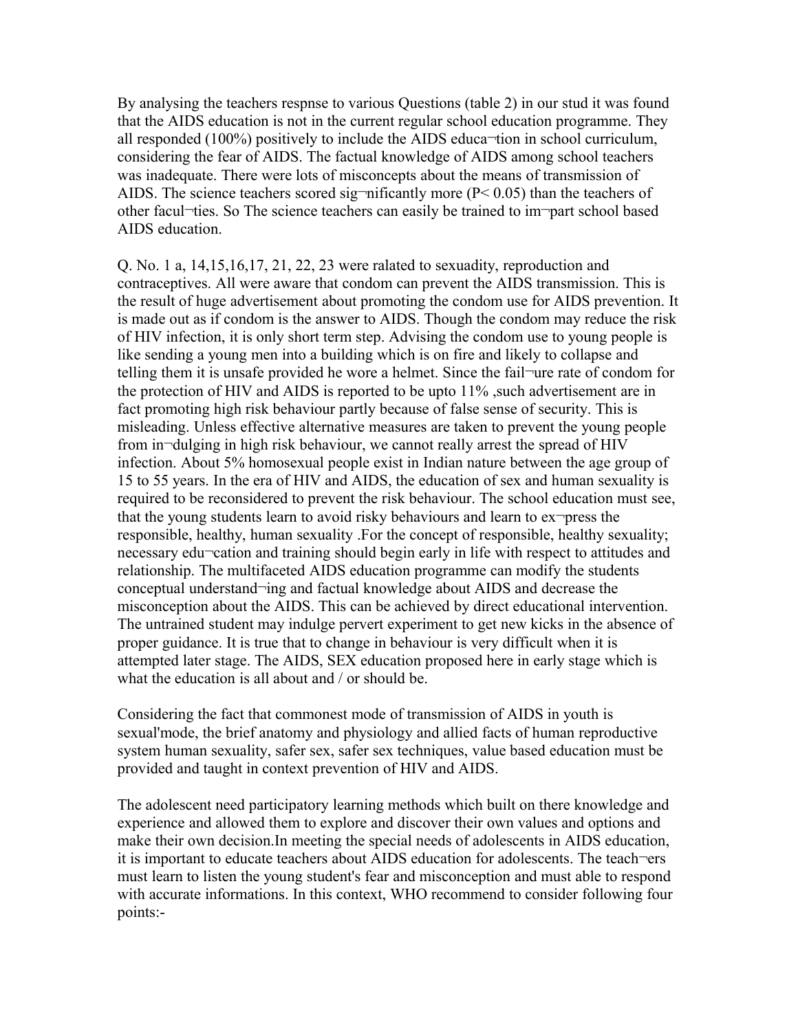By analysing the teachers respnse to various Questions (table 2) in our stud it was found that the AIDS education is not in the current regular school education programme. They all responded (100%) positively to include the AIDS educa¬tion in school curriculum, considering the fear of AIDS. The factual knowledge of AIDS among school teachers was inadequate. There were lots of misconcepts about the means of transmission of AIDS. The science teachers scored sig¬nificantly more ($P< 0.05$) than the teachers of other facul¬ties. So The science teachers can easily be trained to im¬part school based AIDS education.

Q. No. 1 a, 14,15,16,17, 21, 22, 23 were ralated to sexuadity, reproduction and contraceptives. All were aware that condom can prevent the AIDS transmission. This is the result of huge advertisement about promoting the condom use for AIDS prevention. It is made out as if condom is the answer to AIDS. Though the condom may reduce the risk of HIV infection, it is only short term step. Advising the condom use to young people is like sending a young men into a building which is on fire and likely to collapse and telling them it is unsafe provided he wore a helmet. Since the fail¬ure rate of condom for the protection of HIV and AIDS is reported to be upto 11% ,such advertisement are in fact promoting high risk behaviour partly because of false sense of security. This is misleading. Unless effective alternative measures are taken to prevent the young people from in¬dulging in high risk behaviour, we cannot really arrest the spread of HIV infection. About 5% homosexual people exist in Indian nature between the age group of 15 to 55 years. In the era of HIV and AIDS, the education of sex and human sexuality is required to be reconsidered to prevent the risk behaviour. The school education must see, that the young students learn to avoid risky behaviours and learn to ex¬press the responsible, healthy, human sexuality .For the concept of responsible, healthy sexuality; necessary edu¬cation and training should begin early in life with respect to attitudes and relationship. The multifaceted AIDS education programme can modify the students conceptual understand¬ing and factual knowledge about AIDS and decrease the misconception about the AIDS. This can be achieved by direct educational intervention. The untrained student may indulge pervert experiment to get new kicks in the absence of proper guidance. It is true that to change in behaviour is very difficult when it is attempted later stage. The AIDS, SEX education proposed here in early stage which is what the education is all about and / or should be.

Considering the fact that commonest mode of transmission of AIDS in youth is sexual'mode, the brief anatomy and physiology and allied facts of human reproductive system human sexuality, safer sex, safer sex techniques, value based education must be provided and taught in context prevention of HIV and AIDS.

The adolescent need participatory learning methods which built on there knowledge and experience and allowed them to explore and discover their own values and options and make their own decision.In meeting the special needs of adolescents in AIDS education, it is important to educate teachers about AIDS education for adolescents. The teach¬ers must learn to listen the young student's fear and misconception and must able to respond with accurate informations. In this context, WHO recommend to consider following four points:-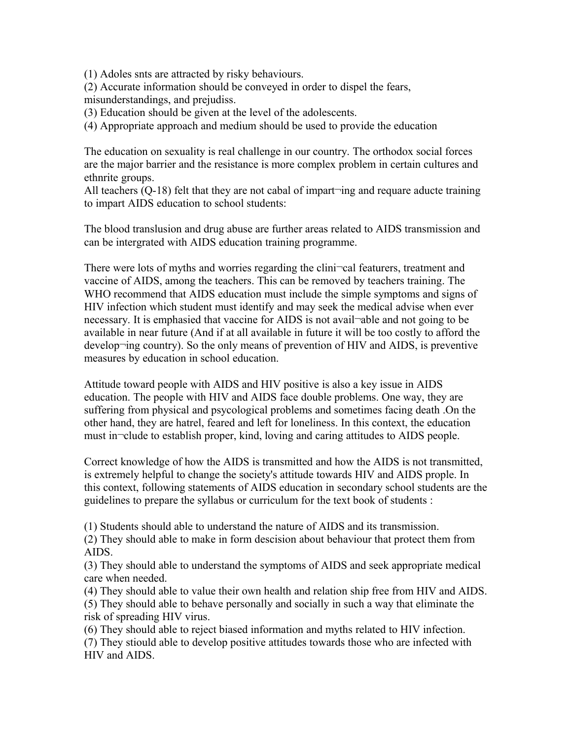(1) Adoles snts are attracted by risky behaviours.
(2) Accurate information should be conveyed in order to dispel the fears, misunderstandings, and prejudiss.
(3) Education should be given at the level of the adolescents.
(4) Appropriate approach and medium should be used to provide the education

The education on sexuality is real challenge in our country. The orthodox social forces are the major barrier and the resistance is more complex problem in certain cultures and ethnrite groups.
All teachers (Q-18) felt that they are not cabal of impart¬ing and requare aducte training to impart AIDS education to school students:

The blood translusion and drug abuse are further areas related to AIDS transmission and can be intergrated with AIDS education training programme.

There were lots of myths and worries regarding the clini¬cal featurers, treatment and vaccine of AIDS, among the teachers. This can be removed by teachers training. The WHO recommend that AIDS education must include the simple symptoms and signs of HIV infection which student must identify and may seek the medical advise when ever necessary. It is emphasied that vaccine for AIDS is not avail¬able and not going to be available in near future (And if at all available in future it will be too costly to afford the develop¬ing country). So the only means of prevention of HIV and AIDS, is preventive measures by education in school education.

Attitude toward people with AIDS and HIV positive is also a key issue in AIDS education. The people with HIV and AIDS face double problems. One way, they are suffering from physical and psycological problems and sometimes facing death .On the other hand, they are hatrel, feared and left for loneliness. In this context, the education must in¬clude to establish proper, kind, loving and caring attitudes to AIDS people.

Correct knowledge of how the AIDS is transmitted and how the AIDS is not transmitted, is extremely helpful to change the society's attitude towards HIV and AIDS prople. In this context, following statements of AIDS education in secondary school students are the guidelines to prepare the syllabus or curriculum for the text book of students :

(1) Students should able to understand the nature of AIDS and its transmission.
(2) They should able to make in form descision about behaviour that protect them from AIDS.
(3) They should able to understand the symptoms of AIDS and seek appropriate medical care when needed.
(4) They should able to value their own health and relation ship free from HIV and AIDS.
(5) They should able to behave personally and socially in such a way that eliminate the risk of spreading HIV virus.
(6) They should able to reject biased information and myths related to HIV infection.
(7) They stiould able to develop positive attitudes towards those who are infected with HIV and AIDS.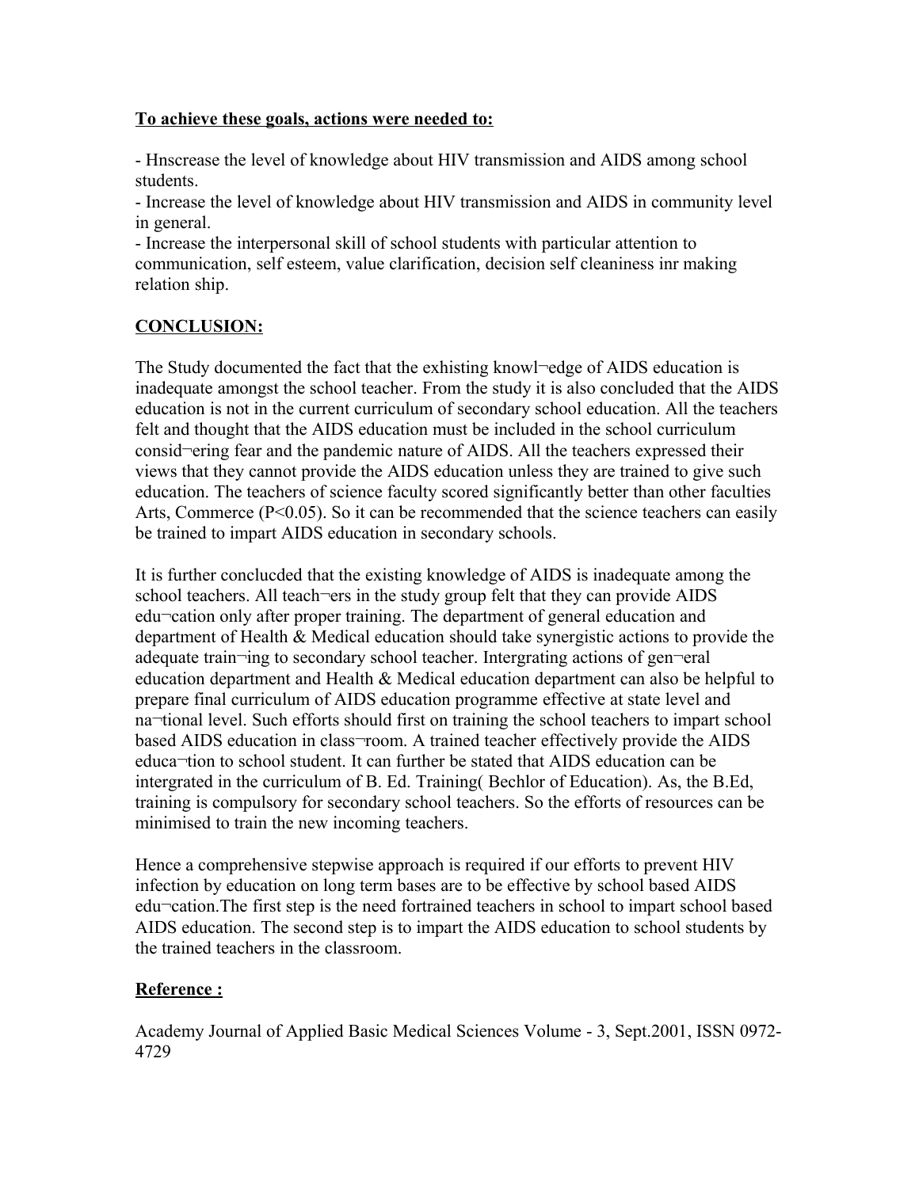**To achieve these goals, actions were needed to:**

- Hnscrease the level of knowledge about HIV transmission and AIDS among school students.
- Increase the level of knowledge about HIV transmission and AIDS in community level in general.
- Increase the interpersonal skill of school students with particular attention to communication, self esteem, value clarification, decision self cleaniness inr making relation ship.

**CONCLUSION:**

The Study documented the fact that the exhisting knowl¬edge of AIDS education is inadequate amongst the school teacher. From the study it is also concluded that the AIDS education is not in the current curriculum of secondary school education. All the teachers felt and thought that the AIDS education must be included in the school curriculum consid¬ering fear and the pandemic nature of AIDS. All the teachers expressed their views that they cannot provide the AIDS education unless they are trained to give such education. The teachers of science faculty scored significantly better than other faculties Arts, Commerce ($P<0.05$). So it can be recommended that the science teachers can easily be trained to impart AIDS education in secondary schools.

It is further conclucded that the existing knowledge of AIDS is inadequate among the school teachers. All teach¬ers in the study group felt that they can provide AIDS edu¬cation only after proper training. The department of general education and department of Health & Medical education should take synergistic actions to provide the adequate train¬ing to secondary school teacher. Intergrating actions of gen¬eral education department and Health & Medical education department can also be helpful to prepare final curriculum of AIDS education programme effective at state level and na¬tional level. Such efforts should first on training the school teachers to impart school based AIDS education in class¬room. A trained teacher effectively provide the AIDS educa¬tion to school student. It can further be stated that AIDS education can be intergrated in the curriculum of B. Ed. Training( Bechlor of Education). As, the B.Ed, training is compulsory for secondary school teachers. So the efforts of resources can be minimised to train the new incoming teachers.

Hence a comprehensive stepwise approach is required if our efforts to prevent HIV infection by education on long term bases are to be effective by school based AIDS edu¬cation.The first step is the need fortrained teachers in school to impart school based AIDS education. The second step is to impart the AIDS education to school students by the trained teachers in the classroom.

**Reference :**

Academy Journal of Applied Basic Medical Sciences Volume - 3, Sept.2001, ISSN 0972-4729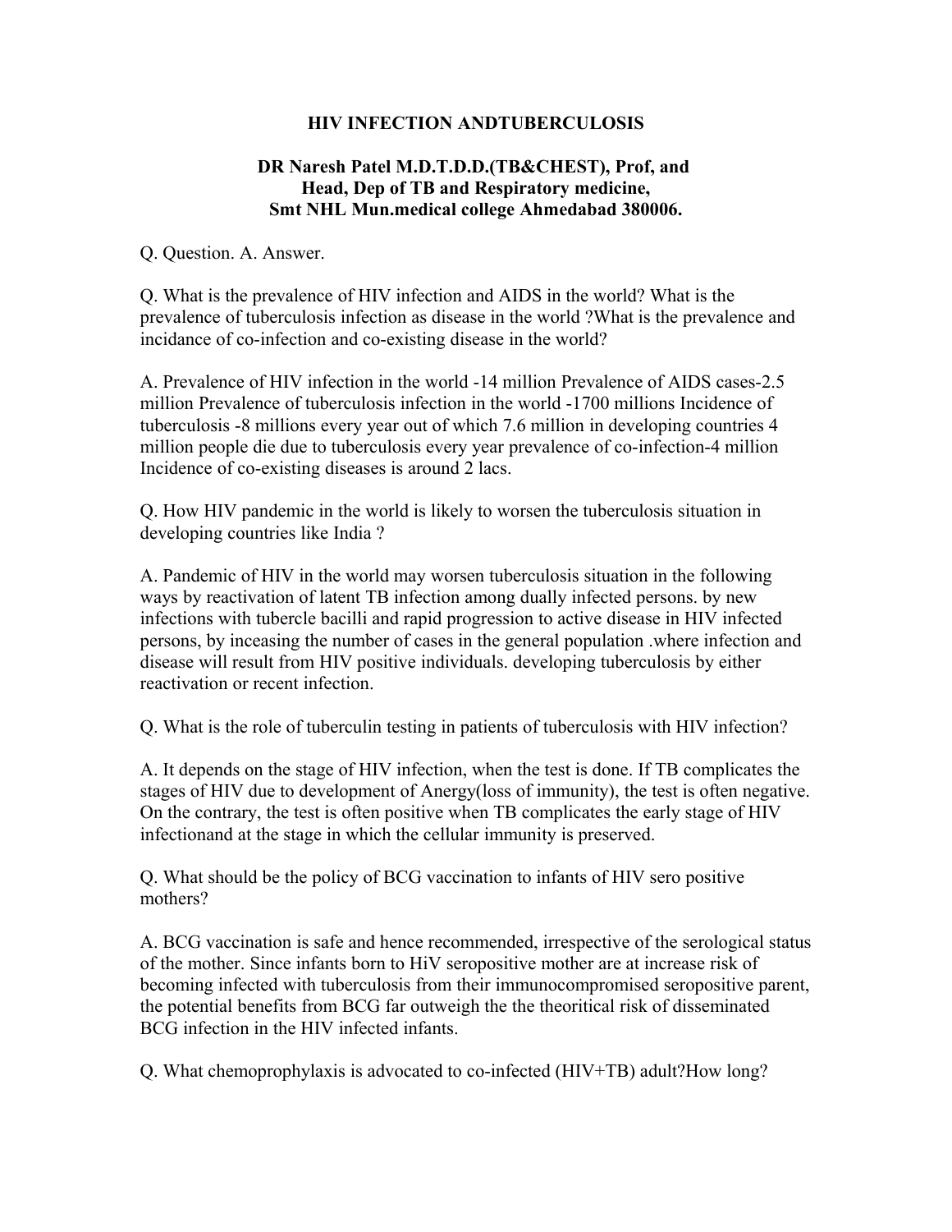# HIV INFECTION ANDTUBERCULOSIS

**DR Naresh Patel M.D.T.D.D.(TB&CHEST), Prof, and Head, Dep of TB and Respiratory medicine, Smt NHL Mun.medical college Ahmedabad 380006.**

Q. Question. A. Answer.

Q. What is the prevalence of HIV infection and AIDS in the world? What is the prevalence of tuberculosis infection as disease in the world ?What is the prevalence and incidance of co-infection and co-existing disease in the world?

A. Prevalence of HIV infection in the world -14 million Prevalence of AIDS cases-2.5 million Prevalence of tuberculosis infection in the world -1700 millions Incidence of tuberculosis -8 millions every year out of which 7.6 million in developing countries 4 million people die due to tuberculosis every year prevalence of co-infection-4 million Incidence of co-existing diseases is around 2 lacs.

Q. How HIV pandemic in the world is likely to worsen the tuberculosis situation in developing countries like India ?

A. Pandemic of HIV in the world may worsen tuberculosis situation in the following ways by reactivation of latent TB infection among dually infected persons. by new infections with tubercle bacilli and rapid progression to active disease in HIV infected persons, by inceasing the number of cases in the general population .where infection and disease will result from HIV positive individuals. developing tuberculosis by either reactivation or recent infection.

Q. What is the role of tuberculin testing in patients of tuberculosis with HIV infection?

A. It depends on the stage of HIV infection, when the test is done. If TB complicates the stages of HIV due to development of Anergy(loss of immunity), the test is often negative. On the contrary, the test is often positive when TB complicates the early stage of HIV infectionand at the stage in which the cellular immunity is preserved.

Q. What should be the policy of BCG vaccination to infants of HIV sero positive mothers?

A. BCG vaccination is safe and hence recommended, irrespective of the serological status of the mother. Since infants born to HiV seropositive mother are at increase risk of becoming infected with tuberculosis from their immunocompromised seropositive parent, the potential benefits from BCG far outweigh the the theoritical risk of disseminated BCG infection in the HIV infected infants.

Q. What chemoprophylaxis is advocated to co-infected (HIV+TB) adult?How long?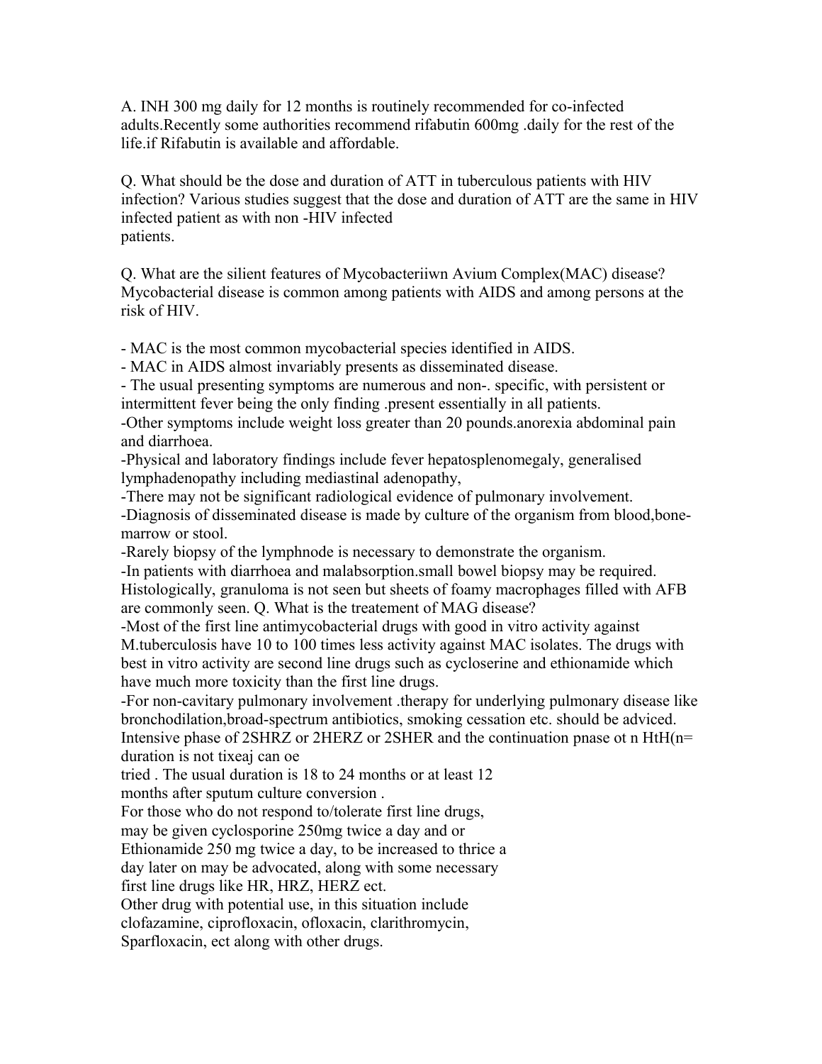A. INH 300 mg daily for 12 months is routinely recommended for co-infected adults.Recently some authorities recommend rifabutin 600mg .daily for the rest of the life.if Rifabutin is available and affordable.

Q. What should be the dose and duration of ATT in tuberculous patients with HIV infection? Various studies suggest that the dose and duration of ATT are the same in HIV infected patient as with non -HIV infected patients.

Q. What are the silient features of Mycobacteriiwn Avium Complex(MAC) disease? Mycobacterial disease is common among patients with AIDS and among persons at the risk of HIV.

- MAC is the most common mycobacterial species identified in AIDS.
- MAC in AIDS almost invariably presents as disseminated disease.
- The usual presenting symptoms are numerous and non-. specific, with persistent or intermittent fever being the only finding .present essentially in all patients.
- Other symptoms include weight loss greater than 20 pounds.anorexia abdominal pain and diarrhoea.
- Physical and laboratory findings include fever hepatosplenomegaly, generalised lymphadenopathy including mediastinal adenopathy,
- There may not be significant radiological evidence of pulmonary involvement.
- Diagnosis of disseminated disease is made by culture of the organism from blood,bone-marrow or stool.
- Rarely biopsy of the lymphnode is necessary to demonstrate the organism.
- In patients with diarrhoea and malabsorption.small bowel biopsy may be required. Histologically, granuloma is not seen but sheets of foamy macrophages filled with AFB are commonly seen. Q. What is the treatement of MAG disease?
- Most of the first line antimycobacterial drugs with good in vitro activity against M.tuberculosis have 10 to 100 times less activity against MAC isolates. The drugs with best in vitro activity are second line drugs such as cycloserine and ethionamide which have much more toxicity than the first line drugs.
- For non-cavitary pulmonary involvement .therapy for underlying pulmonary disease like bronchodilation,broad-spectrum antibiotics, smoking cessation etc. should be adviced.

Intensive phase of 2SHRZ or 2HERZ or 2SHER and the continuation pnase ot n HtH(n= duration is not tixeaj can oe tried . The usual duration is 18 to 24 months or at least 12 months after sputum culture conversion .

For those who do not respond to/tolerate first line drugs, may be given cyclosporine 250mg twice a day and or Ethionamide 250 mg twice a day, to be increased to thrice a day later on may be advocated, along with some necessary first line drugs like HR, HRZ, HERZ ect.

Other drug with potential use, in this situation include clofazamine, ciprofloxacin, ofloxacin, clarithromycin, Sparfloxacin, ect along with other drugs.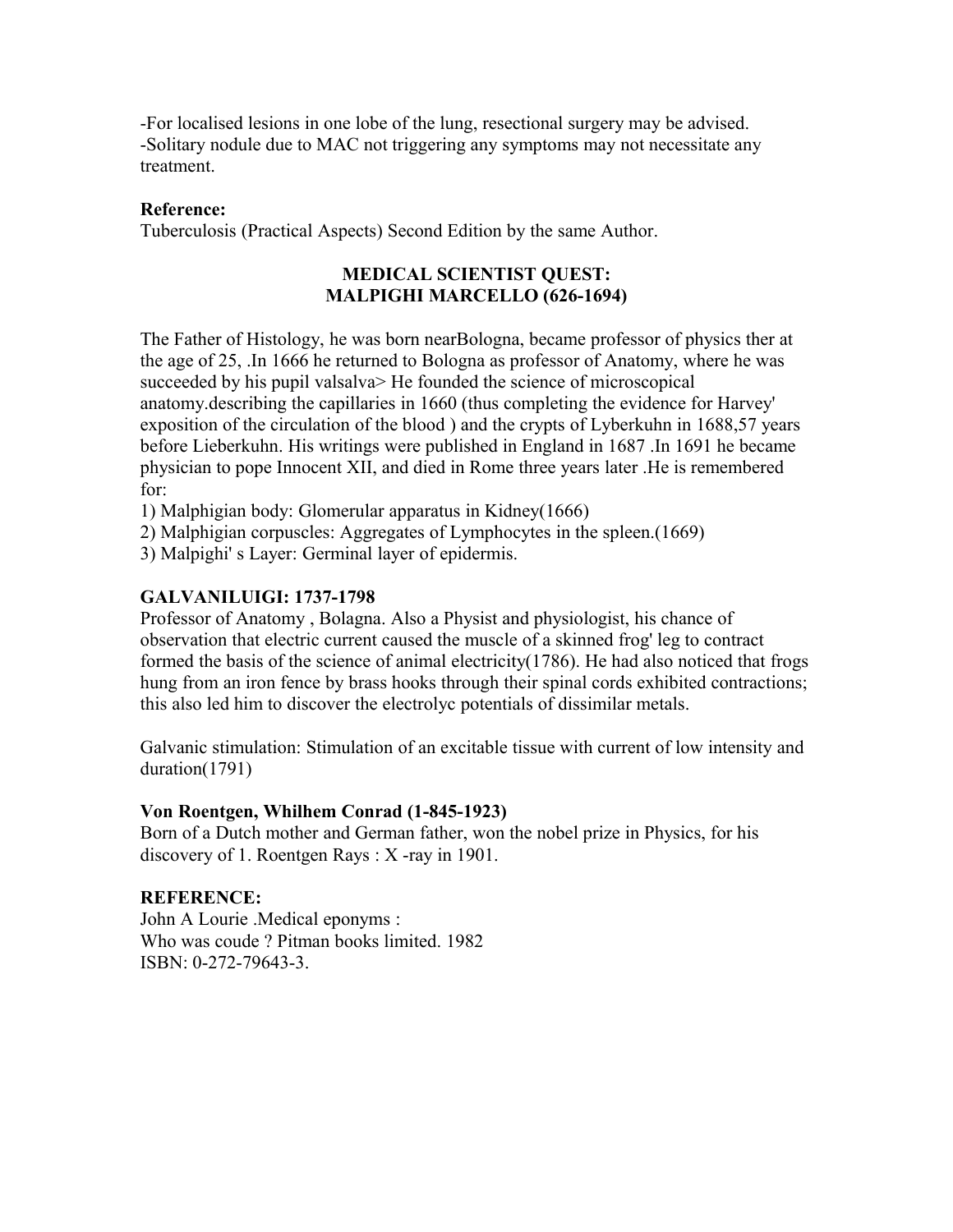-For localised lesions in one lobe of the lung, resectional surgery may be advised.
-Solitary nodule due to MAC not triggering any symptoms may not necessitate any treatment.

**Reference:**
Tuberculosis (Practical Aspects) Second Edition by the same Author.

## MEDICAL SCIENTIST QUEST: MALPIGHI MARCELLO (626-1694)

The Father of Histology, he was born nearBologna, became professor of physics ther at the age of 25, .In 1666 he returned to Bologna as professor of Anatomy, where he was succeeded by his pupil valsalva> He founded the science of microscopical anatomy.describing the capillaries in 1660 (thus completing the evidence for Harvey' exposition of the circulation of the blood ) and the crypts of Lyberkuhn in 1688,57 years before Lieberkuhn. His writings were published in England in 1687 .In 1691 he became physician to pope Innocent XII, and died in Rome three years later .He is remembered for:

1) Malphigian body: Glomerular apparatus in Kidney(1666)
2) Malphigian corpuscles: Aggregates of Lymphocytes in the spleen.(1669)
3) Malpighi' s Layer: Germinal layer of epidermis.

### GALVANILUIGI: 1737-1798

Professor of Anatomy , Bolagna. Also a Physist and physiologist, his chance of observation that electric current caused the muscle of a skinned frog' leg to contract formed the basis of the science of animal electricity(1786). He had also noticed that frogs hung from an iron fence by brass hooks through their spinal cords exhibited contractions; this also led him to discover the electrolyc potentials of dissimilar metals.

Galvanic stimulation: Stimulation of an excitable tissue with current of low intensity and duration(1791)

### Von Roentgen, Whilhem Conrad (1-845-1923)

Born of a Dutch mother and German father, won the nobel prize in Physics, for his discovery of 1. Roentgen Rays : X -ray in 1901.

**REFERENCE:**
John A Lourie .Medical eponyms :
Who was coude ? Pitman books limited. 1982
ISBN: 0-272-79643-3.